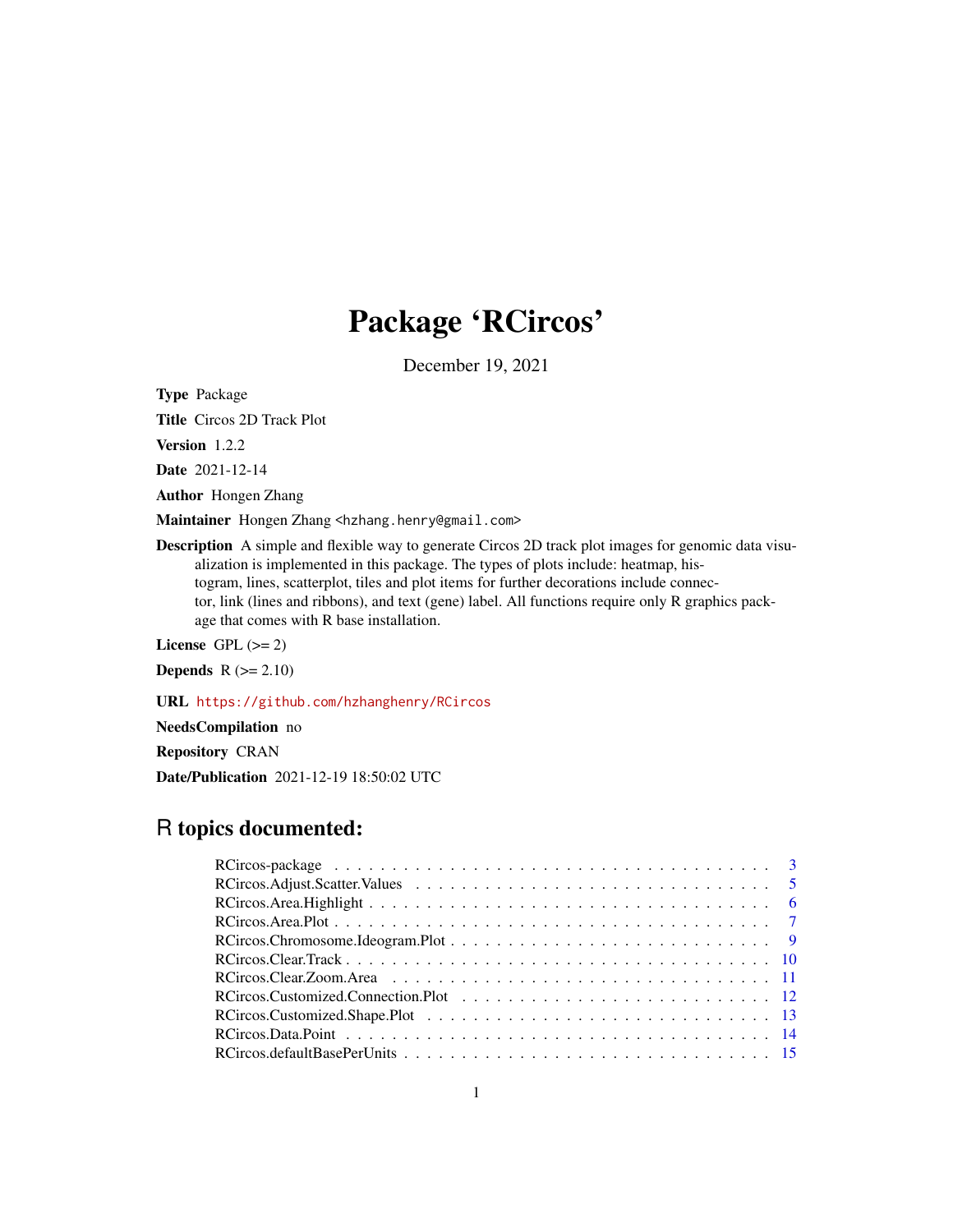# Package 'RCircos'

December 19, 2021

**Type** Package

**Title** Circos 2D Track Plot

**Version** 1.2.2

**Date** 2021-12-14

**Author** Hongen Zhang

**Maintainer** Hongen Zhang <hzhang.henry@gmail.com>

**Description** A simple and flexible way to generate Circos 2D track plot images for genomic data visualization is implemented in this package. The types of plots include: heatmap, histogram, lines, scatterplot, tiles and plot items for further decorations include connector, link (lines and ribbons), and text (gene) label. All functions require only R graphics package that comes with R base installation.

**License** GPL (>= 2)

**Depends** R (>= 2.10)

**URL** https://github.com/hzhanghenry/RCircos

**NeedsCompilation** no

**Repository** CRAN

**Date/Publication** 2021-12-19 18:50:02 UTC

## R topics documented:

- RCircos-package . . . . . . . . . . . . . . . . . . . . . . . . . . . . . . . . . . . . . 3
- RCircos.Adjust.Scatter.Values . . . . . . . . . . . . . . . . . . . . . . . . . . . . . 5
- RCircos.Area.Highlight . . . . . . . . . . . . . . . . . . . . . . . . . . . . . . . . . 6
- RCircos.Area.Plot . . . . . . . . . . . . . . . . . . . . . . . . . . . . . . . . . . . . 7
- RCircos.Chromosome.Ideogram.Plot . . . . . . . . . . . . . . . . . . . . . . . . . . 9
- RCircos.Clear.Track . . . . . . . . . . . . . . . . . . . . . . . . . . . . . . . . . . . 10
- RCircos.Clear.Zoom.Area . . . . . . . . . . . . . . . . . . . . . . . . . . . . . . . . 11
- RCircos.Customized.Connection.Plot . . . . . . . . . . . . . . . . . . . . . . . . . . 12
- RCircos.Customized.Shape.Plot . . . . . . . . . . . . . . . . . . . . . . . . . . . . . 13
- RCircos.Data.Point . . . . . . . . . . . . . . . . . . . . . . . . . . . . . . . . . . . 14
- RCircos.defaultBasePerUnits . . . . . . . . . . . . . . . . . . . . . . . . . . . . . . 15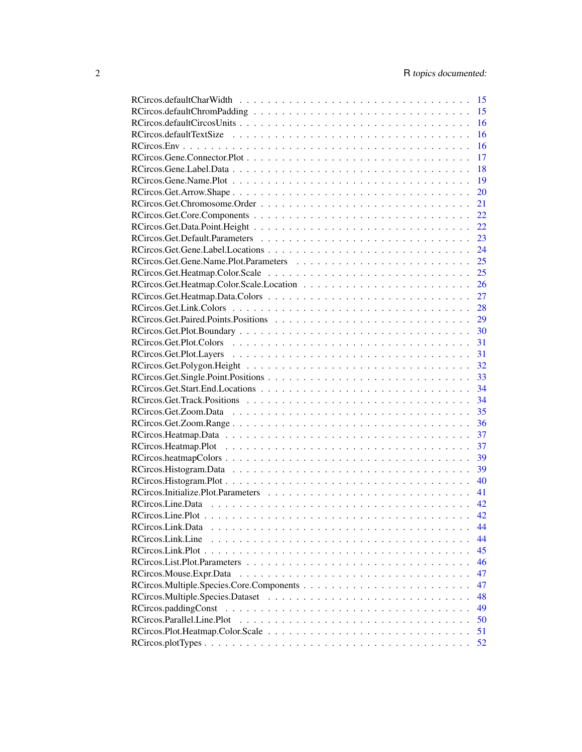RCircos.defaultCharWidth . . . . . . . . . . . . . . . . . . . . . . . . . . . . . . . 15
RCircos.defaultChromPadding . . . . . . . . . . . . . . . . . . . . . . . . . . . . . 15
RCircos.defaultCircosUnits . . . . . . . . . . . . . . . . . . . . . . . . . . . . . . 16
RCircos.defaultTextSize . . . . . . . . . . . . . . . . . . . . . . . . . . . . . . . . 16
RCircos.Env . . . . . . . . . . . . . . . . . . . . . . . . . . . . . . . . . . . . . . 16
RCircos.Gene.Connector.Plot . . . . . . . . . . . . . . . . . . . . . . . . . . . . . . 17
RCircos.Gene.Label.Data . . . . . . . . . . . . . . . . . . . . . . . . . . . . . . . . 18
RCircos.Gene.Name.Plot . . . . . . . . . . . . . . . . . . . . . . . . . . . . . . . . 19
RCircos.Get.Arrow.Shape . . . . . . . . . . . . . . . . . . . . . . . . . . . . . . . . 20
RCircos.Get.Chromosome.Order . . . . . . . . . . . . . . . . . . . . . . . . . . . . . 21
RCircos.Get.Core.Components . . . . . . . . . . . . . . . . . . . . . . . . . . . . . 22
RCircos.Get.Data.Point.Height . . . . . . . . . . . . . . . . . . . . . . . . . . . . . 22
RCircos.Get.Default.Parameters . . . . . . . . . . . . . . . . . . . . . . . . . . . . 23
RCircos.Get.Gene.Label.Locations . . . . . . . . . . . . . . . . . . . . . . . . . . . 24
RCircos.Get.Gene.Name.Plot.Parameters . . . . . . . . . . . . . . . . . . . . . . . . 25
RCircos.Get.Heatmap.Color.Scale . . . . . . . . . . . . . . . . . . . . . . . . . . . . 25
RCircos.Get.Heatmap.Color.Scale.Location . . . . . . . . . . . . . . . . . . . . . . . 26
RCircos.Get.Heatmap.Data.Colors . . . . . . . . . . . . . . . . . . . . . . . . . . . 27
RCircos.Get.Link.Colors . . . . . . . . . . . . . . . . . . . . . . . . . . . . . . . . 28
RCircos.Get.Paired.Points.Positions . . . . . . . . . . . . . . . . . . . . . . . . . . 29
RCircos.Get.Plot.Boundary . . . . . . . . . . . . . . . . . . . . . . . . . . . . . . . 30
RCircos.Get.Plot.Colors . . . . . . . . . . . . . . . . . . . . . . . . . . . . . . . . 31
RCircos.Get.Plot.Layers . . . . . . . . . . . . . . . . . . . . . . . . . . . . . . . . 31
RCircos.Get.Polygon.Height . . . . . . . . . . . . . . . . . . . . . . . . . . . . . . 32
RCircos.Get.Single.Point.Positions . . . . . . . . . . . . . . . . . . . . . . . . . . . 33
RCircos.Get.Start.End.Locations . . . . . . . . . . . . . . . . . . . . . . . . . . . . 34
RCircos.Get.Track.Positions . . . . . . . . . . . . . . . . . . . . . . . . . . . . . . 34
RCircos.Get.Zoom.Data . . . . . . . . . . . . . . . . . . . . . . . . . . . . . . . . . 35
RCircos.Get.Zoom.Range . . . . . . . . . . . . . . . . . . . . . . . . . . . . . . . . 36
RCircos.Heatmap.Data . . . . . . . . . . . . . . . . . . . . . . . . . . . . . . . . . 37
RCircos.Heatmap.Plot . . . . . . . . . . . . . . . . . . . . . . . . . . . . . . . . . 37
RCircos.heatmapColors . . . . . . . . . . . . . . . . . . . . . . . . . . . . . . . . . 39
RCircos.Histogram.Data . . . . . . . . . . . . . . . . . . . . . . . . . . . . . . . . 39
RCircos.Histogram.Plot . . . . . . . . . . . . . . . . . . . . . . . . . . . . . . . . . 40
RCircos.Initialize.Plot.Parameters . . . . . . . . . . . . . . . . . . . . . . . . . . . 41
RCircos.Line.Data . . . . . . . . . . . . . . . . . . . . . . . . . . . . . . . . . . . 42
RCircos.Line.Plot . . . . . . . . . . . . . . . . . . . . . . . . . . . . . . . . . . . 42
RCircos.Link.Data . . . . . . . . . . . . . . . . . . . . . . . . . . . . . . . . . . . 44
RCircos.Link.Line . . . . . . . . . . . . . . . . . . . . . . . . . . . . . . . . . . . 44
RCircos.Link.Plot . . . . . . . . . . . . . . . . . . . . . . . . . . . . . . . . . . . 45
RCircos.List.Plot.Parameters . . . . . . . . . . . . . . . . . . . . . . . . . . . . . . 46
RCircos.Mouse.Expr.Data . . . . . . . . . . . . . . . . . . . . . . . . . . . . . . . . 47
RCircos.Multiple.Species.Core.Components . . . . . . . . . . . . . . . . . . . . . . . 47
RCircos.Multiple.Species.Dataset . . . . . . . . . . . . . . . . . . . . . . . . . . . . 48
RCircos.paddingConst . . . . . . . . . . . . . . . . . . . . . . . . . . . . . . . . . 49
RCircos.Parallel.Line.Plot . . . . . . . . . . . . . . . . . . . . . . . . . . . . . . . 50
RCircos.Plot.Heatmap.Color.Scale . . . . . . . . . . . . . . . . . . . . . . . . . . . 51
RCircos.plotTypes . . . . . . . . . . . . . . . . . . . . . . . . . . . . . . . . . . . 52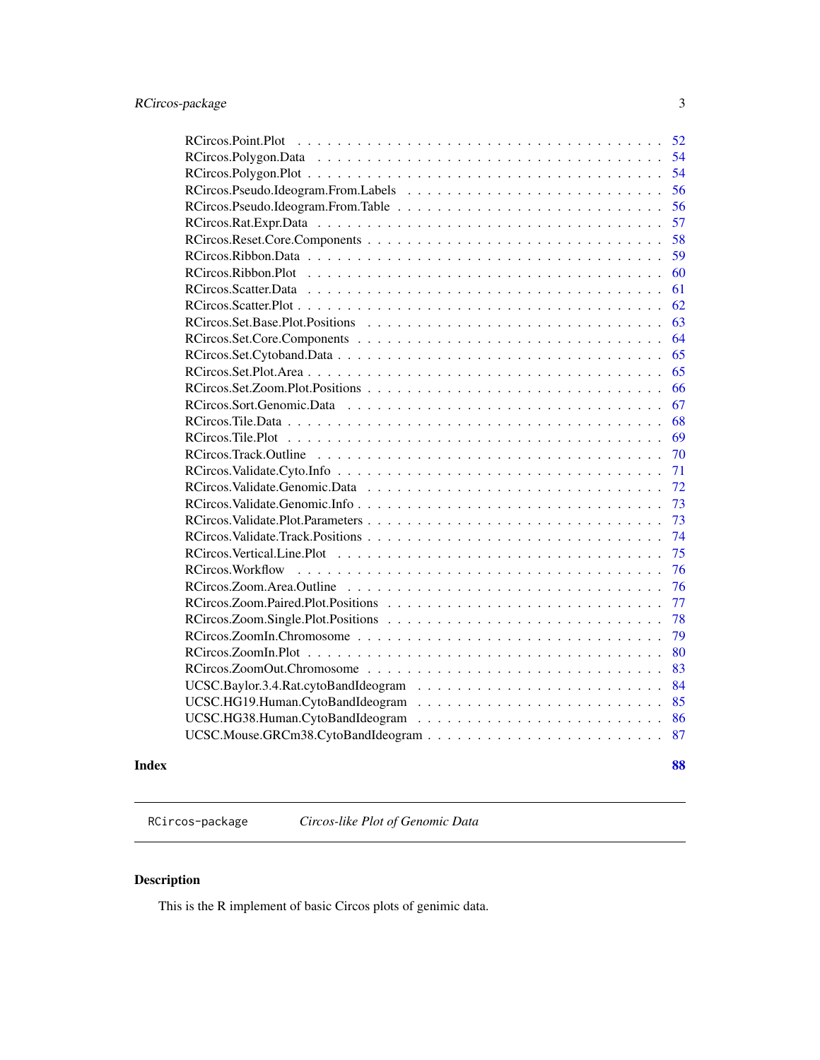RCircos.Point.Plot . . . . . . . . . . . . . . . . . . . . . . . . . . . . . . . . . 52
RCircos.Polygon.Data . . . . . . . . . . . . . . . . . . . . . . . . . . . . . . . . 54
RCircos.Polygon.Plot . . . . . . . . . . . . . . . . . . . . . . . . . . . . . . . . 54
RCircos.Pseudo.Ideogram.From.Labels . . . . . . . . . . . . . . . . . . . . . . . . 56
RCircos.Pseudo.Ideogram.From.Table . . . . . . . . . . . . . . . . . . . . . . . . . 56
RCircos.Rat.Expr.Data . . . . . . . . . . . . . . . . . . . . . . . . . . . . . . . . 57
RCircos.Reset.Core.Components . . . . . . . . . . . . . . . . . . . . . . . . . . . . 58
RCircos.Ribbon.Data . . . . . . . . . . . . . . . . . . . . . . . . . . . . . . . . . 59
RCircos.Ribbon.Plot . . . . . . . . . . . . . . . . . . . . . . . . . . . . . . . . . 60
RCircos.Scatter.Data . . . . . . . . . . . . . . . . . . . . . . . . . . . . . . . . 61
RCircos.Scatter.Plot . . . . . . . . . . . . . . . . . . . . . . . . . . . . . . . . 62
RCircos.Set.Base.Plot.Positions . . . . . . . . . . . . . . . . . . . . . . . . . . . 63
RCircos.Set.Core.Components . . . . . . . . . . . . . . . . . . . . . . . . . . . . 64
RCircos.Set.Cytoband.Data . . . . . . . . . . . . . . . . . . . . . . . . . . . . . . 65
RCircos.Set.Plot.Area . . . . . . . . . . . . . . . . . . . . . . . . . . . . . . . . 65
RCircos.Set.Zoom.Plot.Positions . . . . . . . . . . . . . . . . . . . . . . . . . . . 66
RCircos.Sort.Genomic.Data . . . . . . . . . . . . . . . . . . . . . . . . . . . . . . 67
RCircos.Tile.Data . . . . . . . . . . . . . . . . . . . . . . . . . . . . . . . . . . 68
RCircos.Tile.Plot . . . . . . . . . . . . . . . . . . . . . . . . . . . . . . . . . . 69
RCircos.Track.Outline . . . . . . . . . . . . . . . . . . . . . . . . . . . . . . . . 70
RCircos.Validate.Cyto.Info . . . . . . . . . . . . . . . . . . . . . . . . . . . . . 71
RCircos.Validate.Genomic.Data . . . . . . . . . . . . . . . . . . . . . . . . . . . . 72
RCircos.Validate.Genomic.Info . . . . . . . . . . . . . . . . . . . . . . . . . . . . 73
RCircos.Validate.Plot.Parameters . . . . . . . . . . . . . . . . . . . . . . . . . . . 73
RCircos.Validate.Track.Positions . . . . . . . . . . . . . . . . . . . . . . . . . . . 74
RCircos.Vertical.Line.Plot . . . . . . . . . . . . . . . . . . . . . . . . . . . . . . 75
RCircos.Workflow . . . . . . . . . . . . . . . . . . . . . . . . . . . . . . . . . . 76
RCircos.Zoom.Area.Outline . . . . . . . . . . . . . . . . . . . . . . . . . . . . . . 76
RCircos.Zoom.Paired.Plot.Positions . . . . . . . . . . . . . . . . . . . . . . . . . . 77
RCircos.Zoom.Single.Plot.Positions . . . . . . . . . . . . . . . . . . . . . . . . . . 78
RCircos.ZoomIn.Chromosome . . . . . . . . . . . . . . . . . . . . . . . . . . . . . 79
RCircos.ZoomIn.Plot . . . . . . . . . . . . . . . . . . . . . . . . . . . . . . . . . 80
RCircos.ZoomOut.Chromosome . . . . . . . . . . . . . . . . . . . . . . . . . . . . 83
UCSC.Baylor.3.4.Rat.cytoBandIdeogram . . . . . . . . . . . . . . . . . . . . . . . . 84
UCSC.HG19.Human.CytoBandIdeogram . . . . . . . . . . . . . . . . . . . . . . . . 85
UCSC.HG38.Human.CytoBandIdeogram . . . . . . . . . . . . . . . . . . . . . . . . 86
UCSC.Mouse.GRCm38.CytoBandIdeogram . . . . . . . . . . . . . . . . . . . . . . . 87

**Index** **88**

---

`RCircos-package` *Circos-like Plot of Genomic Data*

---

## Description

This is the R implement of basic Circos plots of genimic data.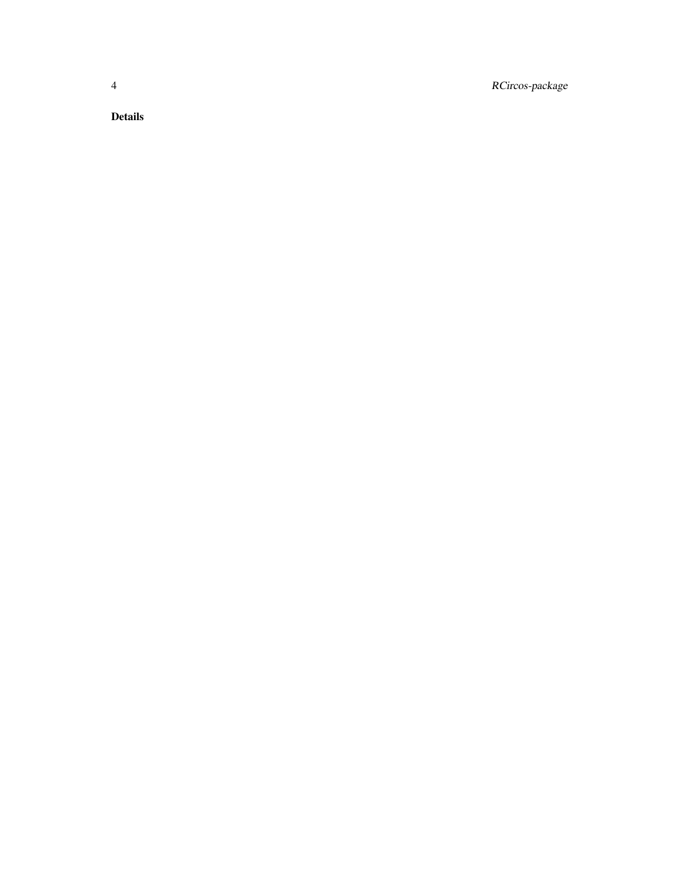## Details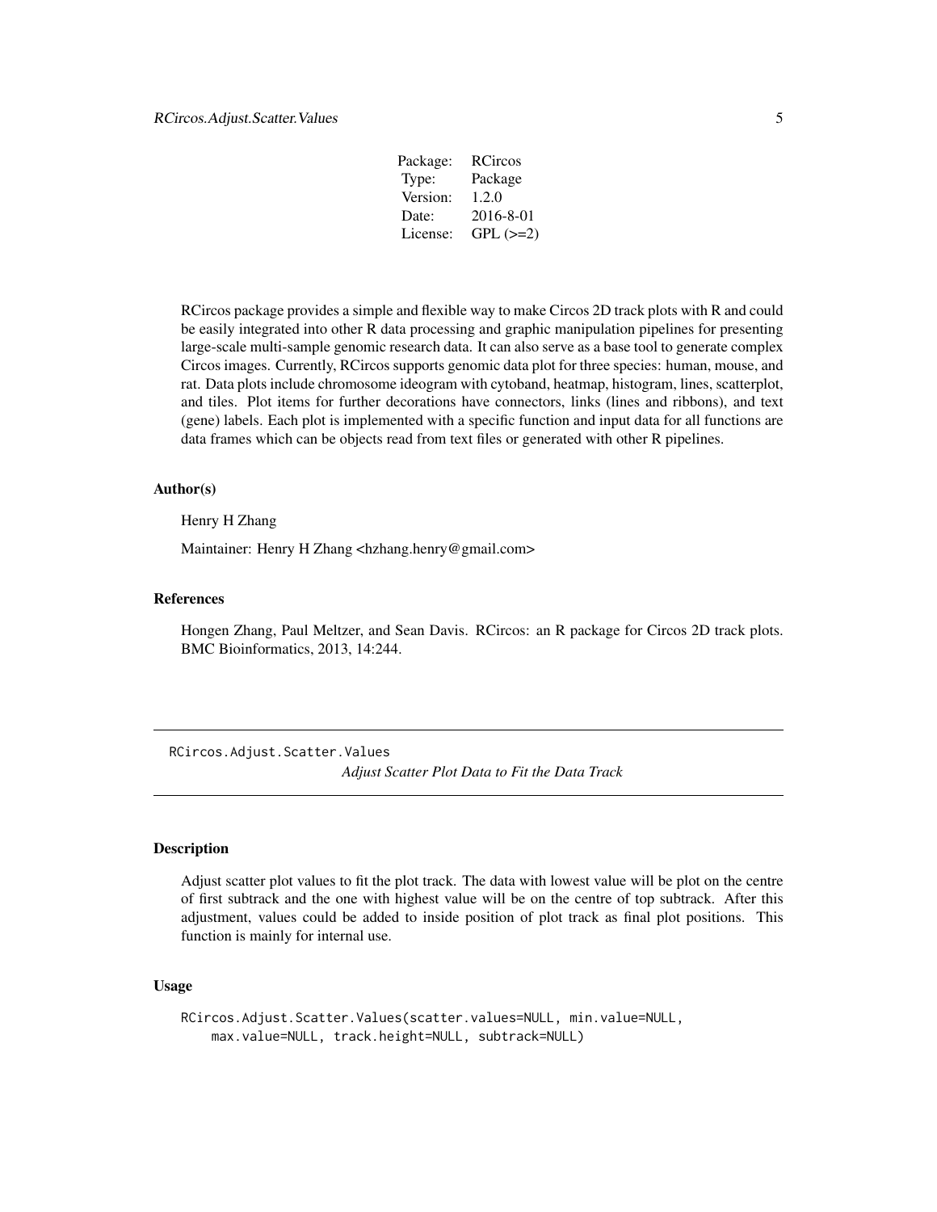| Package: | RCircos |
| --- | --- |
| Type: | Package |
| Version: | 1.2.0 |
| Date: | 2016-8-01 |
| License: | GPL (>=2) |

RCircos package provides a simple and flexible way to make Circos 2D track plots with R and could be easily integrated into other R data processing and graphic manipulation pipelines for presenting large-scale multi-sample genomic research data. It can also serve as a base tool to generate complex Circos images. Currently, RCircos supports genomic data plot for three species: human, mouse, and rat. Data plots include chromosome ideogram with cytoband, heatmap, histogram, lines, scatterplot, and tiles. Plot items for further decorations have connectors, links (lines and ribbons), and text (gene) labels. Each plot is implemented with a specific function and input data for all functions are data frames which can be objects read from text files or generated with other R pipelines.

### Author(s)

Henry H Zhang

Maintainer: Henry H Zhang <hzhang.henry@gmail.com>

### References

Hongen Zhang, Paul Meltzer, and Sean Davis. RCircos: an R package for Circos 2D track plots. BMC Bioinformatics, 2013, 14:244.

---

## RCircos.Adjust.Scatter.Values

*Adjust Scatter Plot Data to Fit the Data Track*

---

### Description

Adjust scatter plot values to fit the plot track. The data with lowest value will be plot on the centre of first subtrack and the one with highest value will be on the centre of top subtrack. After this adjustment, values could be added to inside position of plot track as final plot positions. This function is mainly for internal use.

### Usage

```
RCircos.Adjust.Scatter.Values(scatter.values=NULL, min.value=NULL,
    max.value=NULL, track.height=NULL, subtrack=NULL)
```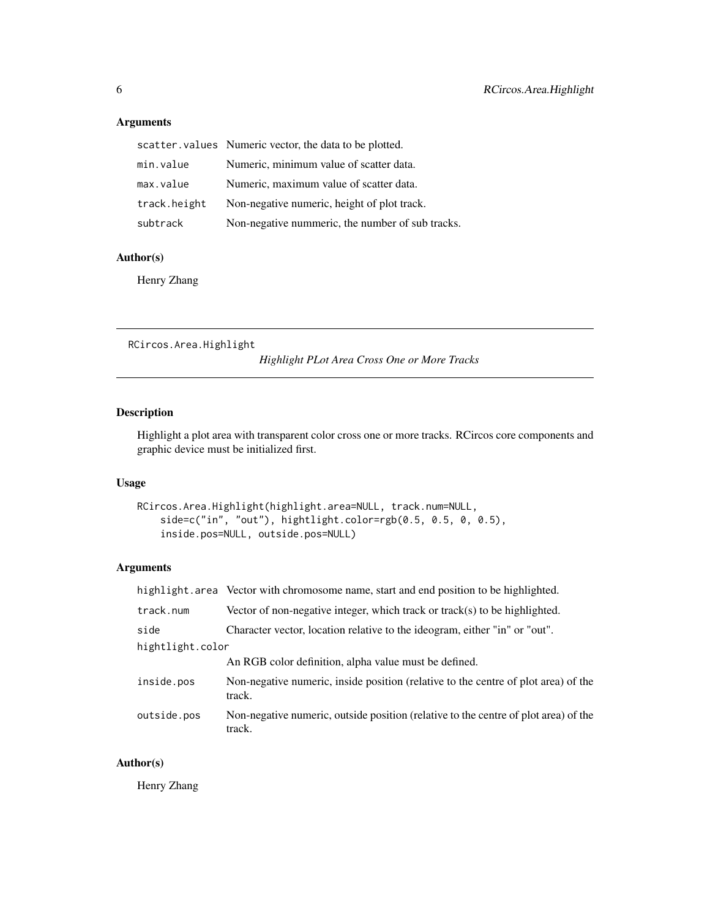### Arguments

| | |
|---|---|
| `scatter.values` | Numeric vector, the data to be plotted. |
| `min.value` | Numeric, minimum value of scatter data. |
| `max.value` | Numeric, maximum value of scatter data. |
| `track.height` | Non-negative numeric, height of plot track. |
| `subtrack` | Non-negative nummeric, the number of sub tracks. |

### Author(s)

Henry Zhang

---

## RCircos.Area.Highlight — *Highlight PLot Area Cross One or More Tracks*

### Description

Highlight a plot area with transparent color cross one or more tracks. RCircos core components and graphic device must be initialized first.

### Usage

```
RCircos.Area.Highlight(highlight.area=NULL, track.num=NULL,
    side=c("in", "out"), hightlight.color=rgb(0.5, 0.5, 0, 0.5),
    inside.pos=NULL, outside.pos=NULL)
```

### Arguments

| | |
|---|---|
| `highlight.area` | Vector with chromosome name, start and end position to be highlighted. |
| `track.num` | Vector of non-negative integer, which track or track(s) to be highlighted. |
| `side` | Character vector, location relative to the ideogram, either "in" or "out". |
| `hightlight.color` | An RGB color definition, alpha value must be defined. |
| `inside.pos` | Non-negative numeric, inside position (relative to the centre of plot area) of the track. |
| `outside.pos` | Non-negative numeric, outside position (relative to the centre of plot area) of the track. |

### Author(s)

Henry Zhang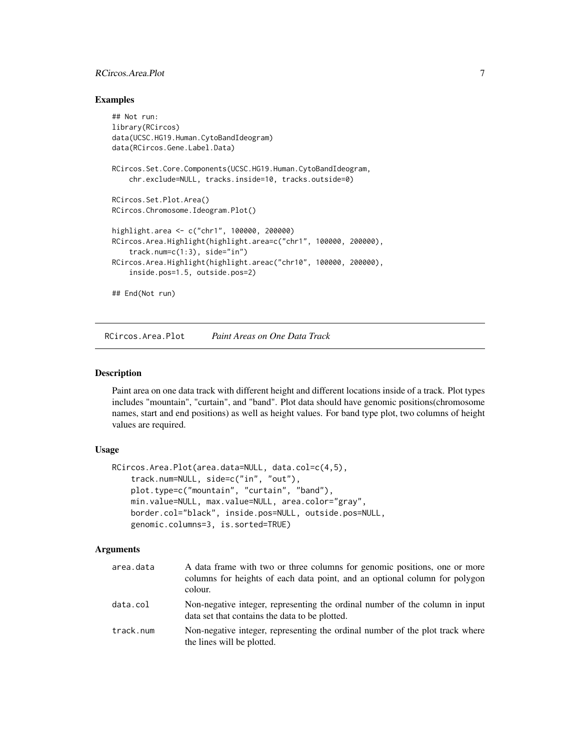## Examples

```
## Not run:
library(RCircos)
data(UCSC.HG19.Human.CytoBandIdeogram)
data(RCircos.Gene.Label.Data)

RCircos.Set.Core.Components(UCSC.HG19.Human.CytoBandIdeogram,
    chr.exclude=NULL, tracks.inside=10, tracks.outside=0)

RCircos.Set.Plot.Area()
RCircos.Chromosome.Ideogram.Plot()

highlight.area <- c("chr1", 100000, 200000)
RCircos.Area.Highlight(highlight.area=c("chr1", 100000, 200000),
    track.num=c(1:3), side="in")
RCircos.Area.Highlight(highlight.areac("chr10", 100000, 200000),
    inside.pos=1.5, outside.pos=2)

## End(Not run)
```

---

# RCircos.Area.Plot    *Paint Areas on One Data Track*

## Description

Paint area on one data track with different height and different locations inside of a track. Plot types includes "mountain", "curtain", and "band". Plot data should have genomic positions(chromosome names, start and end positions) as well as height values. For band type plot, two columns of height values are required.

## Usage

```
RCircos.Area.Plot(area.data=NULL, data.col=c(4,5),
    track.num=NULL, side=c("in", "out"),
    plot.type=c("mountain", "curtain", "band"),
    min.value=NULL, max.value=NULL, area.color="gray",
    border.col="black", inside.pos=NULL, outside.pos=NULL,
    genomic.columns=3, is.sorted=TRUE)
```

## Arguments

| | |
|---|---|
| `area.data` | A data frame with two or three columns for genomic positions, one or more columns for heights of each data point, and an optional column for polygon colour. |
| `data.col` | Non-negative integer, representing the ordinal number of the column in input data set that contains the data to be plotted. |
| `track.num` | Non-negative integer, representing the ordinal number of the plot track where the lines will be plotted. |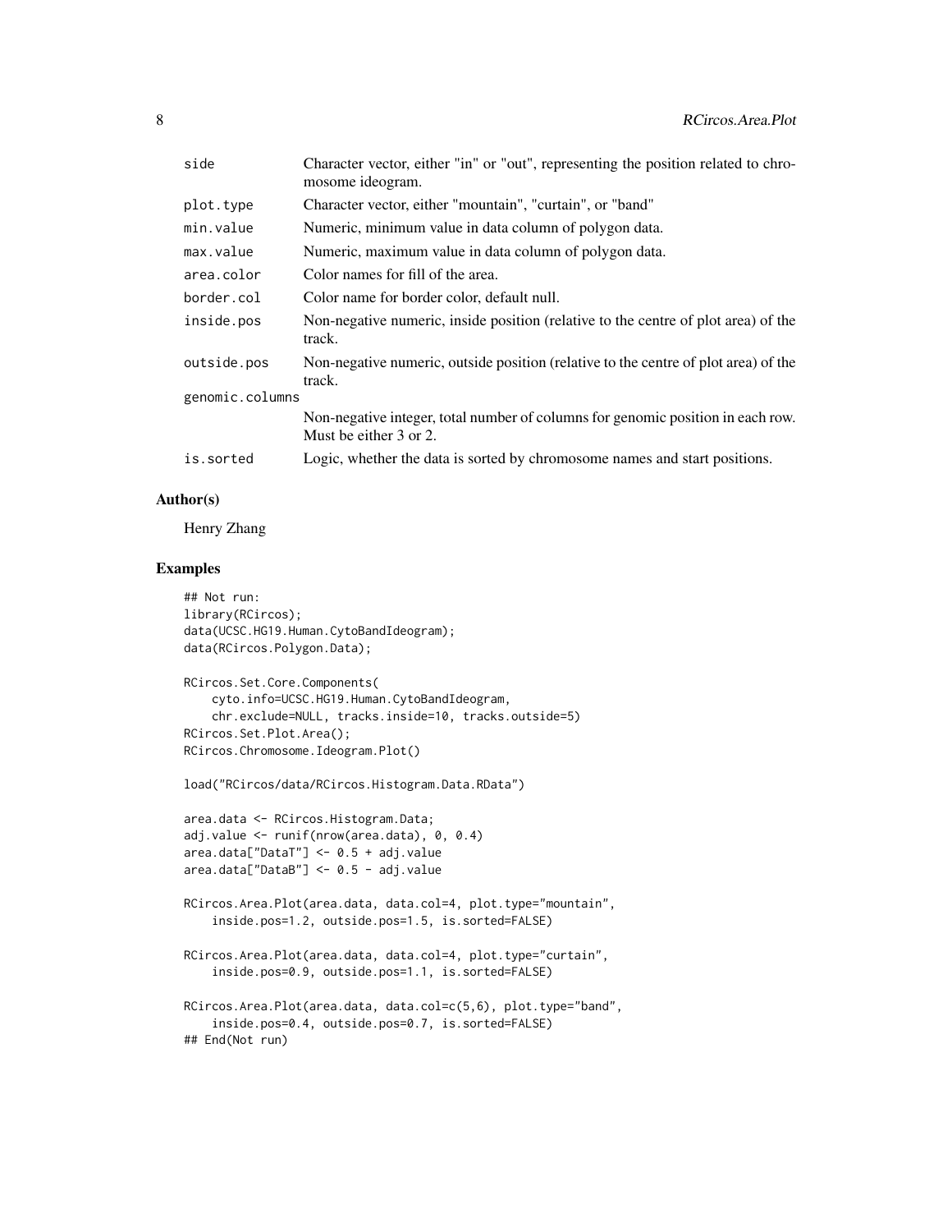| | |
|---|---|
| side | Character vector, either "in" or "out", representing the position related to chromosome ideogram. |
| plot.type | Character vector, either "mountain", "curtain", or "band" |
| min.value | Numeric, minimum value in data column of polygon data. |
| max.value | Numeric, maximum value in data column of polygon data. |
| area.color | Color names for fill of the area. |
| border.col | Color name for border color, default null. |
| inside.pos | Non-negative numeric, inside position (relative to the centre of plot area) of the track. |
| outside.pos | Non-negative numeric, outside position (relative to the centre of plot area) of the track. |
| genomic.columns | Non-negative integer, total number of columns for genomic position in each row. Must be either 3 or 2. |
| is.sorted | Logic, whether the data is sorted by chromosome names and start positions. |

## Author(s)

Henry Zhang

## Examples

```
## Not run:
library(RCircos);
data(UCSC.HG19.Human.CytoBandIdeogram);
data(RCircos.Polygon.Data);

RCircos.Set.Core.Components(
    cyto.info=UCSC.HG19.Human.CytoBandIdeogram,
    chr.exclude=NULL, tracks.inside=10, tracks.outside=5)
RCircos.Set.Plot.Area();
RCircos.Chromosome.Ideogram.Plot()

load("RCircos/data/RCircos.Histogram.Data.RData")

area.data <- RCircos.Histogram.Data;
adj.value <- runif(nrow(area.data), 0, 0.4)
area.data["DataT"] <- 0.5 + adj.value
area.data["DataB"] <- 0.5 - adj.value

RCircos.Area.Plot(area.data, data.col=4, plot.type="mountain",
    inside.pos=1.2, outside.pos=1.5, is.sorted=FALSE)

RCircos.Area.Plot(area.data, data.col=4, plot.type="curtain",
    inside.pos=0.9, outside.pos=1.1, is.sorted=FALSE)

RCircos.Area.Plot(area.data, data.col=c(5,6), plot.type="band",
    inside.pos=0.4, outside.pos=0.7, is.sorted=FALSE)
## End(Not run)
```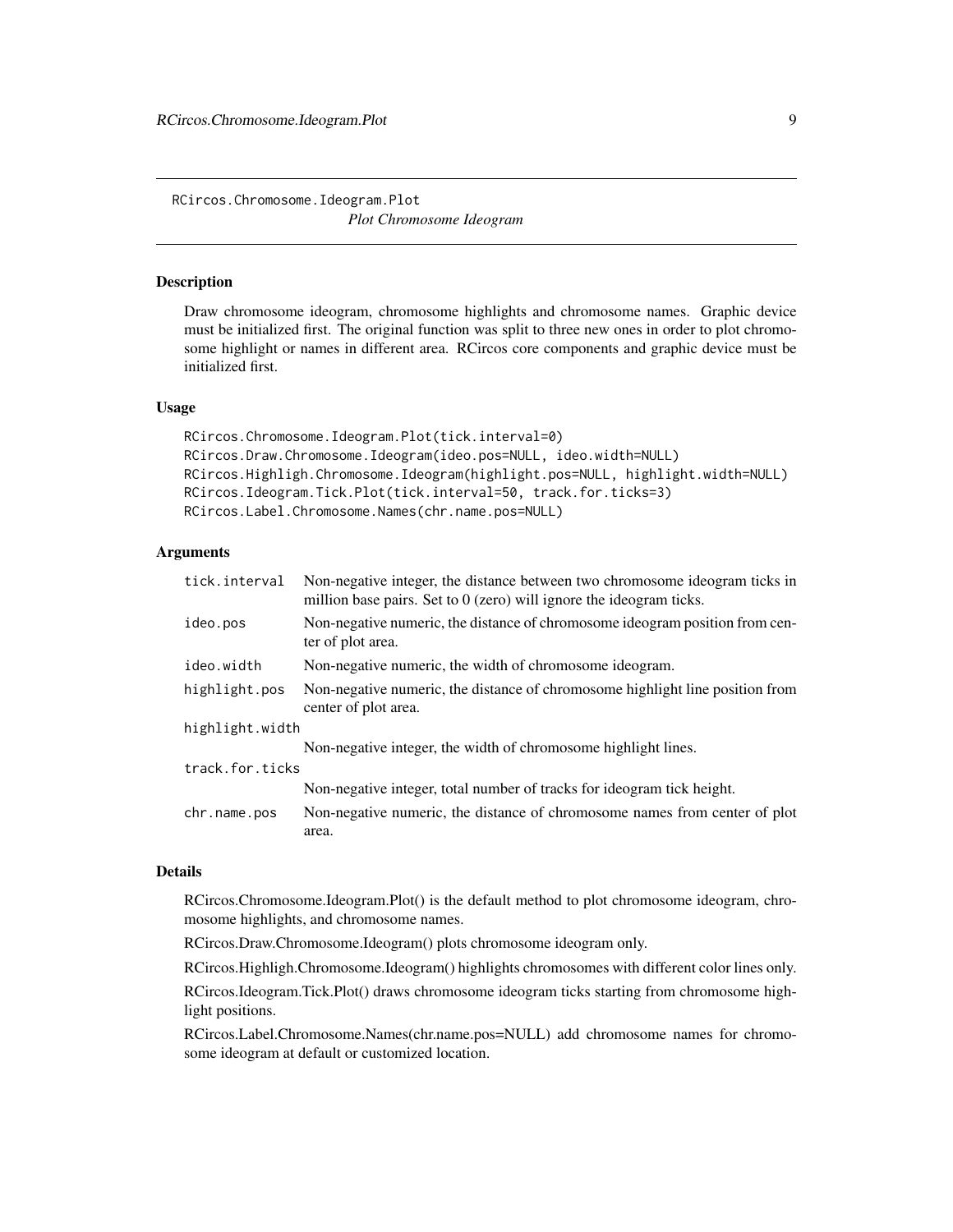RCircos.Chromosome.Ideogram.Plot

*Plot Chromosome Ideogram*

## Description

Draw chromosome ideogram, chromosome highlights and chromosome names. Graphic device must be initialized first. The original function was split to three new ones in order to plot chromosome highlight or names in different area. RCircos core components and graphic device must be initialized first.

## Usage

```
RCircos.Chromosome.Ideogram.Plot(tick.interval=0)
RCircos.Draw.Chromosome.Ideogram(ideo.pos=NULL, ideo.width=NULL)
RCircos.Highligh.Chromosome.Ideogram(highlight.pos=NULL, highlight.width=NULL)
RCircos.Ideogram.Tick.Plot(tick.interval=50, track.for.ticks=3)
RCircos.Label.Chromosome.Names(chr.name.pos=NULL)
```

## Arguments

| | |
|---|---|
| tick.interval | Non-negative integer, the distance between two chromosome ideogram ticks in million base pairs. Set to 0 (zero) will ignore the ideogram ticks. |
| ideo.pos | Non-negative numeric, the distance of chromosome ideogram position from center of plot area. |
| ideo.width | Non-negative numeric, the width of chromosome ideogram. |
| highlight.pos | Non-negative numeric, the distance of chromosome highlight line position from center of plot area. |
| highlight.width | Non-negative integer, the width of chromosome highlight lines. |
| track.for.ticks | Non-negative integer, total number of tracks for ideogram tick height. |
| chr.name.pos | Non-negative numeric, the distance of chromosome names from center of plot area. |

## Details

RCircos.Chromosome.Ideogram.Plot() is the default method to plot chromosome ideogram, chromosome highlights, and chromosome names.

RCircos.Draw.Chromosome.Ideogram() plots chromosome ideogram only.

RCircos.Highligh.Chromosome.Ideogram() highlights chromosomes with different color lines only.

RCircos.Ideogram.Tick.Plot() draws chromosome ideogram ticks starting from chromosome highlight positions.

RCircos.Label.Chromosome.Names(chr.name.pos=NULL) add chromosome names for chromosome ideogram at default or customized location.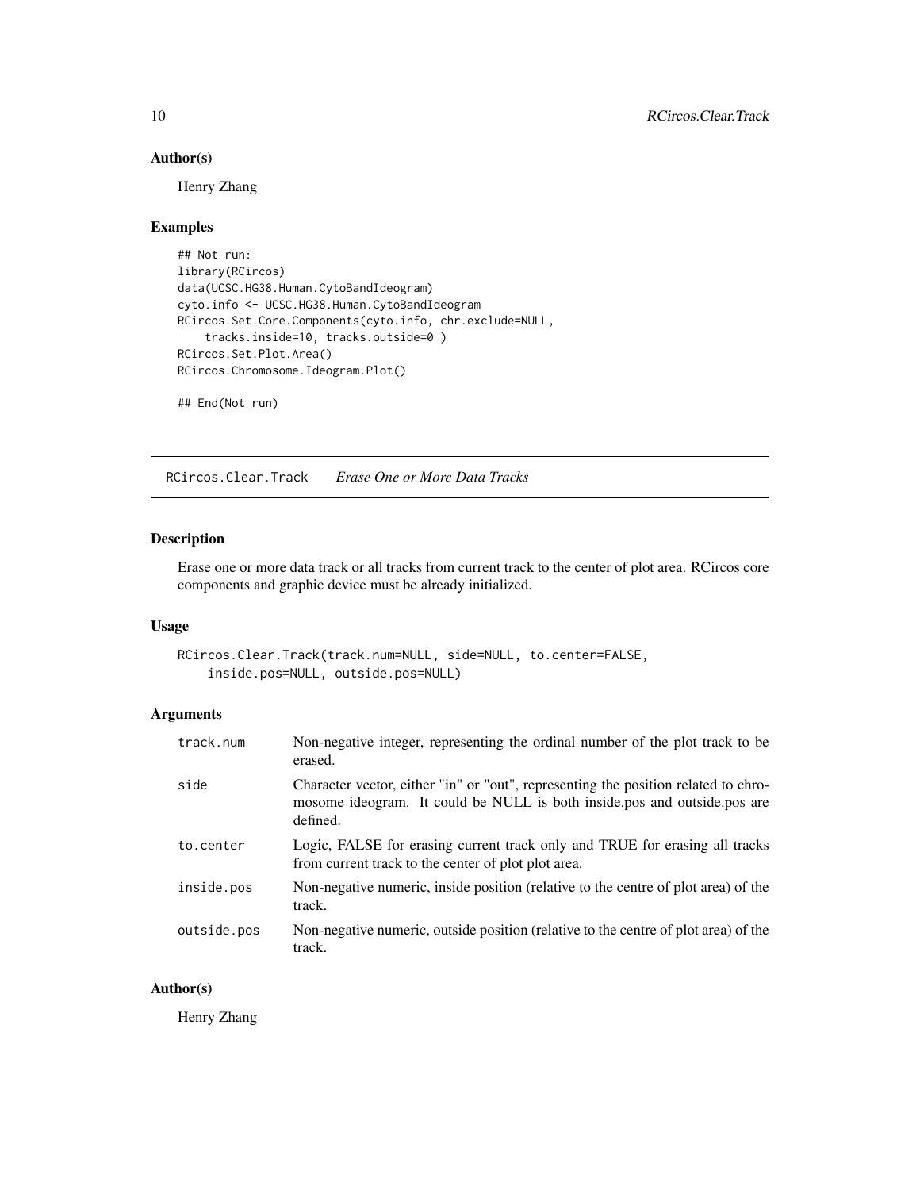### Author(s)

Henry Zhang

### Examples

```
## Not run:
library(RCircos)
data(UCSC.HG38.Human.CytoBandIdeogram)
cyto.info <- UCSC.HG38.Human.CytoBandIdeogram
RCircos.Set.Core.Components(cyto.info, chr.exclude=NULL,
    tracks.inside=10, tracks.outside=0 )
RCircos.Set.Plot.Area()
RCircos.Chromosome.Ideogram.Plot()

## End(Not run)
```

---

## RCircos.Clear.Track    *Erase One or More Data Tracks*

### Description

Erase one or more data track or all tracks from current track to the center of plot area. RCircos core components and graphic device must be already initialized.

### Usage

```
RCircos.Clear.Track(track.num=NULL, side=NULL, to.center=FALSE,
    inside.pos=NULL, outside.pos=NULL)
```

### Arguments

| | |
|---|---|
| track.num | Non-negative integer, representing the ordinal number of the plot track to be erased. |
| side | Character vector, either "in" or "out", representing the position related to chromosome ideogram. It could be NULL is both inside.pos and outside.pos are defined. |
| to.center | Logic, FALSE for erasing current track only and TRUE for erasing all tracks from current track to the center of plot plot area. |
| inside.pos | Non-negative numeric, inside position (relative to the centre of plot area) of the track. |
| outside.pos | Non-negative numeric, outside position (relative to the centre of plot area) of the track. |

### Author(s)

Henry Zhang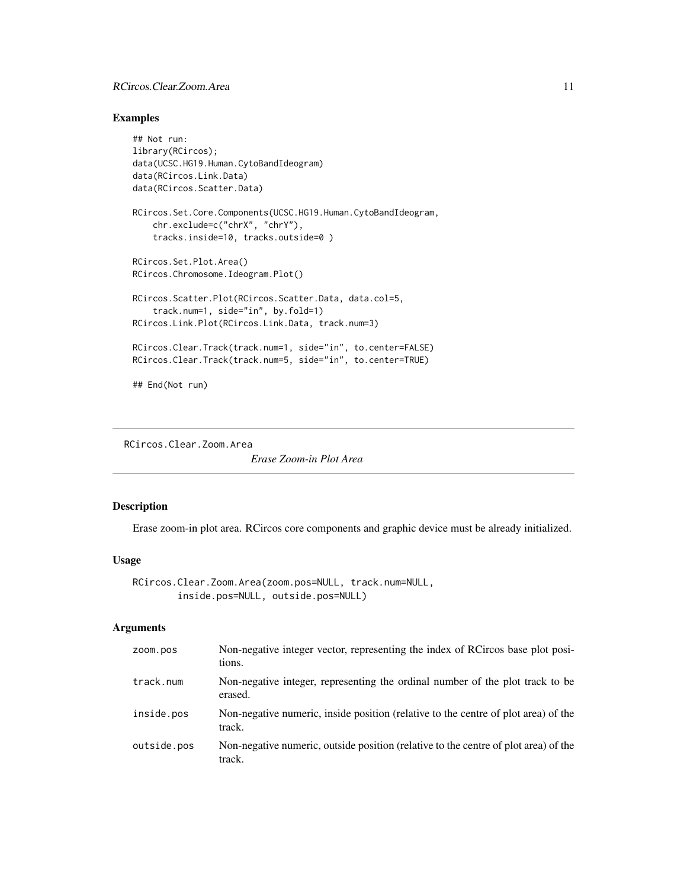## Examples

```
## Not run:
library(RCircos);
data(UCSC.HG19.Human.CytoBandIdeogram)
data(RCircos.Link.Data)
data(RCircos.Scatter.Data)

RCircos.Set.Core.Components(UCSC.HG19.Human.CytoBandIdeogram,
    chr.exclude=c("chrX", "chrY"),
    tracks.inside=10, tracks.outside=0 )

RCircos.Set.Plot.Area()
RCircos.Chromosome.Ideogram.Plot()

RCircos.Scatter.Plot(RCircos.Scatter.Data, data.col=5,
    track.num=1, side="in", by.fold=1)
RCircos.Link.Plot(RCircos.Link.Data, track.num=3)

RCircos.Clear.Track(track.num=1, side="in", to.center=FALSE)
RCircos.Clear.Track(track.num=5, side="in", to.center=TRUE)

## End(Not run)
```

---

# RCircos.Clear.Zoom.Area

*Erase Zoom-in Plot Area*

## Description

Erase zoom-in plot area. RCircos core components and graphic device must be already initialized.

## Usage

```
RCircos.Clear.Zoom.Area(zoom.pos=NULL, track.num=NULL,
        inside.pos=NULL, outside.pos=NULL)
```

## Arguments

| | |
|---|---|
| zoom.pos | Non-negative integer vector, representing the index of RCircos base plot positions. |
| track.num | Non-negative integer, representing the ordinal number of the plot track to be erased. |
| inside.pos | Non-negative numeric, inside position (relative to the centre of plot area) of the track. |
| outside.pos | Non-negative numeric, outside position (relative to the centre of plot area) of the track. |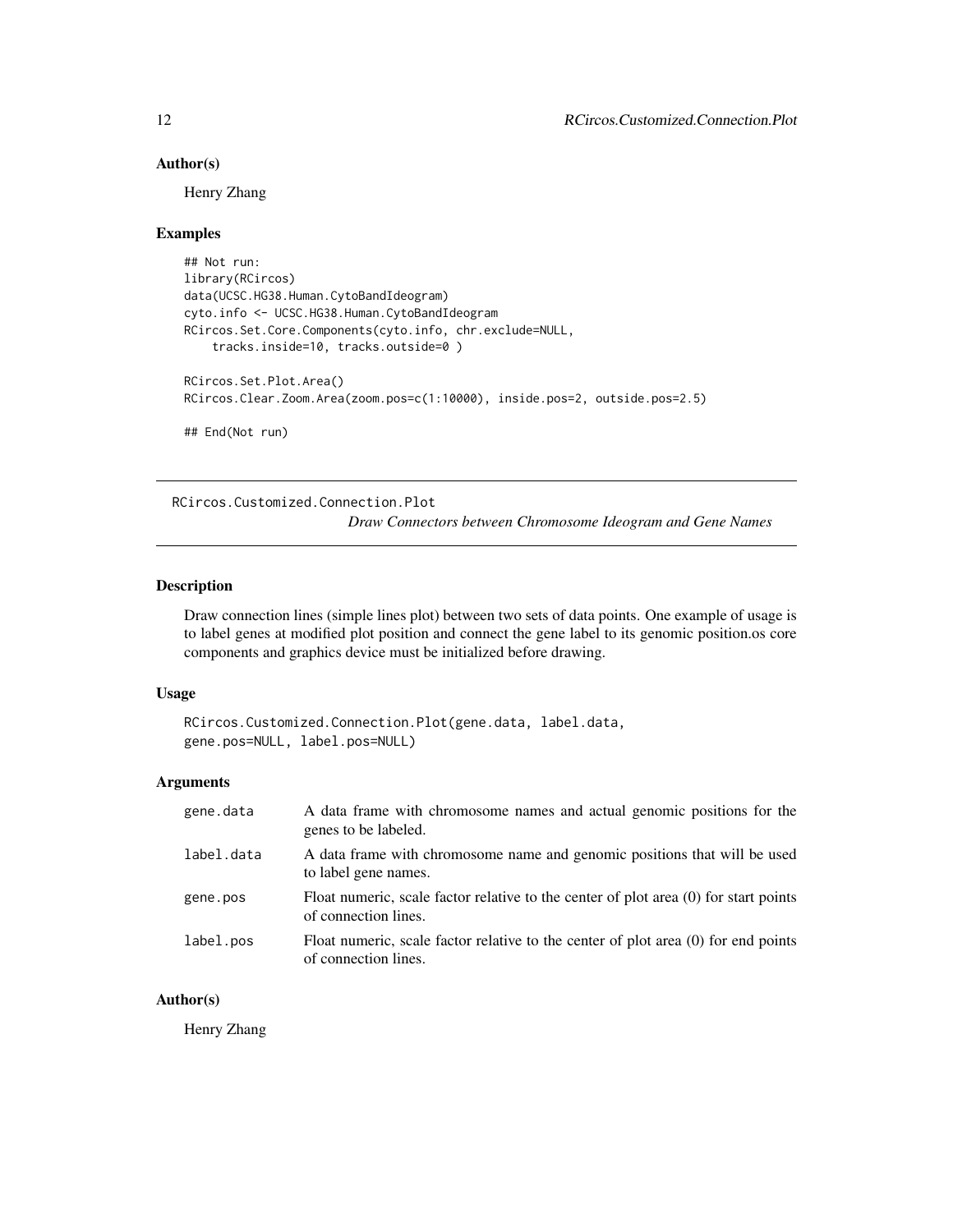## Author(s)

Henry Zhang

## Examples

```
## Not run:
library(RCircos)
data(UCSC.HG38.Human.CytoBandIdeogram)
cyto.info <- UCSC.HG38.Human.CytoBandIdeogram
RCircos.Set.Core.Components(cyto.info, chr.exclude=NULL,
    tracks.inside=10, tracks.outside=0 )

RCircos.Set.Plot.Area()
RCircos.Clear.Zoom.Area(zoom.pos=c(1:10000), inside.pos=2, outside.pos=2.5)

## End(Not run)
```

---

# RCircos.Customized.Connection.Plot

*Draw Connectors between Chromosome Ideogram and Gene Names*

---

## Description

Draw connection lines (simple lines plot) between two sets of data points. One example of usage is to label genes at modified plot position and connect the gene label to its genomic position.os core components and graphics device must be initialized before drawing.

## Usage

```
RCircos.Customized.Connection.Plot(gene.data, label.data,
gene.pos=NULL, label.pos=NULL)
```

## Arguments

| | |
|---|---|
| `gene.data` | A data frame with chromosome names and actual genomic positions for the genes to be labeled. |
| `label.data` | A data frame with chromosome name and genomic positions that will be used to label gene names. |
| `gene.pos` | Float numeric, scale factor relative to the center of plot area (0) for start points of connection lines. |
| `label.pos` | Float numeric, scale factor relative to the center of plot area (0) for end points of connection lines. |

## Author(s)

Henry Zhang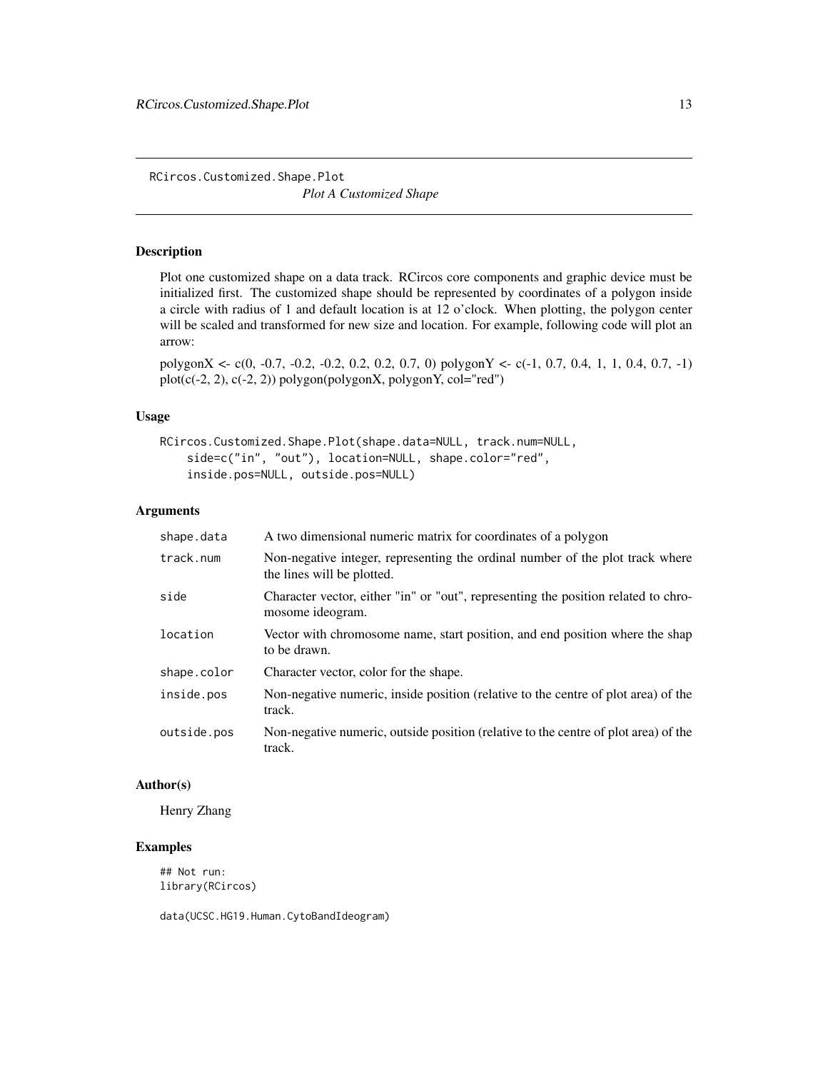# RCircos.Customized.Shape.Plot

*Plot A Customized Shape*

## Description

Plot one customized shape on a data track. RCircos core components and graphic device must be initialized first. The customized shape should be represented by coordinates of a polygon inside a circle with radius of 1 and default location is at 12 o'clock. When plotting, the polygon center will be scaled and transformed for new size and location. For example, following code will plot an arrow:

polygonX <- c(0, -0.7, -0.2, -0.2, 0.2, 0.2, 0.7, 0) polygonY <- c(-1, 0.7, 0.4, 1, 1, 0.4, 0.7, -1) plot(c(-2, 2), c(-2, 2)) polygon(polygonX, polygonY, col="red")

## Usage

```
RCircos.Customized.Shape.Plot(shape.data=NULL, track.num=NULL,
    side=c("in", "out"), location=NULL, shape.color="red",
    inside.pos=NULL, outside.pos=NULL)
```

## Arguments

| | |
|---|---|
| shape.data | A two dimensional numeric matrix for coordinates of a polygon |
| track.num | Non-negative integer, representing the ordinal number of the plot track where the lines will be plotted. |
| side | Character vector, either "in" or "out", representing the position related to chromosome ideogram. |
| location | Vector with chromosome name, start position, and end position where the shap to be drawn. |
| shape.color | Character vector, color for the shape. |
| inside.pos | Non-negative numeric, inside position (relative to the centre of plot area) of the track. |
| outside.pos | Non-negative numeric, outside position (relative to the centre of plot area) of the track. |

## Author(s)

Henry Zhang

## Examples

```
## Not run:
library(RCircos)

data(UCSC.HG19.Human.CytoBandIdeogram)
```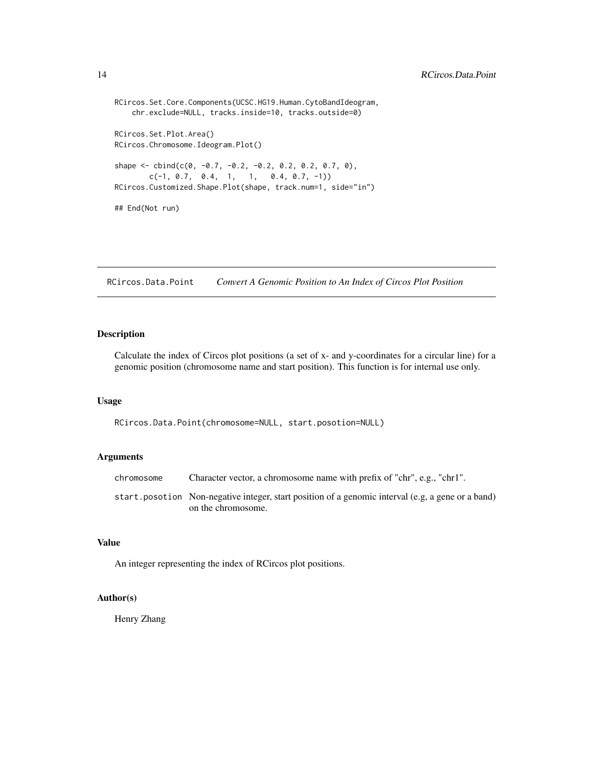```
RCircos.Set.Core.Components(UCSC.HG19.Human.CytoBandIdeogram,
    chr.exclude=NULL, tracks.inside=10, tracks.outside=0)

RCircos.Set.Plot.Area()
RCircos.Chromosome.Ideogram.Plot()

shape <- cbind(c(0, -0.7, -0.2, -0.2, 0.2, 0.2, 0.7, 0),
        c(-1, 0.7,  0.4,  1,   1,   0.4, 0.7, -1))
RCircos.Customized.Shape.Plot(shape, track.num=1, side="in")

## End(Not run)
```

## RCircos.Data.Point *Convert A Genomic Position to An Index of Circos Plot Position*

### Description

Calculate the index of Circos plot positions (a set of x- and y-coordinates for a circular line) for a genomic position (chromosome name and start position). This function is for internal use only.

### Usage

```
RCircos.Data.Point(chromosome=NULL, start.posotion=NULL)
```

### Arguments

| | |
|---|---|
| chromosome | Character vector, a chromosome name with prefix of "chr", e.g., "chr1". |
| start.posotion | Non-negative integer, start position of a genomic interval (e.g, a gene or a band) on the chromosome. |

### Value

An integer representing the index of RCircos plot positions.

### Author(s)

Henry Zhang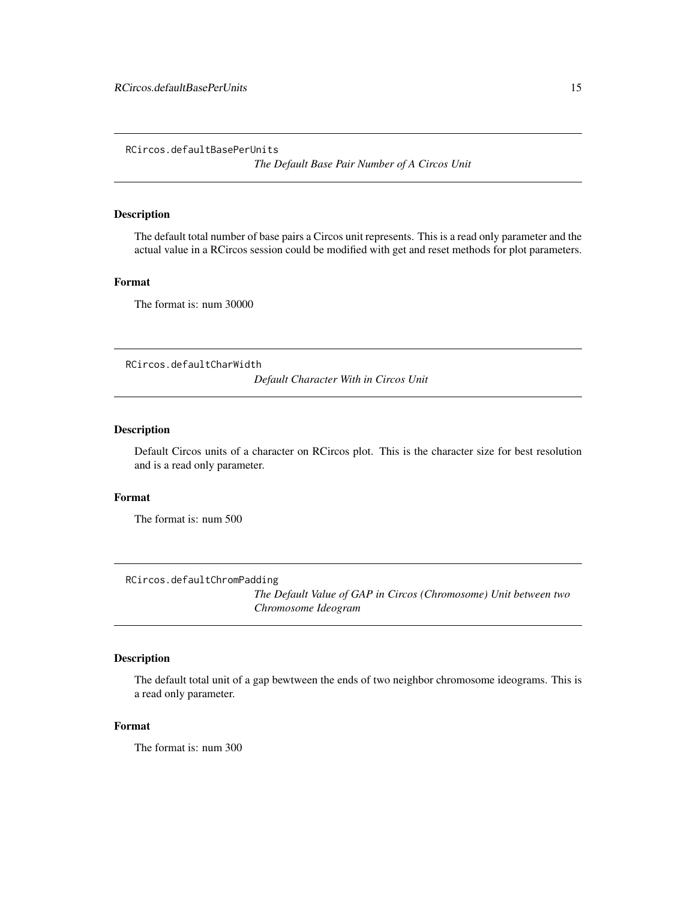## RCircos.defaultBasePerUnits

*The Default Base Pair Number of A Circos Unit*

### Description

The default total number of base pairs a Circos unit represents. This is a read only parameter and the actual value in a RCircos session could be modified with get and reset methods for plot parameters.

### Format

The format is: num 30000

## RCircos.defaultCharWidth

*Default Character With in Circos Unit*

### Description

Default Circos units of a character on RCircos plot. This is the character size for best resolution and is a read only parameter.

### Format

The format is: num 500

## RCircos.defaultChromPadding

*The Default Value of GAP in Circos (Chromosome) Unit between two Chromosome Ideogram*

### Description

The default total unit of a gap bewtween the ends of two neighbor chromosome ideograms. This is a read only parameter.

### Format

The format is: num 300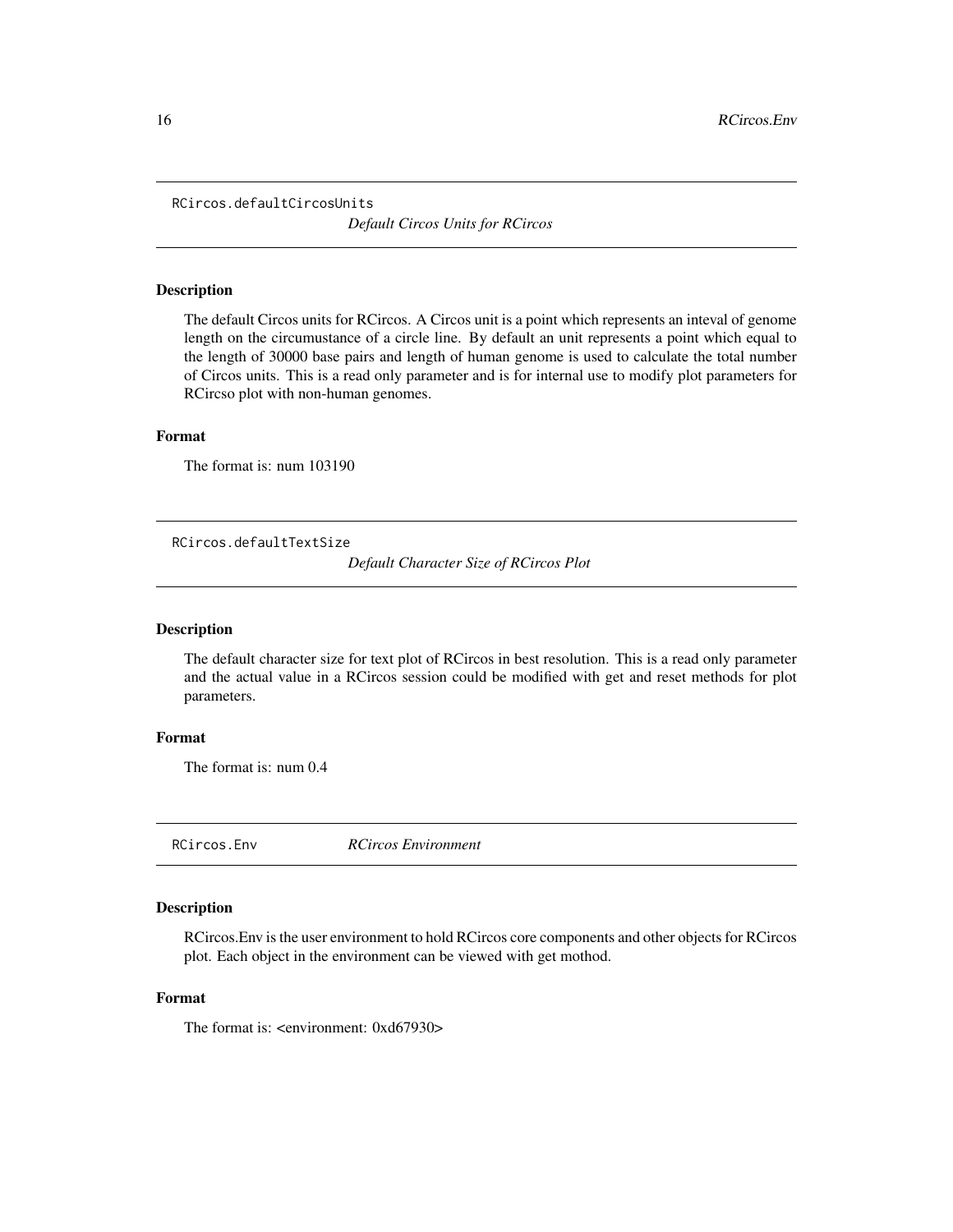## RCircos.defaultCircosUnits

*Default Circos Units for RCircos*

### Description

The default Circos units for RCircos. A Circos unit is a point which represents an inteval of genome length on the circumustance of a circle line. By default an unit represents a point which equal to the length of 30000 base pairs and length of human genome is used to calculate the total number of Circos units. This is a read only parameter and is for internal use to modify plot parameters for RCircso plot with non-human genomes.

### Format

The format is: num 103190

## RCircos.defaultTextSize

*Default Character Size of RCircos Plot*

### Description

The default character size for text plot of RCircos in best resolution. This is a read only parameter and the actual value in a RCircos session could be modified with get and reset methods for plot parameters.

### Format

The format is: num 0.4

## RCircos.Env

*RCircos Environment*

### Description

RCircos.Env is the user environment to hold RCircos core components and other objects for RCircos plot. Each object in the environment can be viewed with get mothod.

### Format

The format is: <environment: 0xd67930>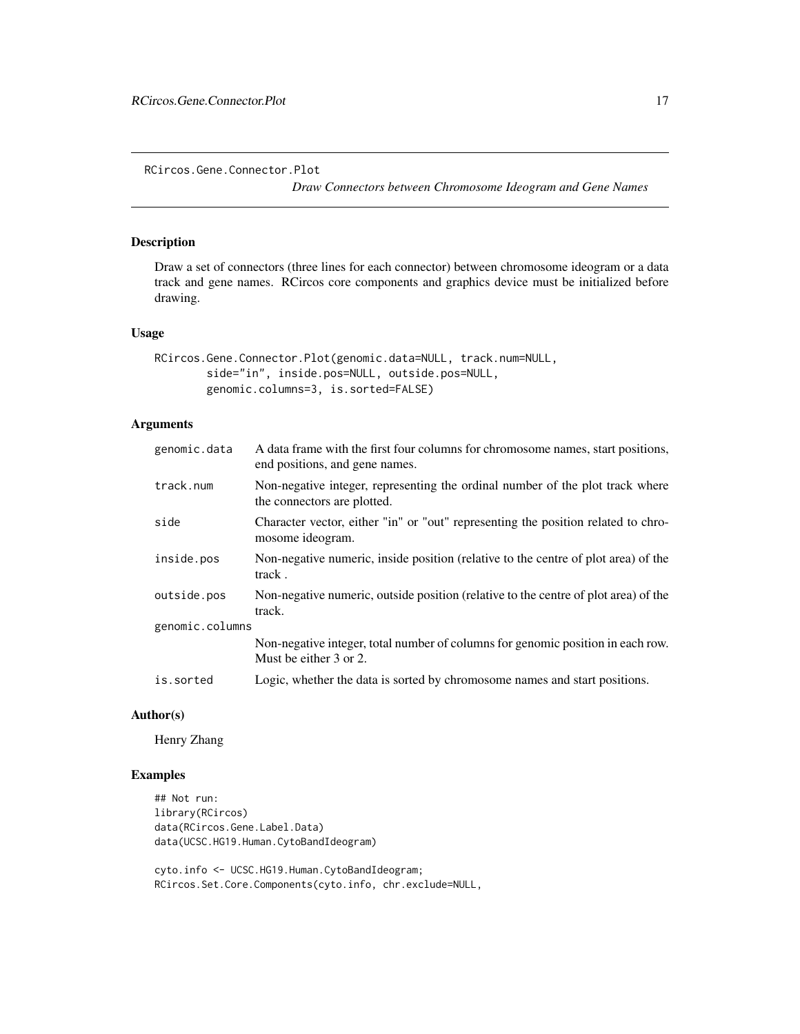# RCircos.Gene.Connector.Plot

*Draw Connectors between Chromosome Ideogram and Gene Names*

## Description

Draw a set of connectors (three lines for each connector) between chromosome ideogram or a data track and gene names. RCircos core components and graphics device must be initialized before drawing.

## Usage

```
RCircos.Gene.Connector.Plot(genomic.data=NULL, track.num=NULL,
        side="in", inside.pos=NULL, outside.pos=NULL,
        genomic.columns=3, is.sorted=FALSE)
```

## Arguments

| Argument | Description |
| --- | --- |
| genomic.data | A data frame with the first four columns for chromosome names, start positions, end positions, and gene names. |
| track.num | Non-negative integer, representing the ordinal number of the plot track where the connectors are plotted. |
| side | Character vector, either "in" or "out" representing the position related to chromosome ideogram. |
| inside.pos | Non-negative numeric, inside position (relative to the centre of plot area) of the track . |
| outside.pos | Non-negative numeric, outside position (relative to the centre of plot area) of the track. |
| genomic.columns | Non-negative integer, total number of columns for genomic position in each row. Must be either 3 or 2. |
| is.sorted | Logic, whether the data is sorted by chromosome names and start positions. |

## Author(s)

Henry Zhang

## Examples

```
## Not run:
library(RCircos)
data(RCircos.Gene.Label.Data)
data(UCSC.HG19.Human.CytoBandIdeogram)

cyto.info <- UCSC.HG19.Human.CytoBandIdeogram;
RCircos.Set.Core.Components(cyto.info, chr.exclude=NULL,
```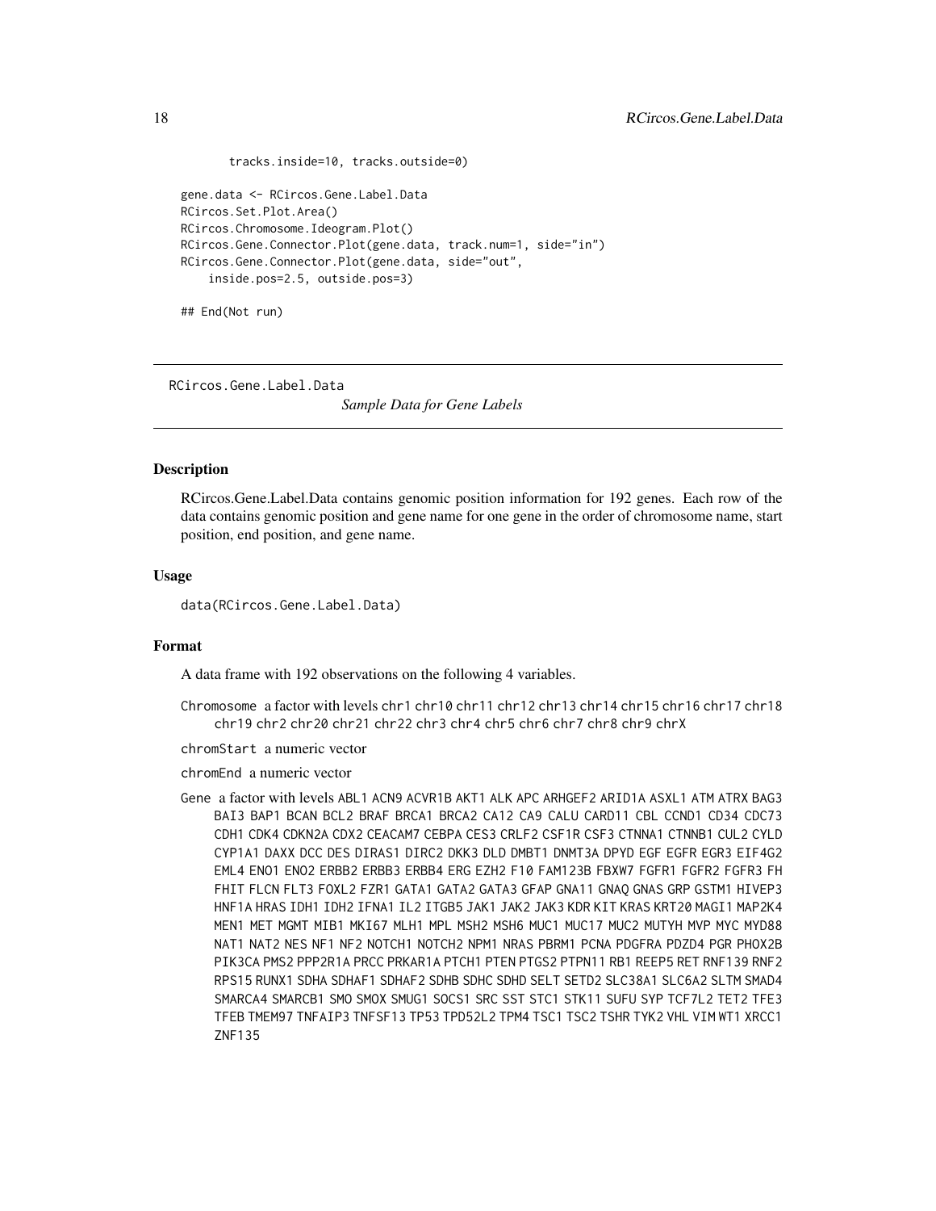```
        tracks.inside=10, tracks.outside=0)

gene.data <- RCircos.Gene.Label.Data
RCircos.Set.Plot.Area()
RCircos.Chromosome.Ideogram.Plot()
RCircos.Gene.Connector.Plot(gene.data, track.num=1, side="in")
RCircos.Gene.Connector.Plot(gene.data, side="out",
    inside.pos=2.5, outside.pos=3)

## End(Not run)
```

---

RCircos.Gene.Label.Data *Sample Data for Gene Labels*

---

## Description

RCircos.Gene.Label.Data contains genomic position information for 192 genes. Each row of the data contains genomic position and gene name for one gene in the order of chromosome name, start position, end position, and gene name.

## Usage

```
data(RCircos.Gene.Label.Data)
```

## Format

A data frame with 192 observations on the following 4 variables.

Chromosome a factor with levels chr1 chr10 chr11 chr12 chr13 chr14 chr15 chr16 chr17 chr18 chr19 chr2 chr20 chr21 chr22 chr3 chr4 chr5 chr6 chr7 chr8 chr9 chrX

chromStart a numeric vector

chromEnd a numeric vector

Gene a factor with levels ABL1 ACN9 ACVR1B AKT1 ALK APC ARHGEF2 ARID1A ASXL1 ATM ATRX BAG3 BAI3 BAP1 BCAN BCL2 BRAF BRCA1 BRCA2 CA12 CA9 CALU CARD11 CBL CCND1 CD34 CDC73 CDH1 CDK4 CDKN2A CDX2 CEACAM7 CEBPA CES3 CRLF2 CSF1R CSF3 CTNNA1 CTNNB1 CUL2 CYLD CYP1A1 DAXX DCC DES DIRAS1 DIRC2 DKK3 DLD DMBT1 DNMT3A DPYD EGF EGFR EGR3 EIF4G2 EML4 ENO1 ENO2 ERBB2 ERBB3 ERBB4 ERG EZH2 F10 FAM123B FBXW7 FGFR1 FGFR2 FGFR3 FH FHIT FLCN FLT3 FOXL2 FZR1 GATA1 GATA2 GATA3 GFAP GNA11 GNAQ GNAS GRP GSTM1 HIVEP3 HNF1A HRAS IDH1 IDH2 IFNA1 IL2 ITGB5 JAK1 JAK2 JAK3 KDR KIT KRAS KRT20 MAGI1 MAP2K4 MEN1 MET MGMT MIB1 MKI67 MLH1 MPL MSH2 MSH6 MUC1 MUC17 MUC2 MUTYH MVP MYC MYD88 NAT1 NAT2 NES NF1 NF2 NOTCH1 NOTCH2 NPM1 NRAS PBRM1 PCNA PDGFRA PDZD4 PGR PHOX2B PIK3CA PMS2 PPP2R1A PRCC PRKAR1A PTCH1 PTEN PTGS2 PTPN11 RB1 REEP5 RET RNF139 RNF2 RPS15 RUNX1 SDHA SDHAF1 SDHAF2 SDHB SDHC SDHD SELT SETD2 SLC38A1 SLC6A2 SLTM SMAD4 SMARCA4 SMARCB1 SMO SMOX SMUG1 SOCS1 SRC SST STC1 STK11 SUFU SYP TCF7L2 TET2 TFE3 TFEB TMEM97 TNFAIP3 TNFSF13 TP53 TPD52L2 TPM4 TSC1 TSC2 TSHR TYK2 VHL VIM WT1 XRCC1 ZNF135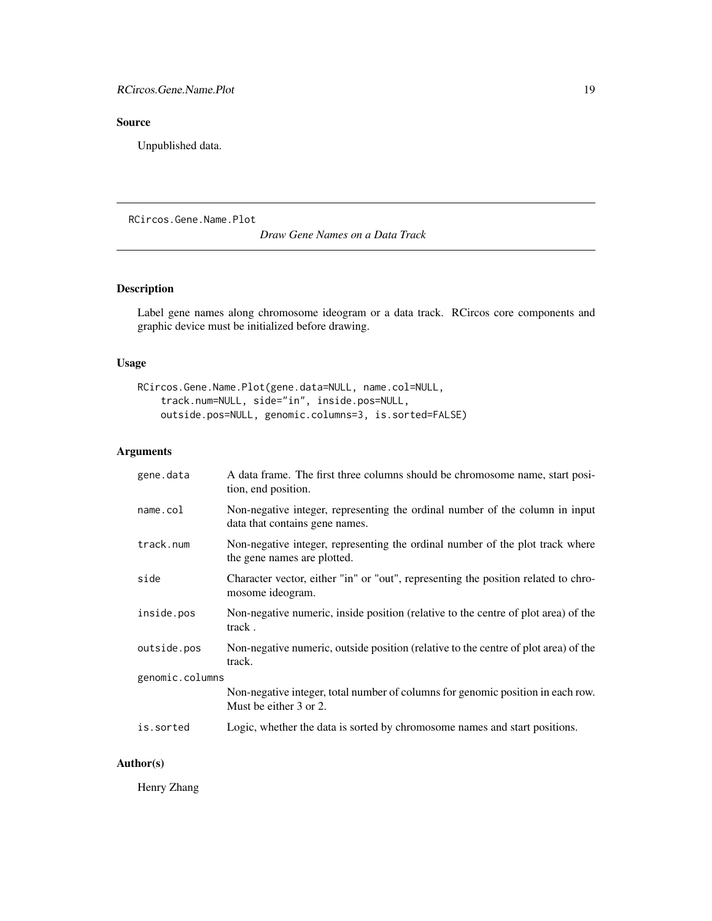## Source

Unpublished data.

---

RCircos.Gene.Name.Plot &nbsp;&nbsp;&nbsp;&nbsp;&nbsp;&nbsp;&nbsp; *Draw Gene Names on a Data Track*

---

## Description

Label gene names along chromosome ideogram or a data track. RCircos core components and graphic device must be initialized before drawing.

## Usage

```
RCircos.Gene.Name.Plot(gene.data=NULL, name.col=NULL,
    track.num=NULL, side="in", inside.pos=NULL,
    outside.pos=NULL, genomic.columns=3, is.sorted=FALSE)
```

## Arguments

| | |
|---|---|
| gene.data | A data frame. The first three columns should be chromosome name, start position, end position. |
| name.col | Non-negative integer, representing the ordinal number of the column in input data that contains gene names. |
| track.num | Non-negative integer, representing the ordinal number of the plot track where the gene names are plotted. |
| side | Character vector, either "in" or "out", representing the position related to chromosome ideogram. |
| inside.pos | Non-negative numeric, inside position (relative to the centre of plot area) of the track . |
| outside.pos | Non-negative numeric, outside position (relative to the centre of plot area) of the track. |
| genomic.columns | Non-negative integer, total number of columns for genomic position in each row. Must be either 3 or 2. |
| is.sorted | Logic, whether the data is sorted by chromosome names and start positions. |

## Author(s)

Henry Zhang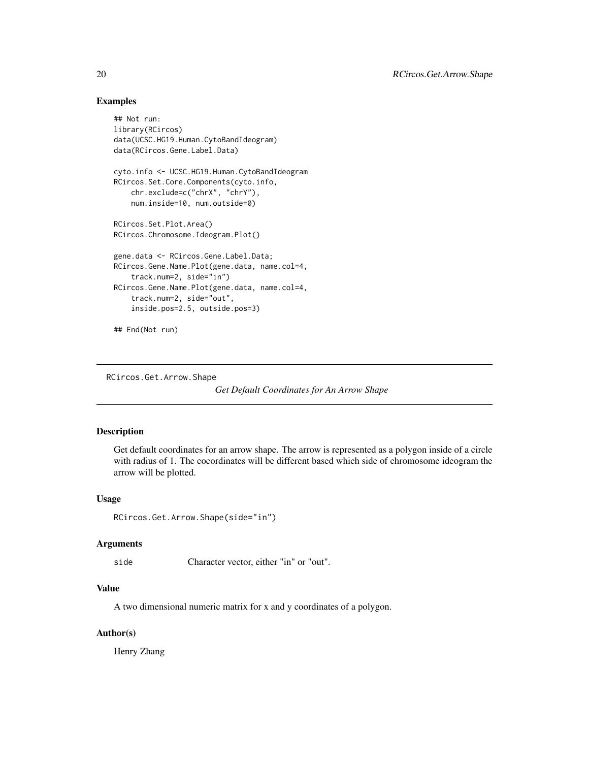## Examples

```
## Not run:
library(RCircos)
data(UCSC.HG19.Human.CytoBandIdeogram)
data(RCircos.Gene.Label.Data)

cyto.info <- UCSC.HG19.Human.CytoBandIdeogram
RCircos.Set.Core.Components(cyto.info,
    chr.exclude=c("chrX", "chrY"),
    num.inside=10, num.outside=0)

RCircos.Set.Plot.Area()
RCircos.Chromosome.Ideogram.Plot()

gene.data <- RCircos.Gene.Label.Data;
RCircos.Gene.Name.Plot(gene.data, name.col=4,
    track.num=2, side="in")
RCircos.Gene.Name.Plot(gene.data, name.col=4,
    track.num=2, side="out",
    inside.pos=2.5, outside.pos=3)

## End(Not run)
```

---

RCircos.Get.Arrow.Shape &emsp; *Get Default Coordinates for An Arrow Shape*

---

## Description

Get default coordinates for an arrow shape. The arrow is represented as a polygon inside of a circle with radius of 1. The cocordinates will be different based which side of chromosome ideogram the arrow will be plotted.

## Usage

```
RCircos.Get.Arrow.Shape(side="in")
```

## Arguments

| | |
|---|---|
| side | Character vector, either "in" or "out". |

## Value

A two dimensional numeric matrix for x and y coordinates of a polygon.

## Author(s)

Henry Zhang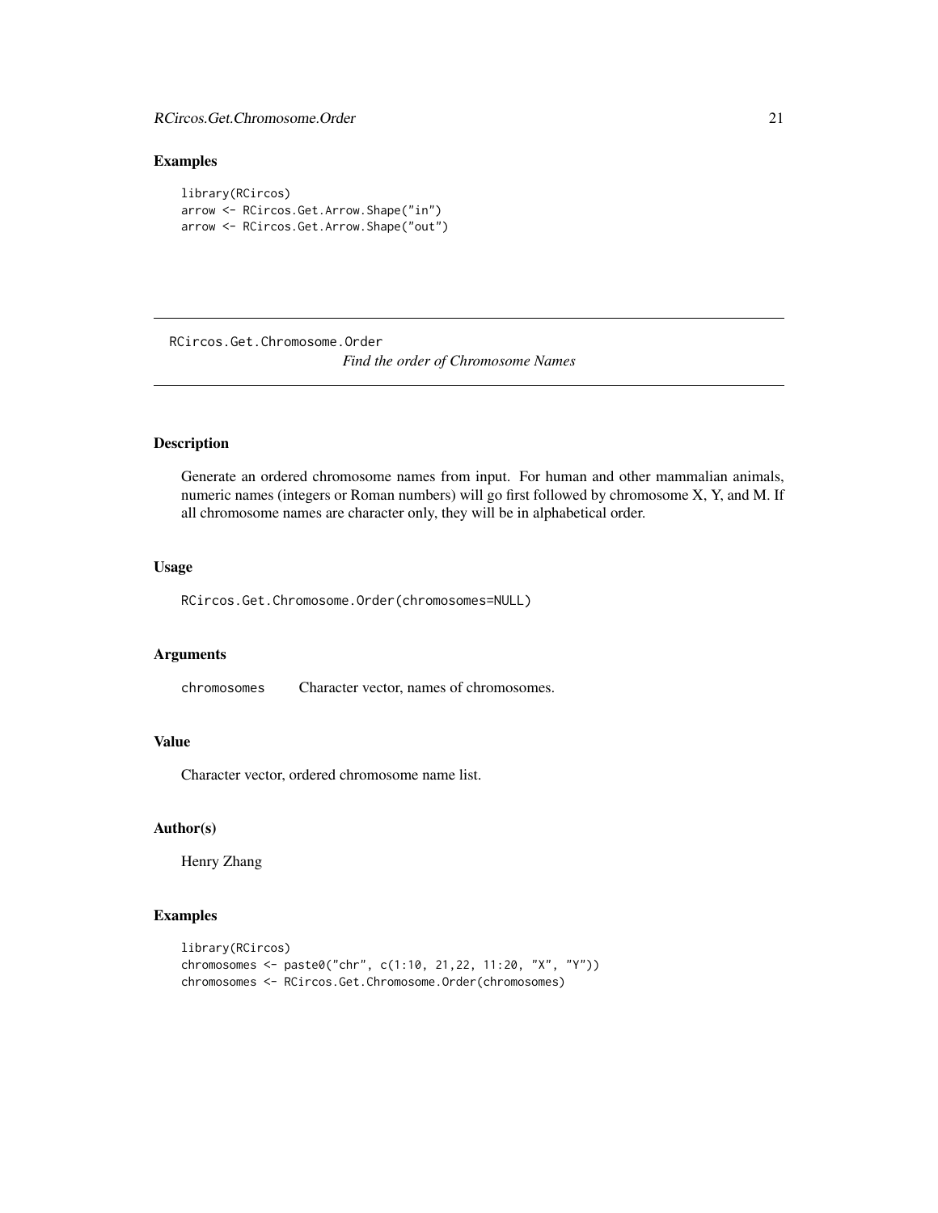## Examples

```
library(RCircos)
arrow <- RCircos.Get.Arrow.Shape("in")
arrow <- RCircos.Get.Arrow.Shape("out")
```

---

RCircos.Get.Chromosome.Order *Find the order of Chromosome Names*

---

## Description

Generate an ordered chromosome names from input. For human and other mammalian animals, numeric names (integers or Roman numbers) will go first followed by chromosome X, Y, and M. If all chromosome names are character only, they will be in alphabetical order.

## Usage

```
RCircos.Get.Chromosome.Order(chromosomes=NULL)
```

## Arguments

| | |
|---|---|
| chromosomes | Character vector, names of chromosomes. |

## Value

Character vector, ordered chromosome name list.

## Author(s)

Henry Zhang

## Examples

```
library(RCircos)
chromosomes <- paste0("chr", c(1:10, 21,22, 11:20, "X", "Y"))
chromosomes <- RCircos.Get.Chromosome.Order(chromosomes)
```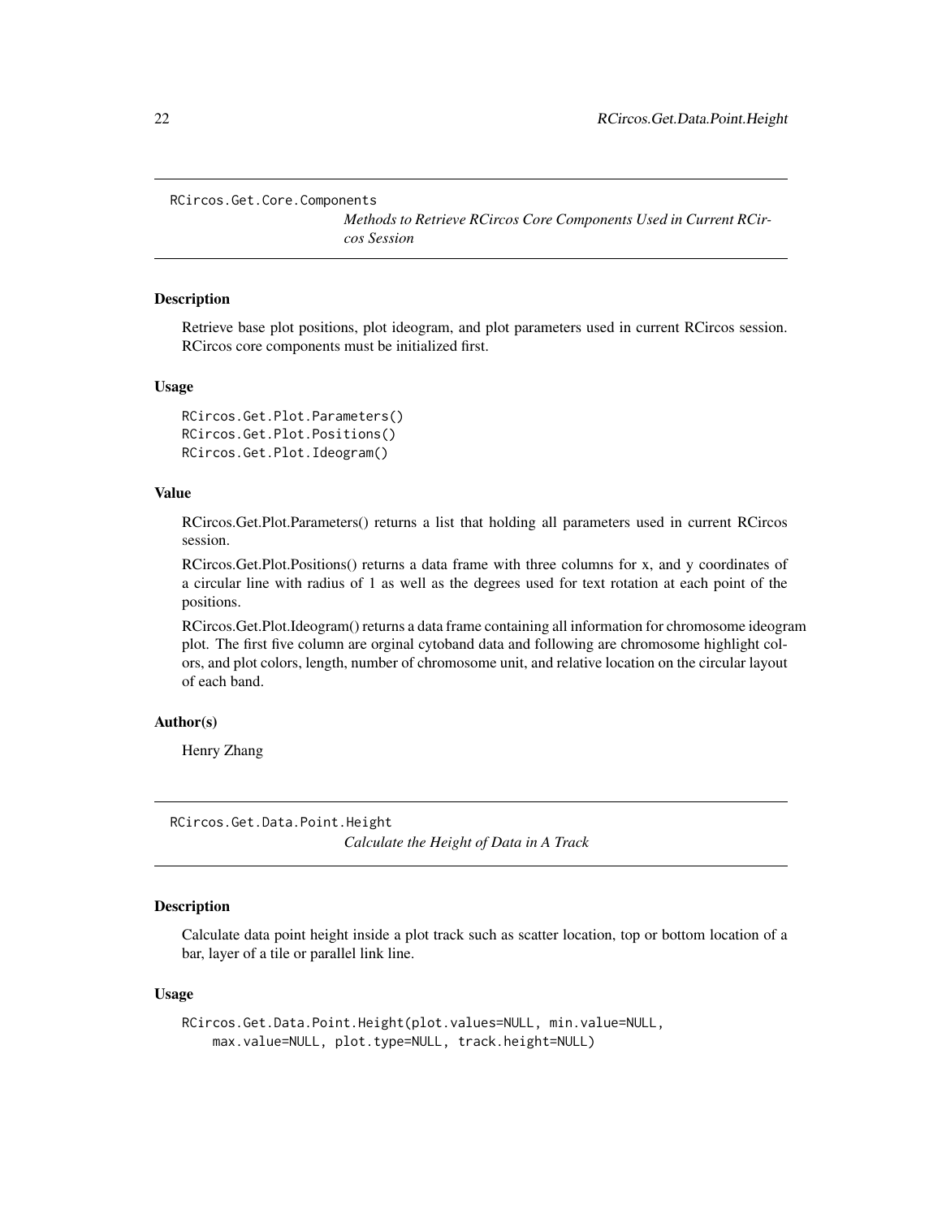## RCircos.Get.Core.Components

*Methods to Retrieve RCircos Core Components Used in Current RCircos Session*

### Description

Retrieve base plot positions, plot ideogram, and plot parameters used in current RCircos session. RCircos core components must be initialized first.

### Usage

```
RCircos.Get.Plot.Parameters()
RCircos.Get.Plot.Positions()
RCircos.Get.Plot.Ideogram()
```

### Value

RCircos.Get.Plot.Parameters() returns a list that holding all parameters used in current RCircos session.

RCircos.Get.Plot.Positions() returns a data frame with three columns for x, and y coordinates of a circular line with radius of 1 as well as the degrees used for text rotation at each point of the positions.

RCircos.Get.Plot.Ideogram() returns a data frame containing all information for chromosome ideogram plot. The first five column are orginal cytoband data and following are chromosome highlight colors, and plot colors, length, number of chromosome unit, and relative location on the circular layout of each band.

### Author(s)

Henry Zhang

## RCircos.Get.Data.Point.Height

*Calculate the Height of Data in A Track*

### Description

Calculate data point height inside a plot track such as scatter location, top or bottom location of a bar, layer of a tile or parallel link line.

### Usage

```
RCircos.Get.Data.Point.Height(plot.values=NULL, min.value=NULL,
    max.value=NULL, plot.type=NULL, track.height=NULL)
```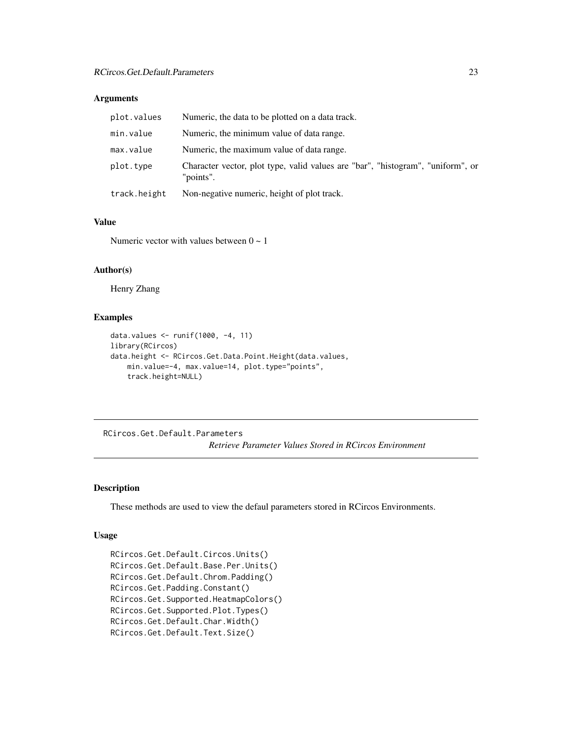### Arguments

| | |
|---|---|
| plot.values | Numeric, the data to be plotted on a data track. |
| min.value | Numeric, the minimum value of data range. |
| max.value | Numeric, the maximum value of data range. |
| plot.type | Character vector, plot type, valid values are "bar", "histogram", "uniform", or "points". |
| track.height | Non-negative numeric, height of plot track. |

### Value

Numeric vector with values between 0 ~ 1

### Author(s)

Henry Zhang

### Examples

```
data.values <- runif(1000, -4, 11)
library(RCircos)
data.height <- RCircos.Get.Data.Point.Height(data.values,
    min.value=-4, max.value=14, plot.type="points",
    track.height=NULL)
```

---

## RCircos.Get.Default.Parameters

*Retrieve Parameter Values Stored in RCircos Environment*

---

### Description

These methods are used to view the defaul parameters stored in RCircos Environments.

### Usage

```
RCircos.Get.Default.Circos.Units()
RCircos.Get.Default.Base.Per.Units()
RCircos.Get.Default.Chrom.Padding()
RCircos.Get.Padding.Constant()
RCircos.Get.Supported.HeatmapColors()
RCircos.Get.Supported.Plot.Types()
RCircos.Get.Default.Char.Width()
RCircos.Get.Default.Text.Size()
```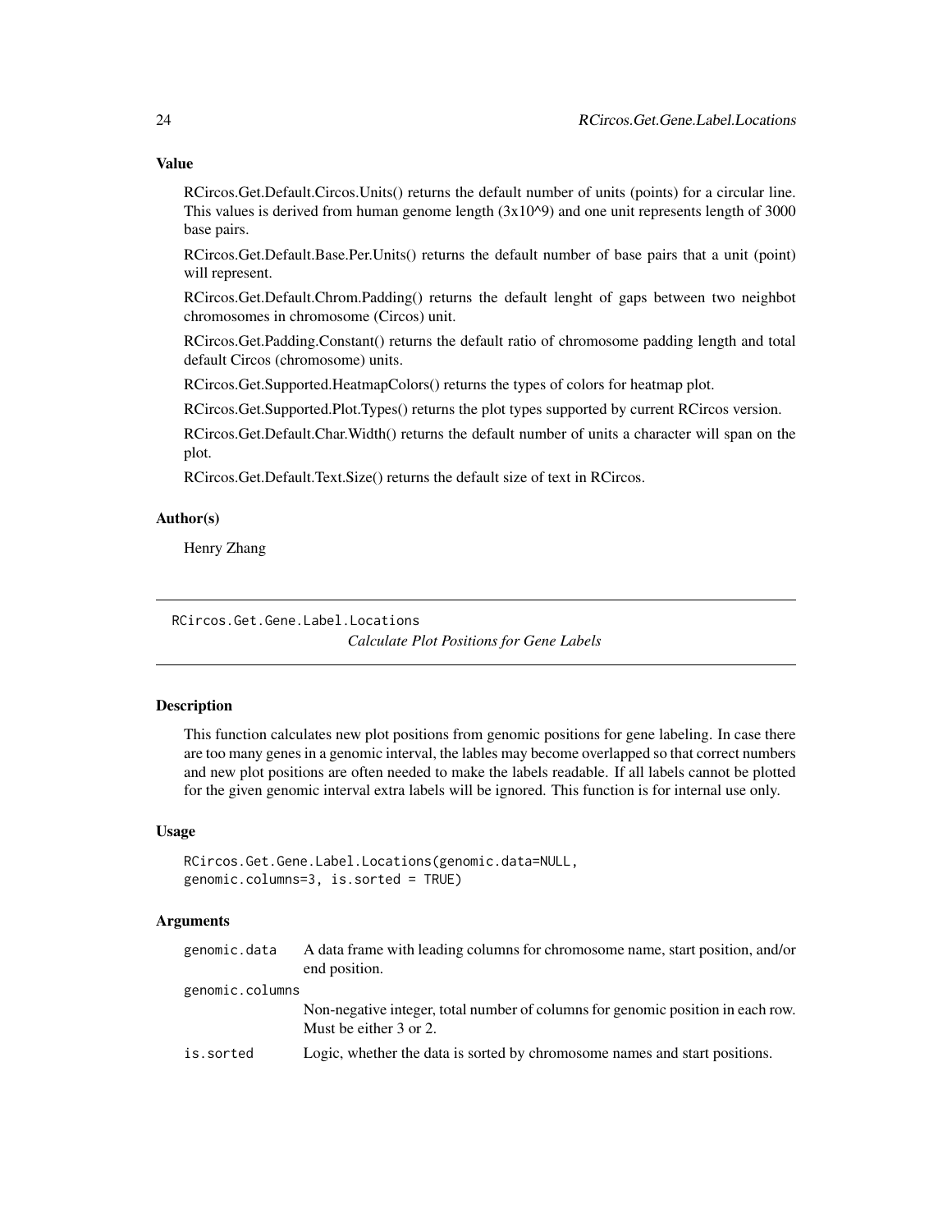### Value

RCircos.Get.Default.Circos.Units() returns the default number of units (points) for a circular line. This values is derived from human genome length (3x10^9) and one unit represents length of 3000 base pairs.

RCircos.Get.Default.Base.Per.Units() returns the default number of base pairs that a unit (point) will represent.

RCircos.Get.Default.Chrom.Padding() returns the default lenght of gaps between two neighbot chromosomes in chromosome (Circos) unit.

RCircos.Get.Padding.Constant() returns the default ratio of chromosome padding length and total default Circos (chromosome) units.

RCircos.Get.Supported.HeatmapColors() returns the types of colors for heatmap plot.

RCircos.Get.Supported.Plot.Types() returns the plot types supported by current RCircos version.

RCircos.Get.Default.Char.Width() returns the default number of units a character will span on the plot.

RCircos.Get.Default.Text.Size() returns the default size of text in RCircos.

### Author(s)

Henry Zhang

---

## RCircos.Get.Gene.Label.Locations

*Calculate Plot Positions for Gene Labels*

---

### Description

This function calculates new plot positions from genomic positions for gene labeling. In case there are too many genes in a genomic interval, the lables may become overlapped so that correct numbers and new plot positions are often needed to make the labels readable. If all labels cannot be plotted for the given genomic interval extra labels will be ignored. This function is for internal use only.

### Usage

```
RCircos.Get.Gene.Label.Locations(genomic.data=NULL,
genomic.columns=3, is.sorted = TRUE)
```

### Arguments

| | |
|---|---|
| `genomic.data` | A data frame with leading columns for chromosome name, start position, and/or end position. |
| `genomic.columns` | Non-negative integer, total number of columns for genomic position in each row. Must be either 3 or 2. |
| `is.sorted` | Logic, whether the data is sorted by chromosome names and start positions. |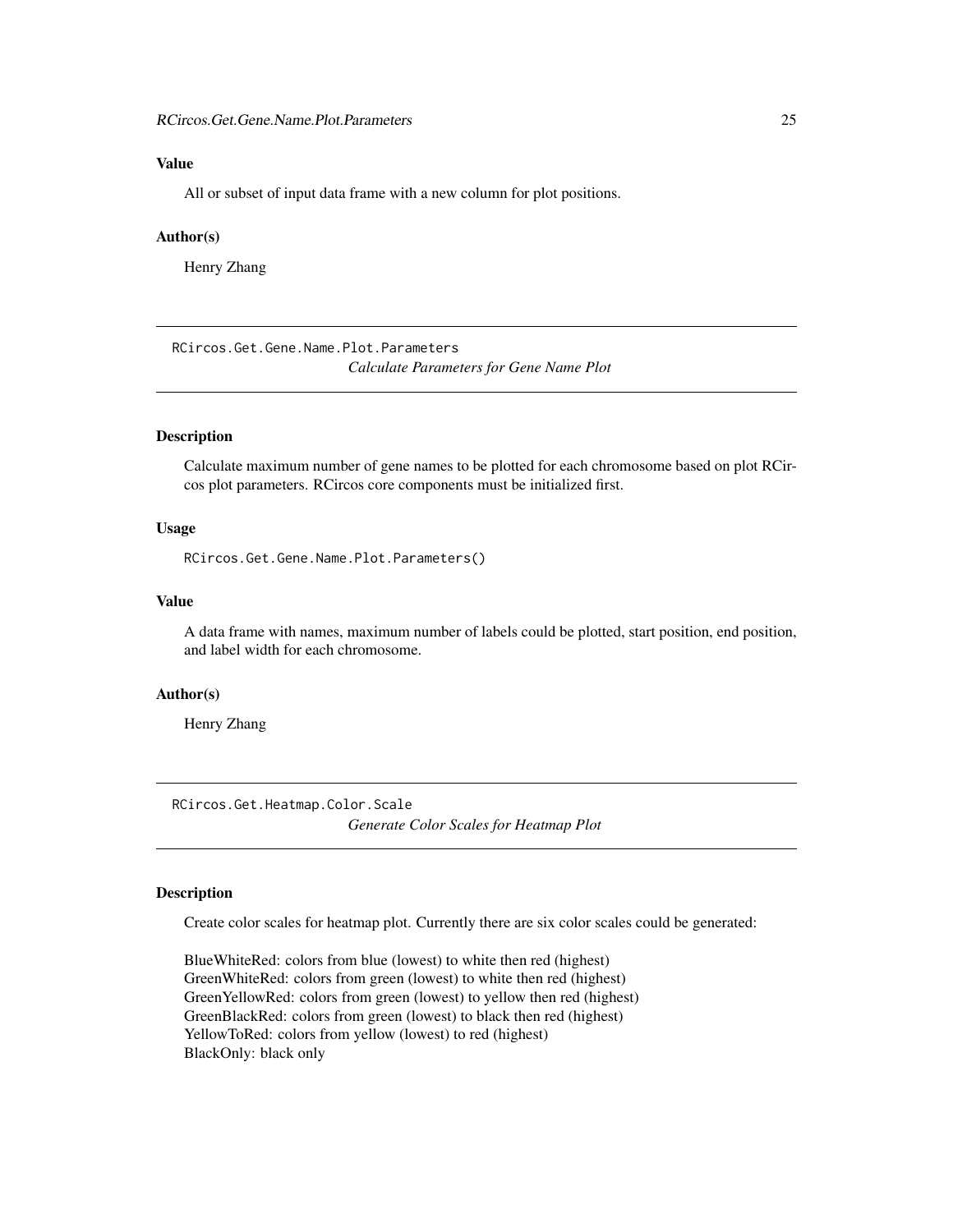## Value

All or subset of input data frame with a new column for plot positions.

## Author(s)

Henry Zhang

---

# RCircos.Get.Gene.Name.Plot.Parameters

*Calculate Parameters for Gene Name Plot*

## Description

Calculate maximum number of gene names to be plotted for each chromosome based on plot RCircos plot parameters. RCircos core components must be initialized first.

## Usage

```
RCircos.Get.Gene.Name.Plot.Parameters()
```

## Value

A data frame with names, maximum number of labels could be plotted, start position, end position, and label width for each chromosome.

## Author(s)

Henry Zhang

---

# RCircos.Get.Heatmap.Color.Scale

*Generate Color Scales for Heatmap Plot*

## Description

Create color scales for heatmap plot. Currently there are six color scales could be generated:

BlueWhiteRed: colors from blue (lowest) to white then red (highest)
GreenWhiteRed: colors from green (lowest) to white then red (highest)
GreenYellowRed: colors from green (lowest) to yellow then red (highest)
GreenBlackRed: colors from green (lowest) to black then red (highest)
YellowToRed: colors from yellow (lowest) to red (highest)
BlackOnly: black only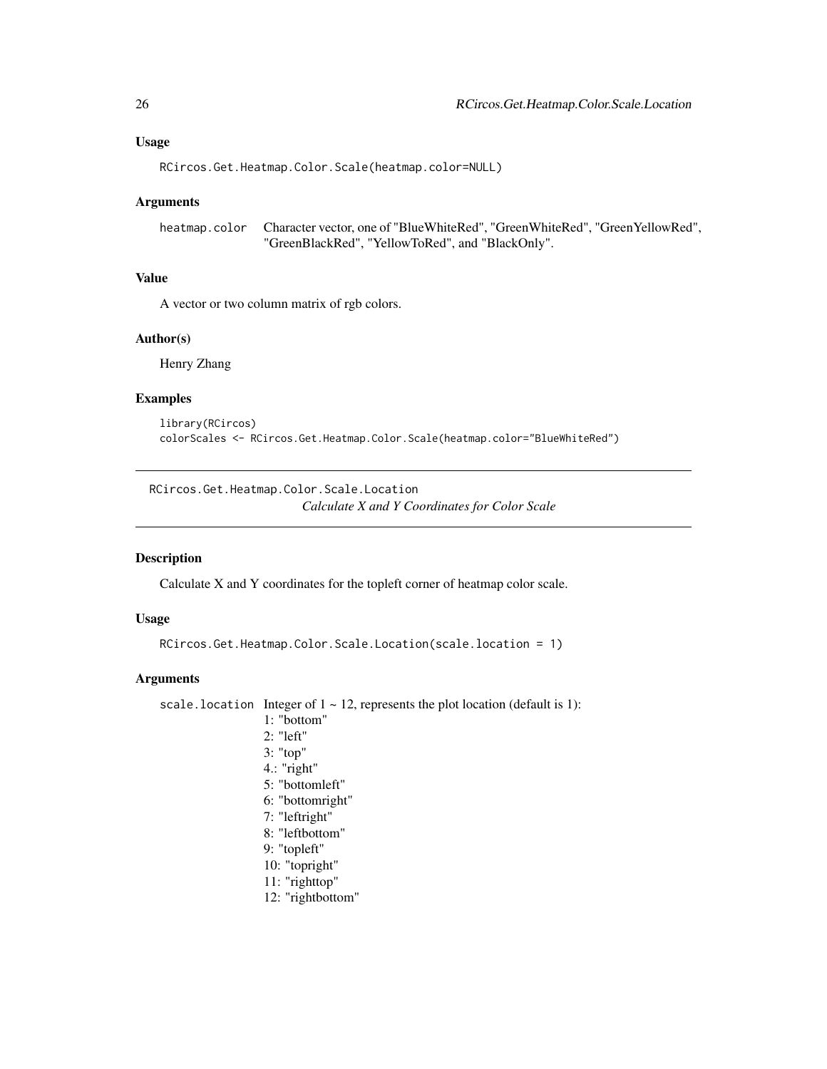## Usage

```
RCircos.Get.Heatmap.Color.Scale(heatmap.color=NULL)
```

## Arguments

heatmap.color  Character vector, one of "BlueWhiteRed", "GreenWhiteRed", "GreenYellowRed", "GreenBlackRed", "YellowToRed", and "BlackOnly".

## Value

A vector or two column matrix of rgb colors.

## Author(s)

Henry Zhang

## Examples

```
library(RCircos)
colorScales <- RCircos.Get.Heatmap.Color.Scale(heatmap.color="BlueWhiteRed")
```

---

# RCircos.Get.Heatmap.Color.Scale.Location

*Calculate X and Y Coordinates for Color Scale*

---

## Description

Calculate X and Y coordinates for the topleft corner of heatmap color scale.

## Usage

```
RCircos.Get.Heatmap.Color.Scale.Location(scale.location = 1)
```

## Arguments

scale.location  Integer of 1 ~ 12, represents the plot location (default is 1):

1: "bottom"
2: "left"
3: "top"
4.: "right"
5: "bottomleft"
6: "bottomright"
7: "leftright"
8: "leftbottom"
9: "topleft"
10: "topright"
11: "righttop"
12: "rightbottom"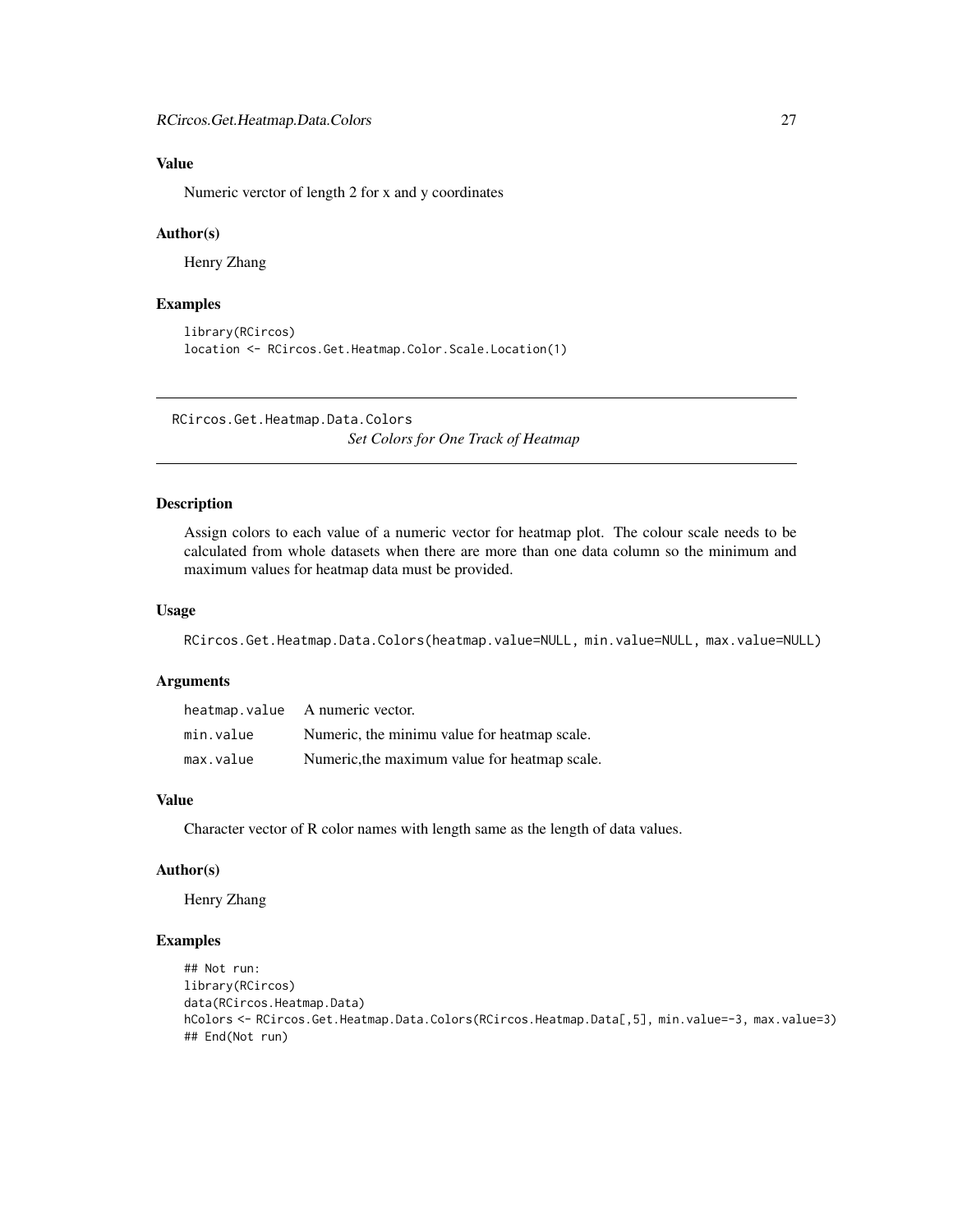### Value

Numeric verctor of length 2 for x and y coordinates

### Author(s)

Henry Zhang

### Examples

```
library(RCircos)
location <- RCircos.Get.Heatmap.Color.Scale.Location(1)
```

---

## RCircos.Get.Heatmap.Data.Colors

*Set Colors for One Track of Heatmap*

---

### Description

Assign colors to each value of a numeric vector for heatmap plot. The colour scale needs to be calculated from whole datasets when there are more than one data column so the minimum and maximum values for heatmap data must be provided.

### Usage

```
RCircos.Get.Heatmap.Data.Colors(heatmap.value=NULL, min.value=NULL, max.value=NULL)
```

### Arguments

| | |
|---|---|
| `heatmap.value` | A numeric vector. |
| `min.value` | Numeric, the minimu value for heatmap scale. |
| `max.value` | Numeric,the maximum value for heatmap scale. |

### Value

Character vector of R color names with length same as the length of data values.

### Author(s)

Henry Zhang

### Examples

```
## Not run:
library(RCircos)
data(RCircos.Heatmap.Data)
hColors <- RCircos.Get.Heatmap.Data.Colors(RCircos.Heatmap.Data[,5], min.value=-3, max.value=3)
## End(Not run)
```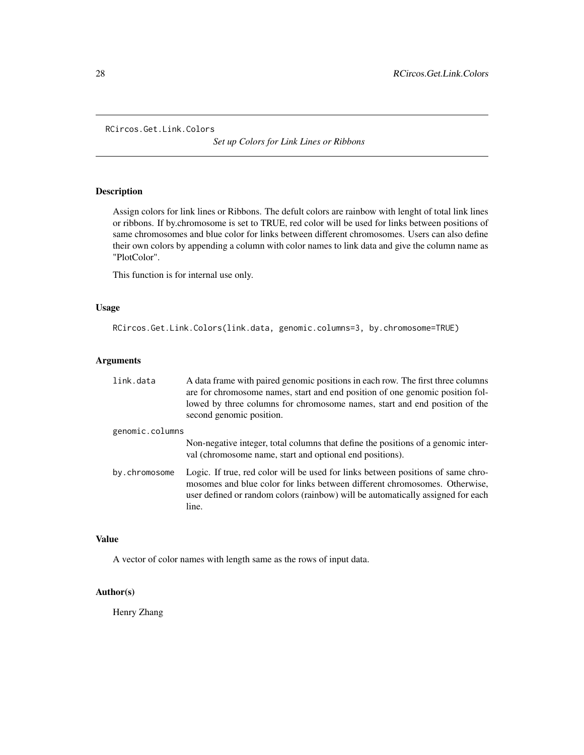RCircos.Get.Link.Colors

## *Set up Colors for Link Lines or Ribbons*

### Description

Assign colors for link lines or Ribbons. The defult colors are rainbow with lenght of total link lines or ribbons. If by.chromosome is set to TRUE, red color will be used for links between positions of same chromosomes and blue color for links between different chromosomes. Users can also define their own colors by appending a column with color names to link data and give the column name as "PlotColor".

This function is for internal use only.

### Usage

```
RCircos.Get.Link.Colors(link.data, genomic.columns=3, by.chromosome=TRUE)
```

### Arguments

| | |
|---|---|
| link.data | A data frame with paired genomic positions in each row. The first three columns are for chromosome names, start and end position of one genomic position followed by three columns for chromosome names, start and end position of the second genomic position. |
| genomic.columns | Non-negative integer, total columns that define the positions of a genomic interval (chromosome name, start and optional end positions). |
| by.chromosome | Logic. If true, red color will be used for links between positions of same chromosomes and blue color for links between different chromosomes. Otherwise, user defined or random colors (rainbow) will be automatically assigned for each line. |

### Value

A vector of color names with length same as the rows of input data.

### Author(s)

Henry Zhang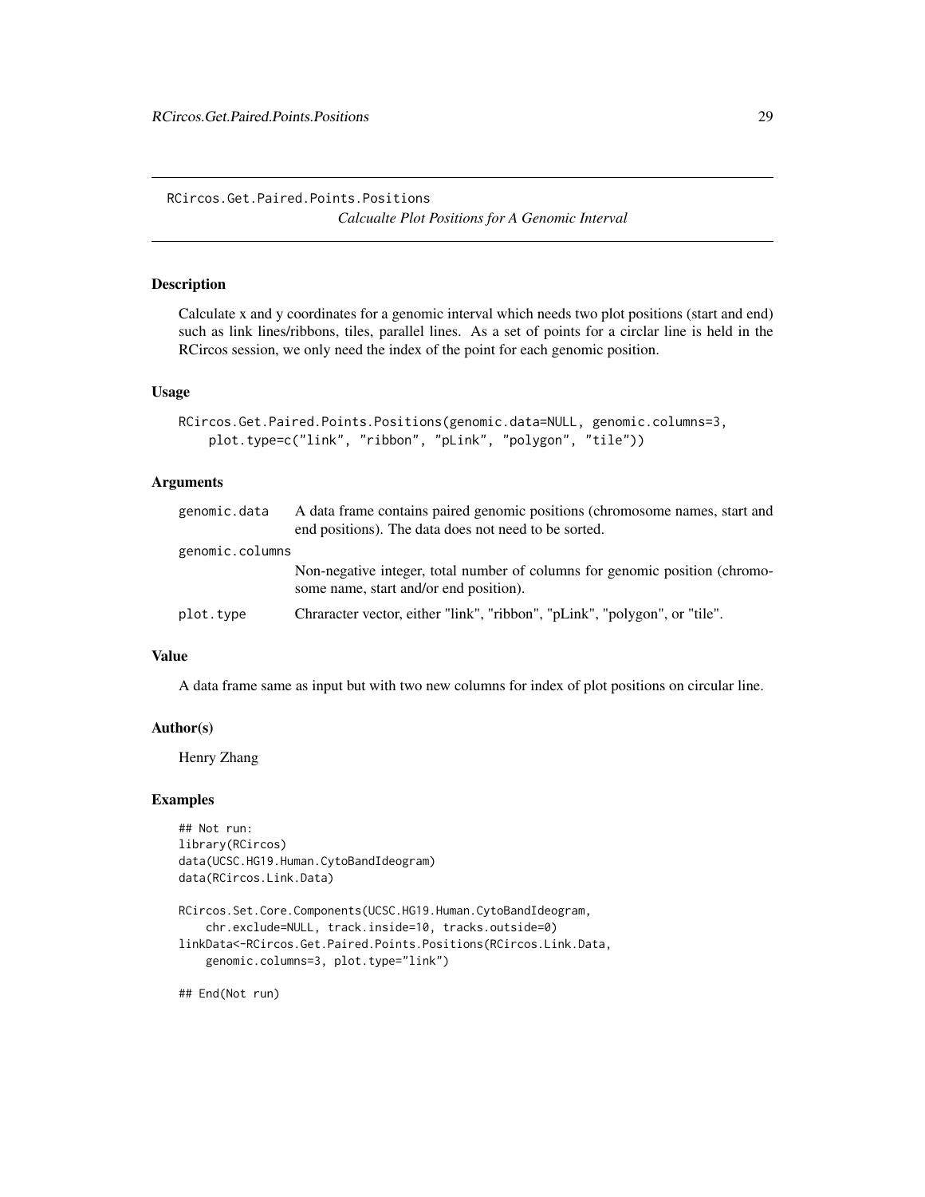## RCircos.Get.Paired.Points.Positions

*Calcualte Plot Positions for A Genomic Interval*

### Description

Calculate x and y coordinates for a genomic interval which needs two plot positions (start and end) such as link lines/ribbons, tiles, parallel lines. As a set of points for a circlar line is held in the RCircos session, we only need the index of the point for each genomic position.

### Usage

```
RCircos.Get.Paired.Points.Positions(genomic.data=NULL, genomic.columns=3,
    plot.type=c("link", "ribbon", "pLink", "polygon", "tile"))
```

### Arguments

| | |
|---|---|
| genomic.data | A data frame contains paired genomic positions (chromosome names, start and end positions). The data does not need to be sorted. |
| genomic.columns | Non-negative integer, total number of columns for genomic position (chromosome name, start and/or end position). |
| plot.type | Chraracter vector, either "link", "ribbon", "pLink", "polygon", or "tile". |

### Value

A data frame same as input but with two new columns for index of plot positions on circular line.

### Author(s)

Henry Zhang

### Examples

```
## Not run:
library(RCircos)
data(UCSC.HG19.Human.CytoBandIdeogram)
data(RCircos.Link.Data)

RCircos.Set.Core.Components(UCSC.HG19.Human.CytoBandIdeogram,
    chr.exclude=NULL, track.inside=10, tracks.outside=0)
linkData<-RCircos.Get.Paired.Points.Positions(RCircos.Link.Data,
    genomic.columns=3, plot.type="link")

## End(Not run)
```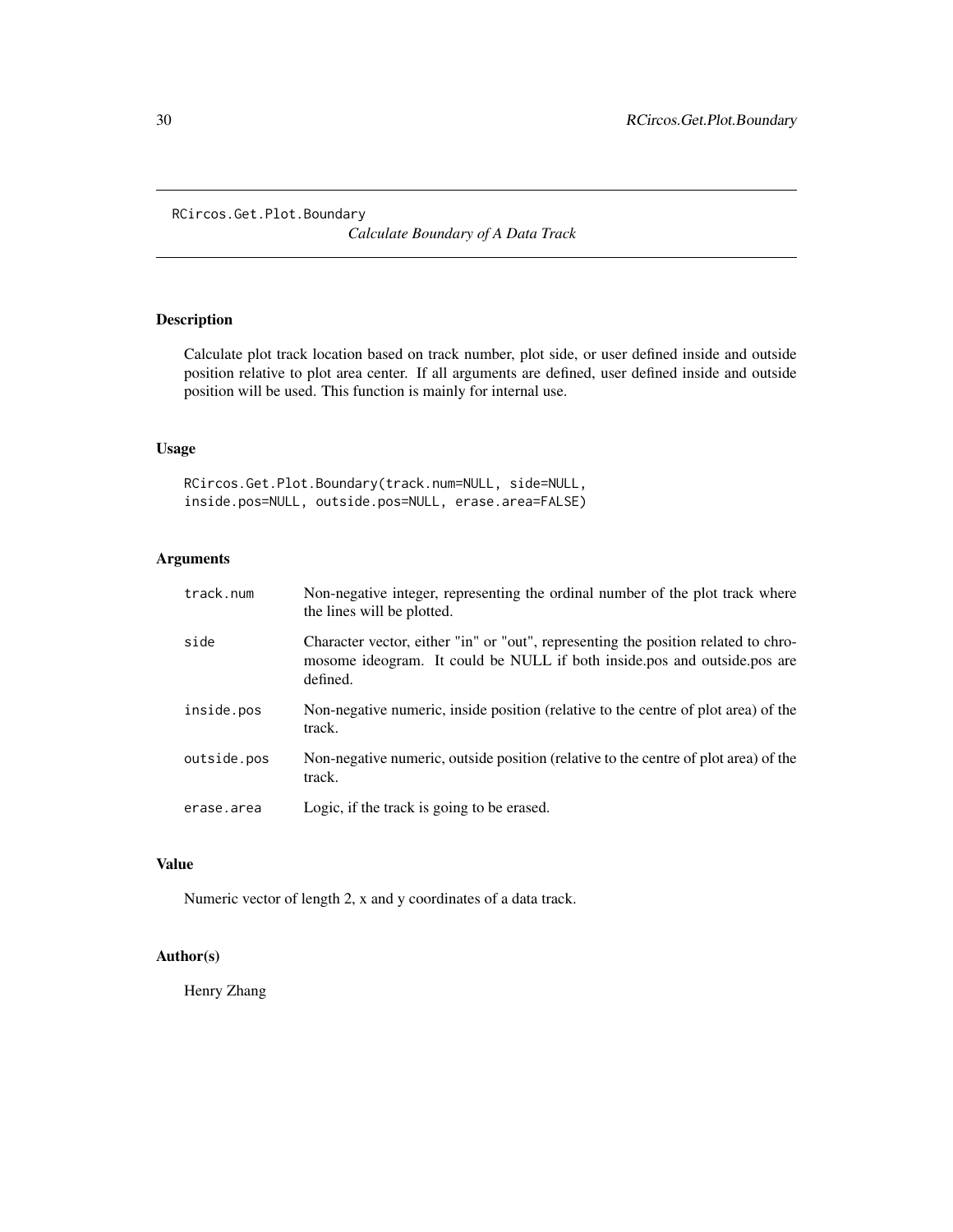# RCircos.Get.Plot.Boundary

*Calculate Boundary of A Data Track*

## Description

Calculate plot track location based on track number, plot side, or user defined inside and outside position relative to plot area center. If all arguments are defined, user defined inside and outside position will be used. This function is mainly for internal use.

## Usage

```
RCircos.Get.Plot.Boundary(track.num=NULL, side=NULL,
inside.pos=NULL, outside.pos=NULL, erase.area=FALSE)
```

## Arguments

| | |
|---|---|
| track.num | Non-negative integer, representing the ordinal number of the plot track where the lines will be plotted. |
| side | Character vector, either "in" or "out", representing the position related to chromosome ideogram. It could be NULL if both inside.pos and outside.pos are defined. |
| inside.pos | Non-negative numeric, inside position (relative to the centre of plot area) of the track. |
| outside.pos | Non-negative numeric, outside position (relative to the centre of plot area) of the track. |
| erase.area | Logic, if the track is going to be erased. |

## Value

Numeric vector of length 2, x and y coordinates of a data track.

## Author(s)

Henry Zhang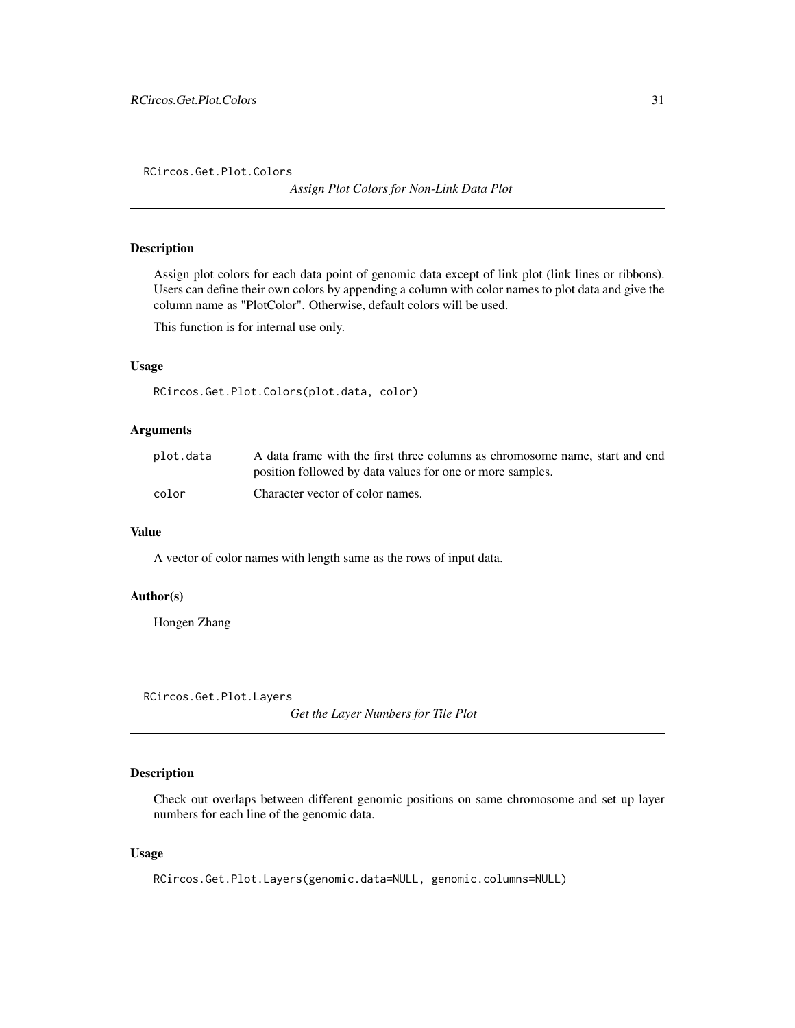## RCircos.Get.Plot.Colors

*Assign Plot Colors for Non-Link Data Plot*

### Description

Assign plot colors for each data point of genomic data except of link plot (link lines or ribbons). Users can define their own colors by appending a column with color names to plot data and give the column name as "PlotColor". Otherwise, default colors will be used.

This function is for internal use only.

### Usage

```
RCircos.Get.Plot.Colors(plot.data, color)
```

### Arguments

| | |
|---|---|
| plot.data | A data frame with the first three columns as chromosome name, start and end position followed by data values for one or more samples. |
| color | Character vector of color names. |

### Value

A vector of color names with length same as the rows of input data.

### Author(s)

Hongen Zhang

## RCircos.Get.Plot.Layers

*Get the Layer Numbers for Tile Plot*

### Description

Check out overlaps between different genomic positions on same chromosome and set up layer numbers for each line of the genomic data.

### Usage

```
RCircos.Get.Plot.Layers(genomic.data=NULL, genomic.columns=NULL)
```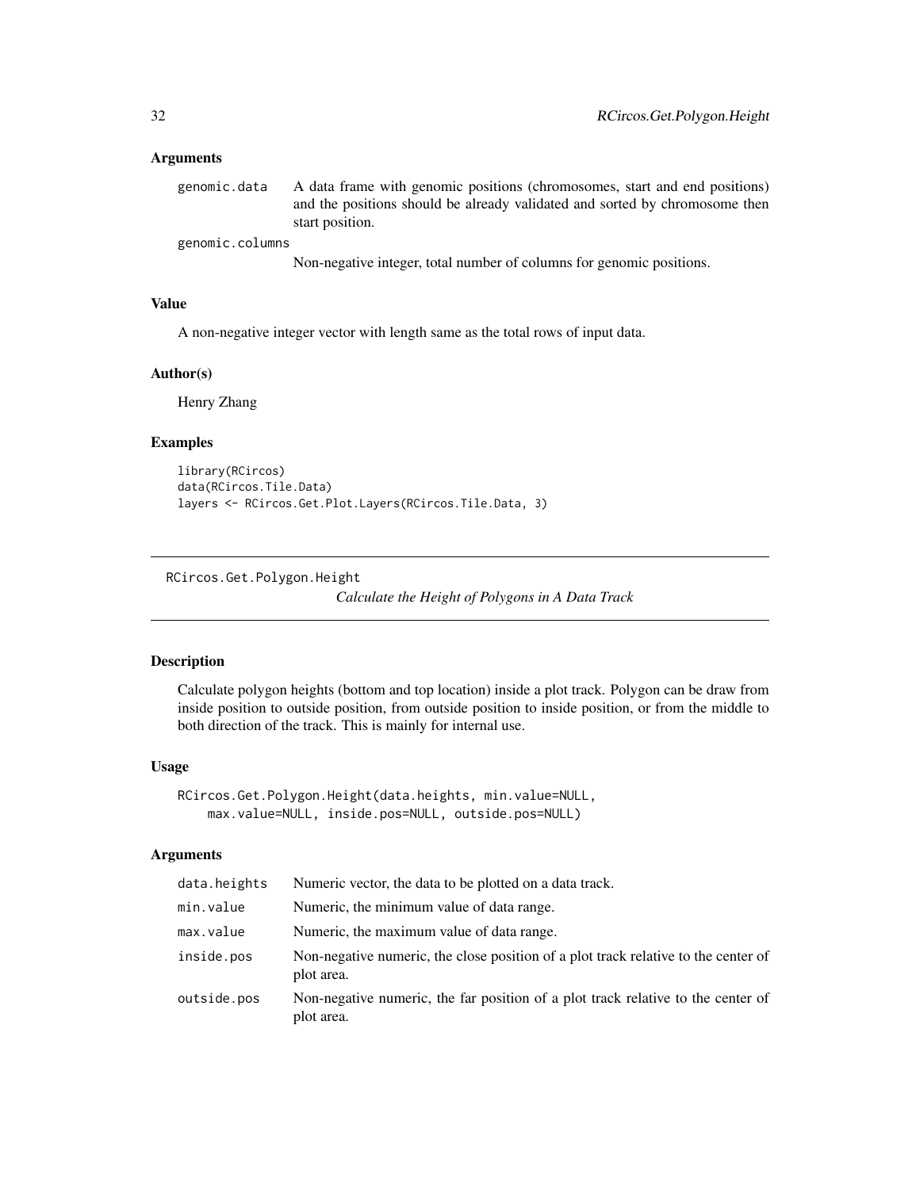### Arguments

| | |
|---|---|
| genomic.data | A data frame with genomic positions (chromosomes, start and end positions) and the positions should be already validated and sorted by chromosome then start position. |
| genomic.columns | Non-negative integer, total number of columns for genomic positions. |

### Value

A non-negative integer vector with length same as the total rows of input data.

### Author(s)

Henry Zhang

### Examples

```
library(RCircos)
data(RCircos.Tile.Data)
layers <- RCircos.Get.Plot.Layers(RCircos.Tile.Data, 3)
```

---

## RCircos.Get.Polygon.Height

*Calculate the Height of Polygons in A Data Track*

---

### Description

Calculate polygon heights (bottom and top location) inside a plot track. Polygon can be draw from inside position to outside position, from outside position to inside position, or from the middle to both direction of the track. This is mainly for internal use.

### Usage

```
RCircos.Get.Polygon.Height(data.heights, min.value=NULL,
    max.value=NULL, inside.pos=NULL, outside.pos=NULL)
```

### Arguments

| | |
|---|---|
| data.heights | Numeric vector, the data to be plotted on a data track. |
| min.value | Numeric, the minimum value of data range. |
| max.value | Numeric, the maximum value of data range. |
| inside.pos | Non-negative numeric, the close position of a plot track relative to the center of plot area. |
| outside.pos | Non-negative numeric, the far position of a plot track relative to the center of plot area. |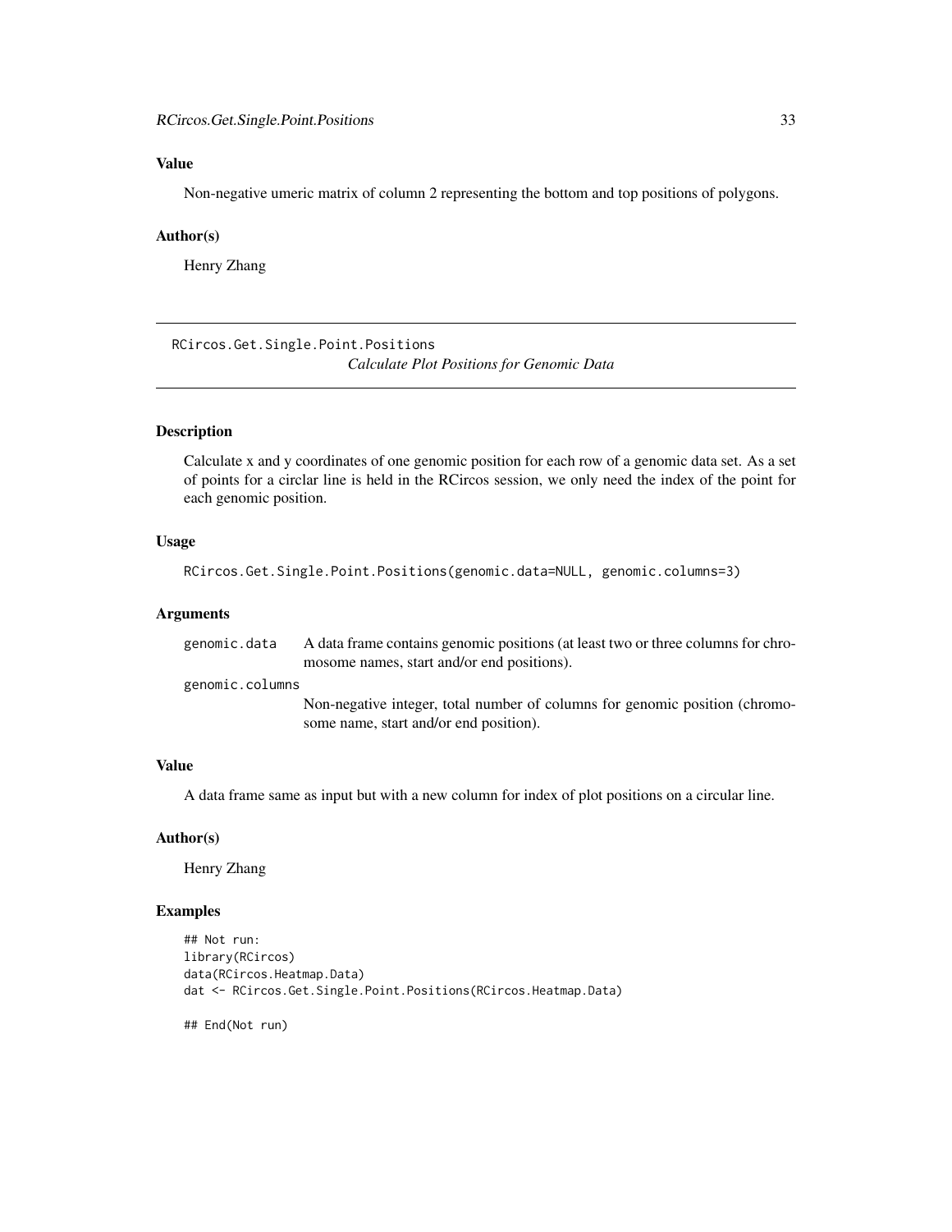### Value

Non-negative umeric matrix of column 2 representing the bottom and top positions of polygons.

### Author(s)

Henry Zhang

---

## RCircos.Get.Single.Point.Positions

*Calculate Plot Positions for Genomic Data*

---

### Description

Calculate x and y coordinates of one genomic position for each row of a genomic data set. As a set of points for a circlar line is held in the RCircos session, we only need the index of the point for each genomic position.

### Usage

```
RCircos.Get.Single.Point.Positions(genomic.data=NULL, genomic.columns=3)
```

### Arguments

| | |
|---|---|
| genomic.data | A data frame contains genomic positions (at least two or three columns for chromosome names, start and/or end positions). |
| genomic.columns | Non-negative integer, total number of columns for genomic position (chromosome name, start and/or end position). |

### Value

A data frame same as input but with a new column for index of plot positions on a circular line.

### Author(s)

Henry Zhang

### Examples

```
## Not run:
library(RCircos)
data(RCircos.Heatmap.Data)
dat <- RCircos.Get.Single.Point.Positions(RCircos.Heatmap.Data)

## End(Not run)
```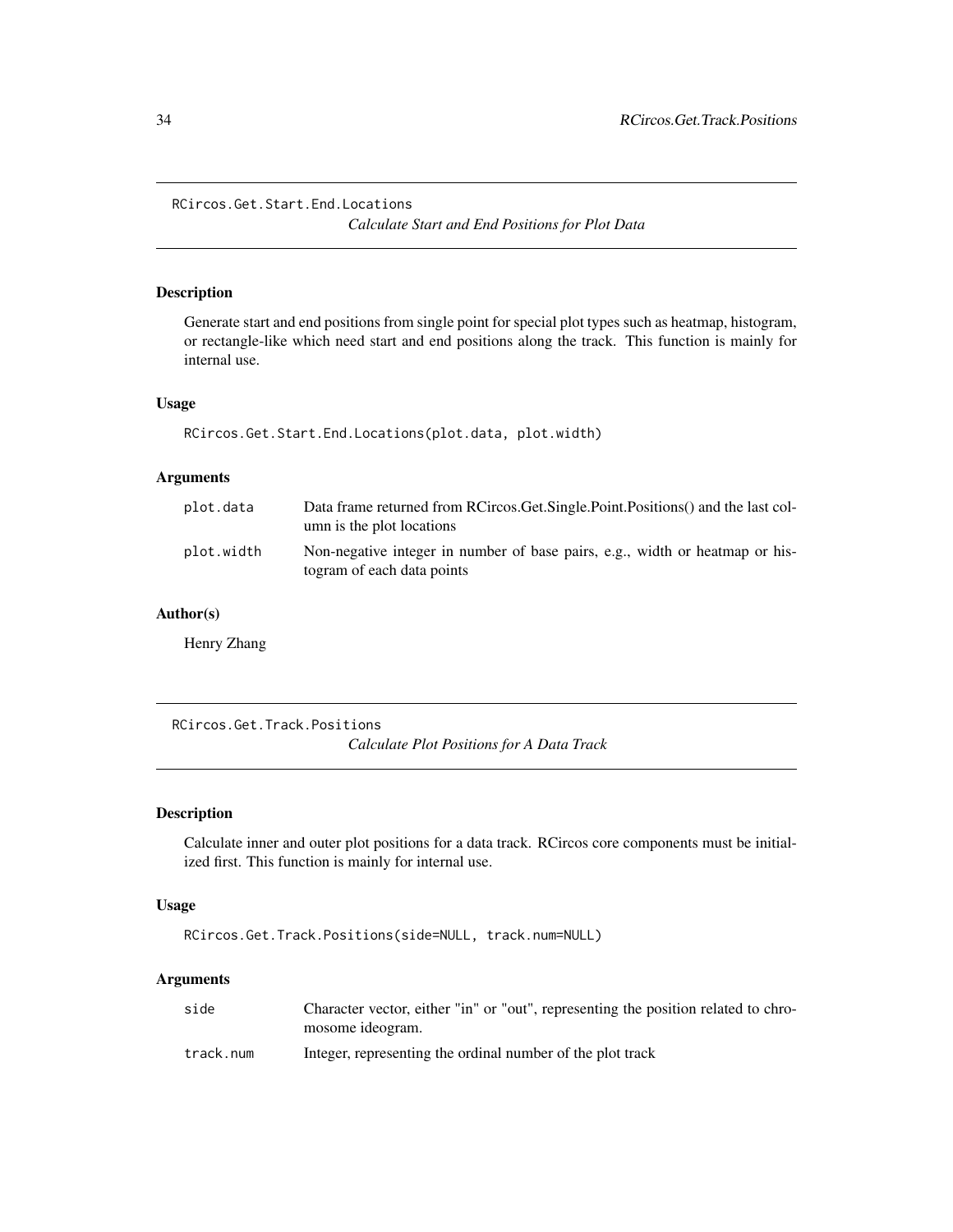## RCircos.Get.Start.End.Locations

*Calculate Start and End Positions for Plot Data*

### Description

Generate start and end positions from single point for special plot types such as heatmap, histogram, or rectangle-like which need start and end positions along the track. This function is mainly for internal use.

### Usage

```
RCircos.Get.Start.End.Locations(plot.data, plot.width)
```

### Arguments

| | |
|---|---|
| plot.data | Data frame returned from RCircos.Get.Single.Point.Positions() and the last column is the plot locations |
| plot.width | Non-negative integer in number of base pairs, e.g., width or heatmap or histogram of each data points |

### Author(s)

Henry Zhang

## RCircos.Get.Track.Positions

*Calculate Plot Positions for A Data Track*

### Description

Calculate inner and outer plot positions for a data track. RCircos core components must be initialized first. This function is mainly for internal use.

### Usage

```
RCircos.Get.Track.Positions(side=NULL, track.num=NULL)
```

### Arguments

| | |
|---|---|
| side | Character vector, either "in" or "out", representing the position related to chromosome ideogram. |
| track.num | Integer, representing the ordinal number of the plot track |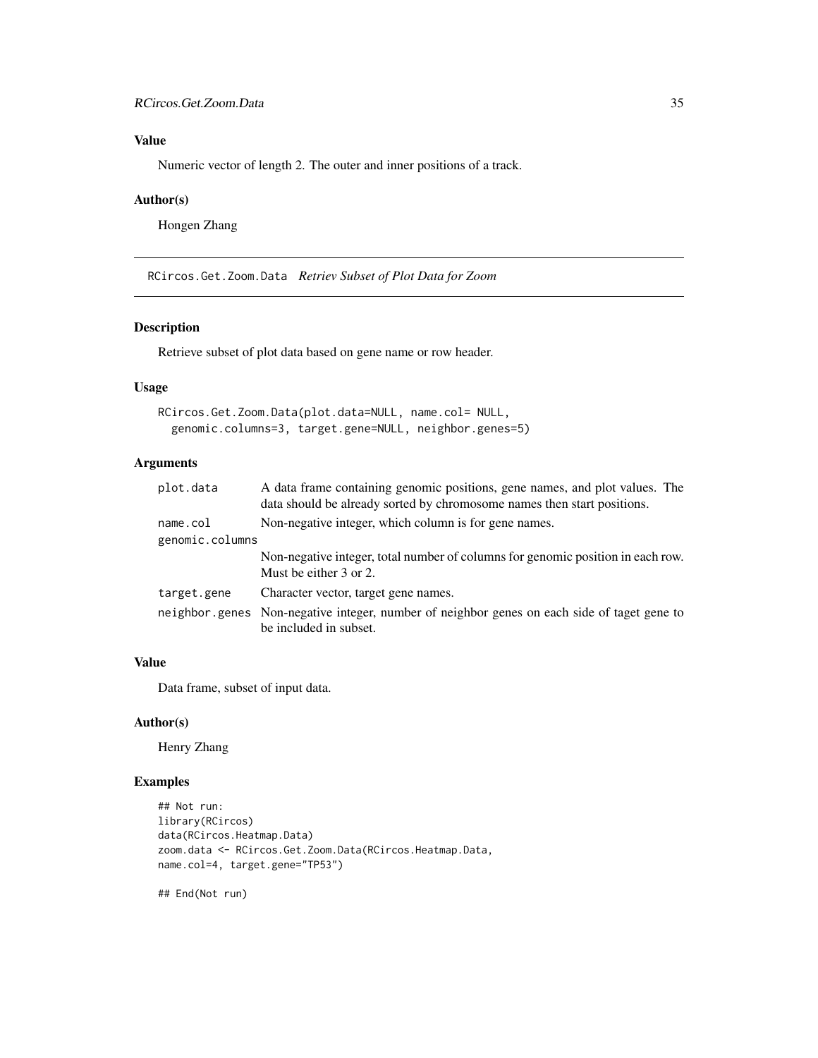## Value

Numeric vector of length 2. The outer and inner positions of a track.

## Author(s)

Hongen Zhang

---

# RCircos.Get.Zoom.Data *Retriev Subset of Plot Data for Zoom*

## Description

Retrieve subset of plot data based on gene name or row header.

## Usage

```
RCircos.Get.Zoom.Data(plot.data=NULL, name.col= NULL,
  genomic.columns=3, target.gene=NULL, neighbor.genes=5)
```

## Arguments

| | |
|---|---|
| plot.data | A data frame containing genomic positions, gene names, and plot values. The data should be already sorted by chromosome names then start positions. |
| name.col | Non-negative integer, which column is for gene names. |
| genomic.columns | Non-negative integer, total number of columns for genomic position in each row. Must be either 3 or 2. |
| target.gene | Character vector, target gene names. |
| neighbor.genes | Non-negative integer, number of neighbor genes on each side of taget gene to be included in subset. |

## Value

Data frame, subset of input data.

## Author(s)

Henry Zhang

## Examples

```
## Not run:
library(RCircos)
data(RCircos.Heatmap.Data)
zoom.data <- RCircos.Get.Zoom.Data(RCircos.Heatmap.Data,
name.col=4, target.gene="TP53")

## End(Not run)
```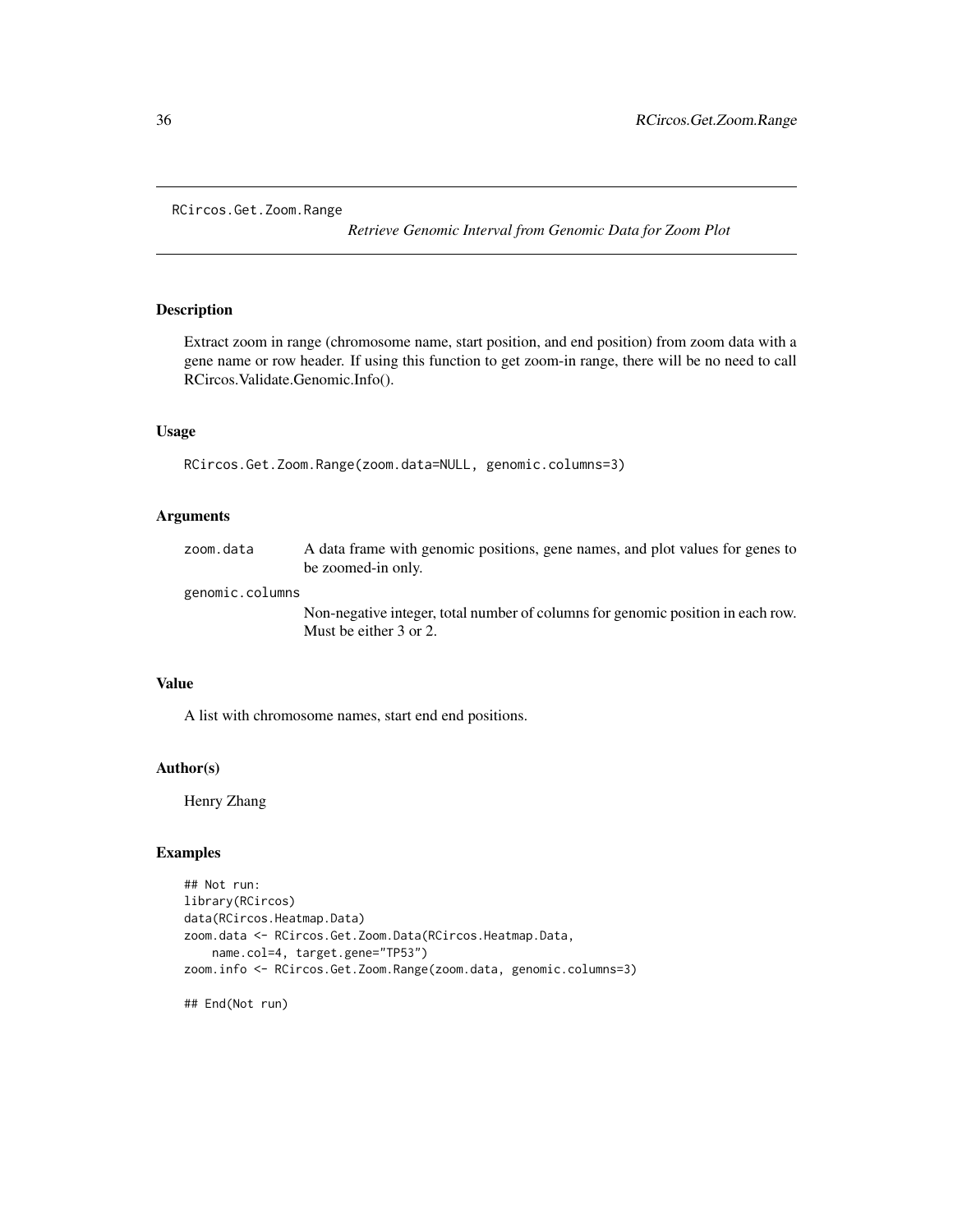RCircos.Get.Zoom.Range

## RCircos.Get.Zoom.Range — *Retrieve Genomic Interval from Genomic Data for Zoom Plot*

### Description

Extract zoom in range (chromosome name, start position, and end position) from zoom data with a gene name or row header. If using this function to get zoom-in range, there will be no need to call RCircos.Validate.Genomic.Info().

### Usage

```
RCircos.Get.Zoom.Range(zoom.data=NULL, genomic.columns=3)
```

### Arguments

| | |
|---|---|
| zoom.data | A data frame with genomic positions, gene names, and plot values for genes to be zoomed-in only. |
| genomic.columns | Non-negative integer, total number of columns for genomic position in each row. Must be either 3 or 2. |

### Value

A list with chromosome names, start end end positions.

### Author(s)

Henry Zhang

### Examples

```
## Not run:
library(RCircos)
data(RCircos.Heatmap.Data)
zoom.data <- RCircos.Get.Zoom.Data(RCircos.Heatmap.Data,
    name.col=4, target.gene="TP53")
zoom.info <- RCircos.Get.Zoom.Range(zoom.data, genomic.columns=3)

## End(Not run)
```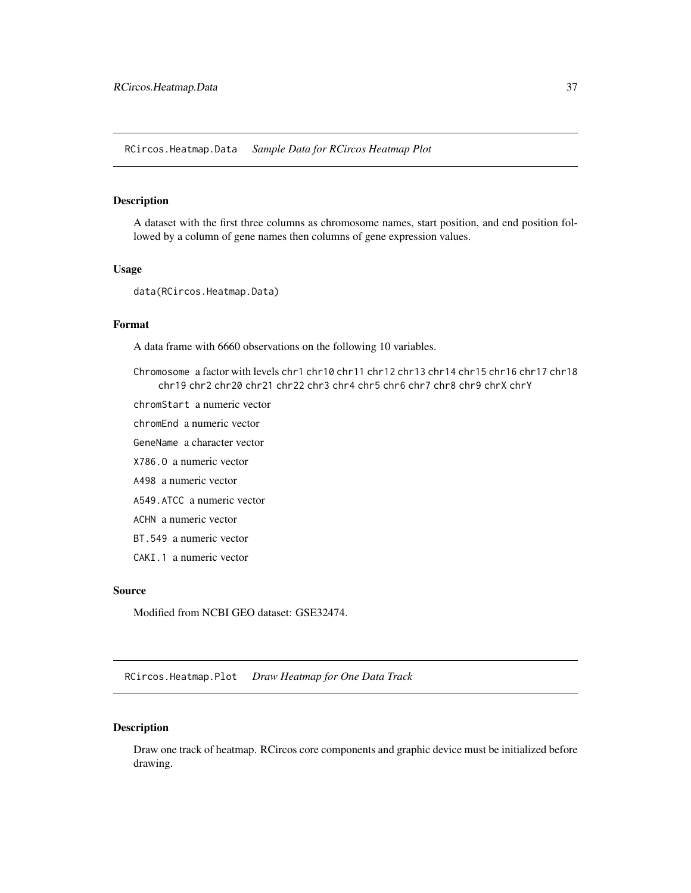## RCircos.Heatmap.Data — *Sample Data for RCircos Heatmap Plot*

### Description

A dataset with the first three columns as chromosome names, start position, and end position followed by a column of gene names then columns of gene expression values.

### Usage

```
data(RCircos.Heatmap.Data)
```

### Format

A data frame with 6660 observations on the following 10 variables.

- `Chromosome` a factor with levels `chr1` `chr10` `chr11` `chr12` `chr13` `chr14` `chr15` `chr16` `chr17` `chr18` `chr19` `chr2` `chr20` `chr21` `chr22` `chr3` `chr4` `chr5` `chr6` `chr7` `chr8` `chr9` `chrX` `chrY`
- `chromStart` a numeric vector
- `chromEnd` a numeric vector
- `GeneName` a character vector
- `X786.O` a numeric vector
- `A498` a numeric vector
- `A549.ATCC` a numeric vector
- `ACHN` a numeric vector
- `BT.549` a numeric vector
- `CAKI.1` a numeric vector

### Source

Modified from NCBI GEO dataset: GSE32474.

## RCircos.Heatmap.Plot — *Draw Heatmap for One Data Track*

### Description

Draw one track of heatmap. RCircos core components and graphic device must be initialized before drawing.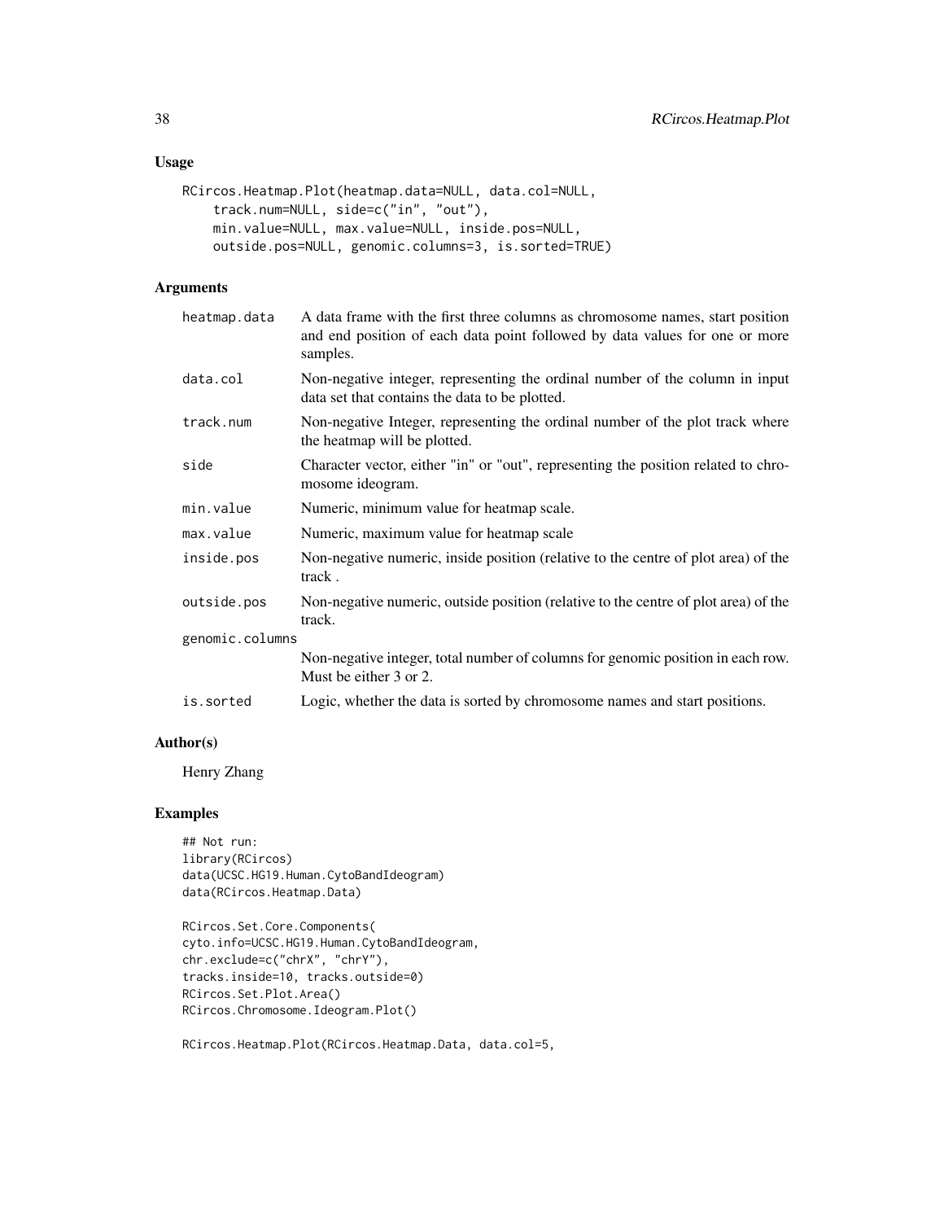## Usage

```
RCircos.Heatmap.Plot(heatmap.data=NULL, data.col=NULL,
    track.num=NULL, side=c("in", "out"),
    min.value=NULL, max.value=NULL, inside.pos=NULL,
    outside.pos=NULL, genomic.columns=3, is.sorted=TRUE)
```

## Arguments

| | |
|---|---|
| heatmap.data | A data frame with the first three columns as chromosome names, start position and end position of each data point followed by data values for one or more samples. |
| data.col | Non-negative integer, representing the ordinal number of the column in input data set that contains the data to be plotted. |
| track.num | Non-negative Integer, representing the ordinal number of the plot track where the heatmap will be plotted. |
| side | Character vector, either "in" or "out", representing the position related to chromosome ideogram. |
| min.value | Numeric, minimum value for heatmap scale. |
| max.value | Numeric, maximum value for heatmap scale |
| inside.pos | Non-negative numeric, inside position (relative to the centre of plot area) of the track . |
| outside.pos | Non-negative numeric, outside position (relative to the centre of plot area) of the track. |
| genomic.columns | Non-negative integer, total number of columns for genomic position in each row. Must be either 3 or 2. |
| is.sorted | Logic, whether the data is sorted by chromosome names and start positions. |

## Author(s)

Henry Zhang

## Examples

```
## Not run:
library(RCircos)
data(UCSC.HG19.Human.CytoBandIdeogram)
data(RCircos.Heatmap.Data)

RCircos.Set.Core.Components(
cyto.info=UCSC.HG19.Human.CytoBandIdeogram,
chr.exclude=c("chrX", "chrY"),
tracks.inside=10, tracks.outside=0)
RCircos.Set.Plot.Area()
RCircos.Chromosome.Ideogram.Plot()

RCircos.Heatmap.Plot(RCircos.Heatmap.Data, data.col=5,
```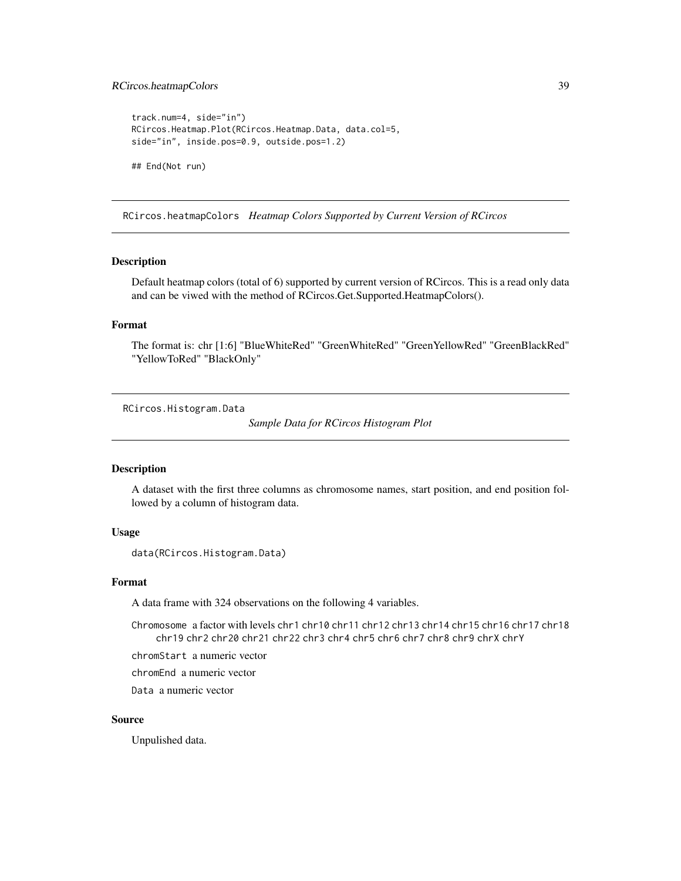```
track.num=4, side="in")
RCircos.Heatmap.Plot(RCircos.Heatmap.Data, data.col=5,
side="in", inside.pos=0.9, outside.pos=1.2)

## End(Not run)
```

---

## RCircos.heatmapColors *Heatmap Colors Supported by Current Version of RCircos*

### Description

Default heatmap colors (total of 6) supported by current version of RCircos. This is a read only data and can be viwed with the method of RCircos.Get.Supported.HeatmapColors().

### Format

The format is: chr [1:6] "BlueWhiteRed" "GreenWhiteRed" "GreenYellowRed" "GreenBlackRed" "YellowToRed" "BlackOnly"

---

## RCircos.Histogram.Data *Sample Data for RCircos Histogram Plot*

### Description

A dataset with the first three columns as chromosome names, start position, and end position followed by a column of histogram data.

### Usage

```
data(RCircos.Histogram.Data)
```

### Format

A data frame with 324 observations on the following 4 variables.

`Chromosome` a factor with levels `chr1` `chr10` `chr11` `chr12` `chr13` `chr14` `chr15` `chr16` `chr17` `chr18` `chr19` `chr2` `chr20` `chr21` `chr22` `chr3` `chr4` `chr5` `chr6` `chr7` `chr8` `chr9` `chrX` `chrY`

`chromStart` a numeric vector

`chromEnd` a numeric vector

`Data` a numeric vector

### Source

Unpulished data.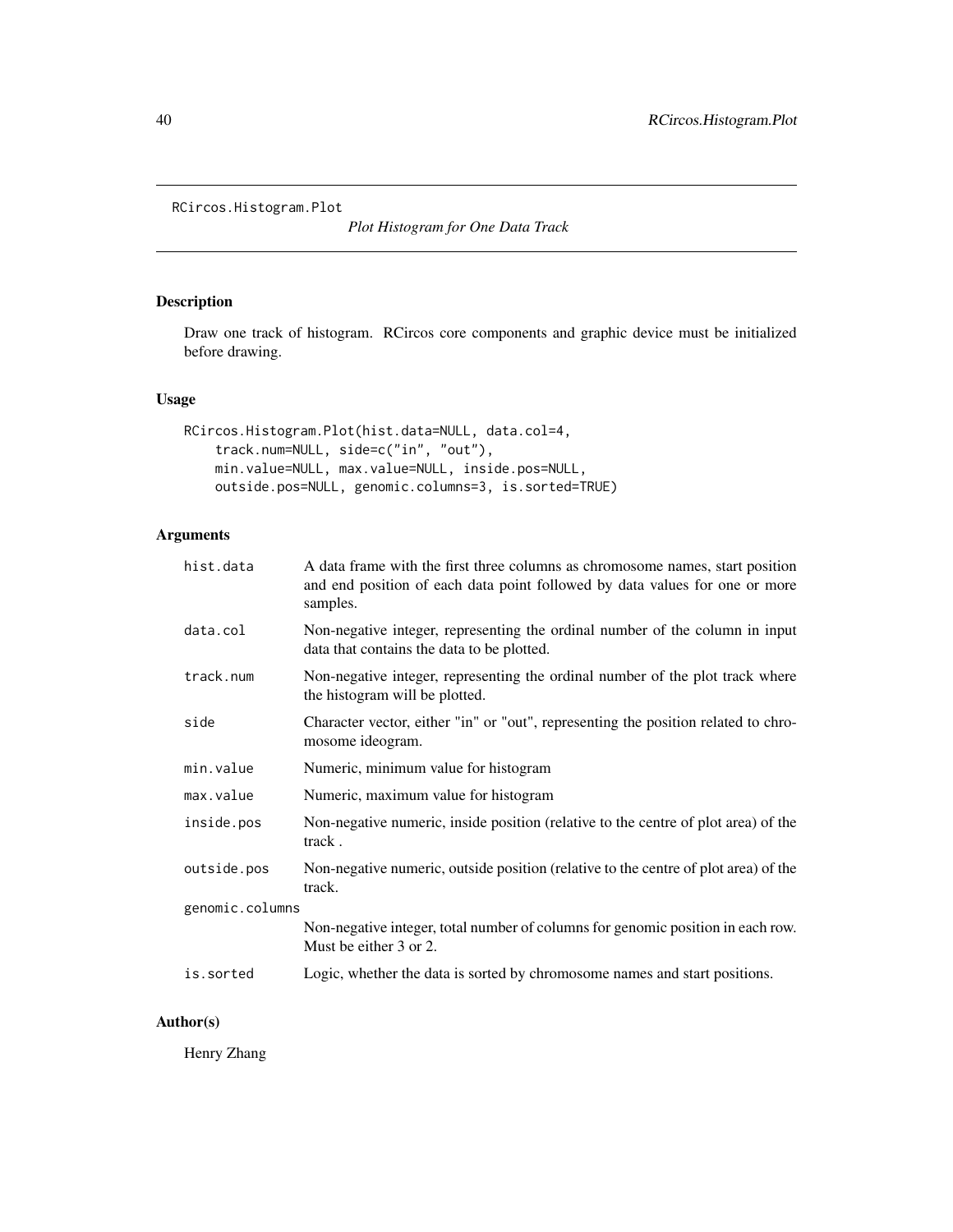RCircos.Histogram.Plot

*Plot Histogram for One Data Track*

## Description

Draw one track of histogram. RCircos core components and graphic device must be initialized before drawing.

## Usage

```
RCircos.Histogram.Plot(hist.data=NULL, data.col=4,
    track.num=NULL, side=c("in", "out"),
    min.value=NULL, max.value=NULL, inside.pos=NULL,
    outside.pos=NULL, genomic.columns=3, is.sorted=TRUE)
```

## Arguments

| | |
|---|---|
| hist.data | A data frame with the first three columns as chromosome names, start position and end position of each data point followed by data values for one or more samples. |
| data.col | Non-negative integer, representing the ordinal number of the column in input data that contains the data to be plotted. |
| track.num | Non-negative integer, representing the ordinal number of the plot track where the histogram will be plotted. |
| side | Character vector, either "in" or "out", representing the position related to chromosome ideogram. |
| min.value | Numeric, minimum value for histogram |
| max.value | Numeric, maximum value for histogram |
| inside.pos | Non-negative numeric, inside position (relative to the centre of plot area) of the track . |
| outside.pos | Non-negative numeric, outside position (relative to the centre of plot area) of the track. |
| genomic.columns | Non-negative integer, total number of columns for genomic position in each row. Must be either 3 or 2. |
| is.sorted | Logic, whether the data is sorted by chromosome names and start positions. |

## Author(s)

Henry Zhang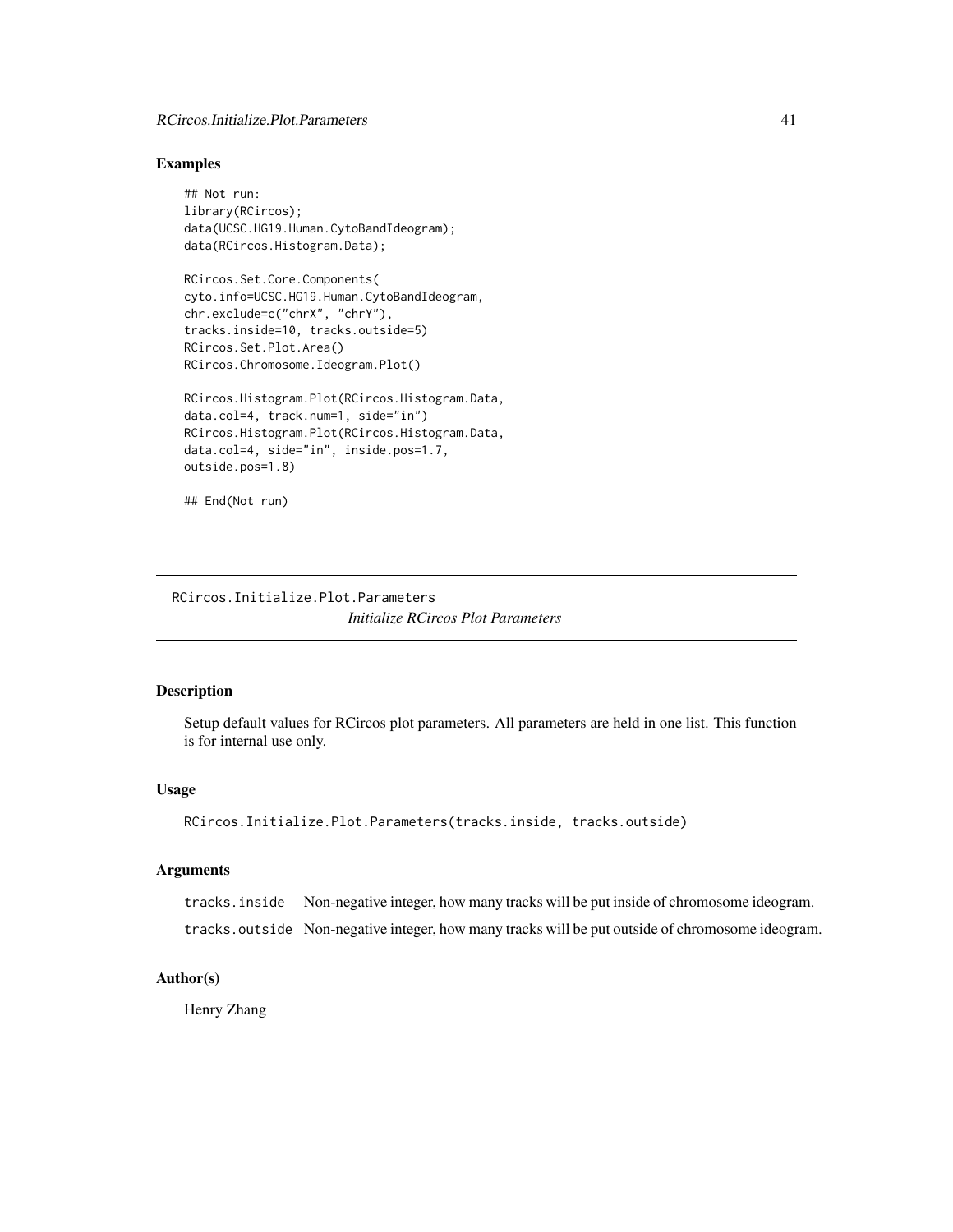## Examples

```
## Not run:
library(RCircos);
data(UCSC.HG19.Human.CytoBandIdeogram);
data(RCircos.Histogram.Data);

RCircos.Set.Core.Components(
cyto.info=UCSC.HG19.Human.CytoBandIdeogram,
chr.exclude=c("chrX", "chrY"),
tracks.inside=10, tracks.outside=5)
RCircos.Set.Plot.Area()
RCircos.Chromosome.Ideogram.Plot()

RCircos.Histogram.Plot(RCircos.Histogram.Data,
data.col=4, track.num=1, side="in")
RCircos.Histogram.Plot(RCircos.Histogram.Data,
data.col=4, side="in", inside.pos=1.7,
outside.pos=1.8)

## End(Not run)
```

---

# RCircos.Initialize.Plot.Parameters

*Initialize RCircos Plot Parameters*

## Description

Setup default values for RCircos plot parameters. All parameters are held in one list. This function is for internal use only.

## Usage

```
RCircos.Initialize.Plot.Parameters(tracks.inside, tracks.outside)
```

## Arguments

| | |
|---|---|
| `tracks.inside` | Non-negative integer, how many tracks will be put inside of chromosome ideogram. |
| `tracks.outside` | Non-negative integer, how many tracks will be put outside of chromosome ideogram. |

## Author(s)

Henry Zhang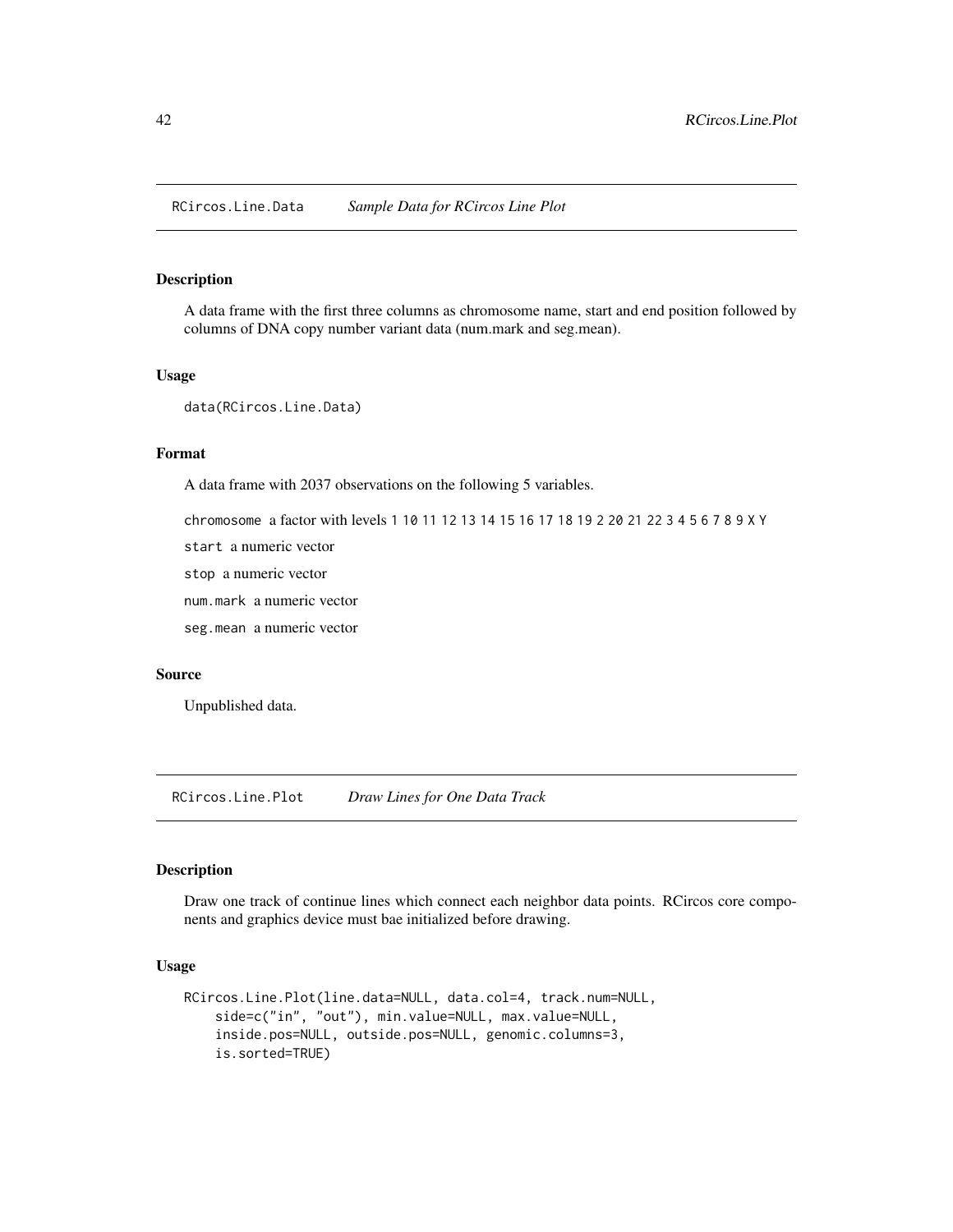## RCircos.Line.Data *Sample Data for RCircos Line Plot*

### Description

A data frame with the first three columns as chromosome name, start and end position followed by columns of DNA copy number variant data (num.mark and seg.mean).

### Usage

```
data(RCircos.Line.Data)
```

### Format

A data frame with 2037 observations on the following 5 variables.

- `chromosome` a factor with levels `1 10 11 12 13 14 15 16 17 18 19 2 20 21 22 3 4 5 6 7 8 9 X Y`
- `start` a numeric vector
- `stop` a numeric vector
- `num.mark` a numeric vector
- `seg.mean` a numeric vector

### Source

Unpublished data.

## RCircos.Line.Plot *Draw Lines for One Data Track*

### Description

Draw one track of continue lines which connect each neighbor data points. RCircos core components and graphics device must bae initialized before drawing.

### Usage

```
RCircos.Line.Plot(line.data=NULL, data.col=4, track.num=NULL,
    side=c("in", "out"), min.value=NULL, max.value=NULL,
    inside.pos=NULL, outside.pos=NULL, genomic.columns=3,
    is.sorted=TRUE)
```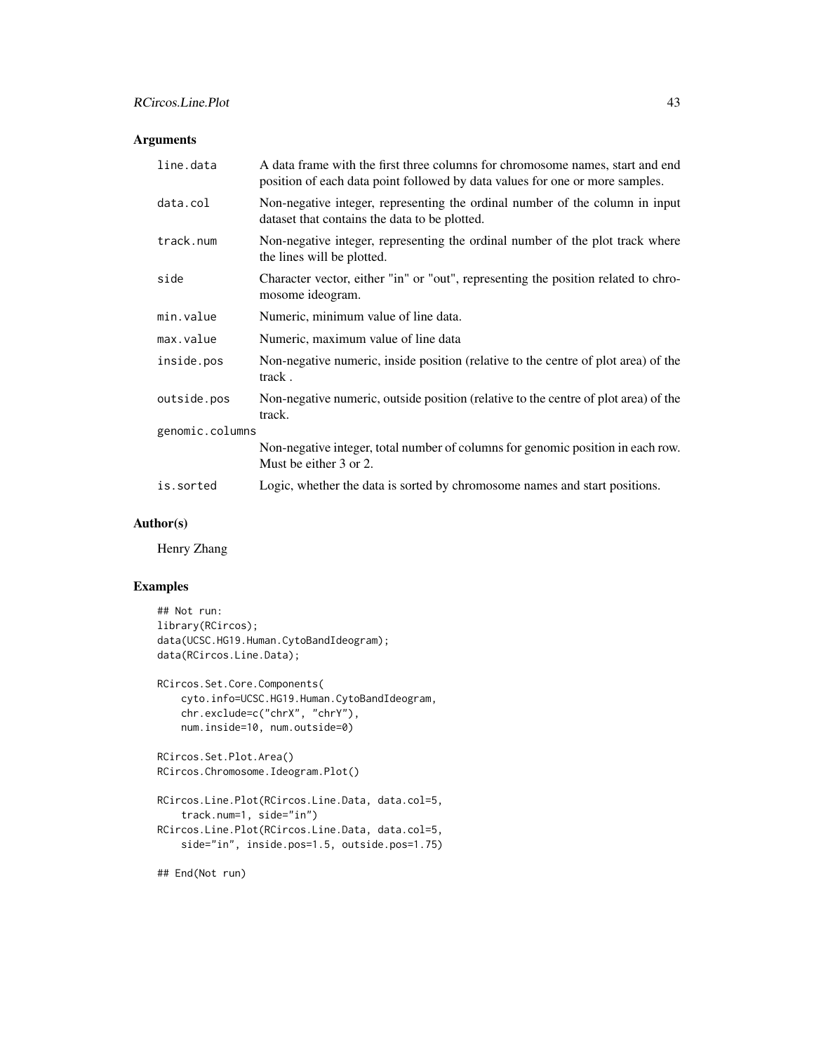## Arguments

| | |
|---|---|
| `line.data` | A data frame with the first three columns for chromosome names, start and end position of each data point followed by data values for one or more samples. |
| `data.col` | Non-negative integer, representing the ordinal number of the column in input dataset that contains the data to be plotted. |
| `track.num` | Non-negative integer, representing the ordinal number of the plot track where the lines will be plotted. |
| `side` | Character vector, either "in" or "out", representing the position related to chromosome ideogram. |
| `min.value` | Numeric, minimum value of line data. |
| `max.value` | Numeric, maximum value of line data |
| `inside.pos` | Non-negative numeric, inside position (relative to the centre of plot area) of the track . |
| `outside.pos` | Non-negative numeric, outside position (relative to the centre of plot area) of the track. |
| `genomic.columns` | Non-negative integer, total number of columns for genomic position in each row. Must be either 3 or 2. |
| `is.sorted` | Logic, whether the data is sorted by chromosome names and start positions. |

## Author(s)

Henry Zhang

## Examples

```
## Not run:
library(RCircos);
data(UCSC.HG19.Human.CytoBandIdeogram);
data(RCircos.Line.Data);

RCircos.Set.Core.Components(
    cyto.info=UCSC.HG19.Human.CytoBandIdeogram,
    chr.exclude=c("chrX", "chrY"),
    num.inside=10, num.outside=0)

RCircos.Set.Plot.Area()
RCircos.Chromosome.Ideogram.Plot()

RCircos.Line.Plot(RCircos.Line.Data, data.col=5,
    track.num=1, side="in")
RCircos.Line.Plot(RCircos.Line.Data, data.col=5,
    side="in", inside.pos=1.5, outside.pos=1.75)

## End(Not run)
```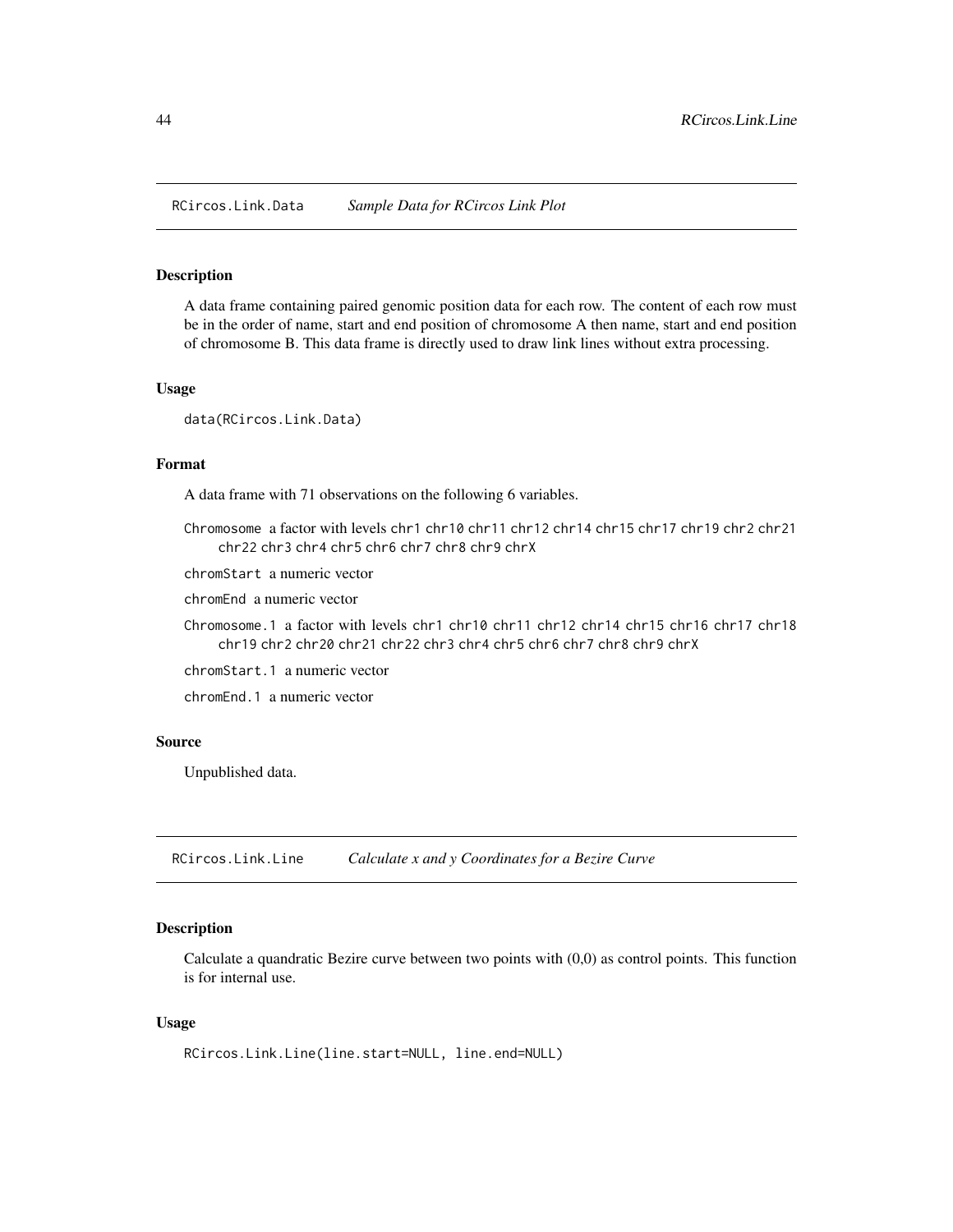## RCircos.Link.Data *Sample Data for RCircos Link Plot*

### Description

A data frame containing paired genomic position data for each row. The content of each row must be in the order of name, start and end position of chromosome A then name, start and end position of chromosome B. This data frame is directly used to draw link lines without extra processing.

### Usage

```
data(RCircos.Link.Data)
```

### Format

A data frame with 71 observations on the following 6 variables.

`Chromosome` a factor with levels `chr1` `chr10` `chr11` `chr12` `chr14` `chr15` `chr17` `chr19` `chr2` `chr21` `chr22` `chr3` `chr4` `chr5` `chr6` `chr7` `chr8` `chr9` `chrX`

`chromStart` a numeric vector

`chromEnd` a numeric vector

`Chromosome.1` a factor with levels `chr1` `chr10` `chr11` `chr12` `chr14` `chr15` `chr16` `chr17` `chr18` `chr19` `chr2` `chr20` `chr21` `chr22` `chr3` `chr4` `chr5` `chr6` `chr7` `chr8` `chr9` `chrX`

`chromStart.1` a numeric vector

`chromEnd.1` a numeric vector

### Source

Unpublished data.

## RCircos.Link.Line *Calculate x and y Coordinates for a Bezire Curve*

### Description

Calculate a quandratic Bezire curve between two points with (0,0) as control points. This function is for internal use.

### Usage

```
RCircos.Link.Line(line.start=NULL, line.end=NULL)
```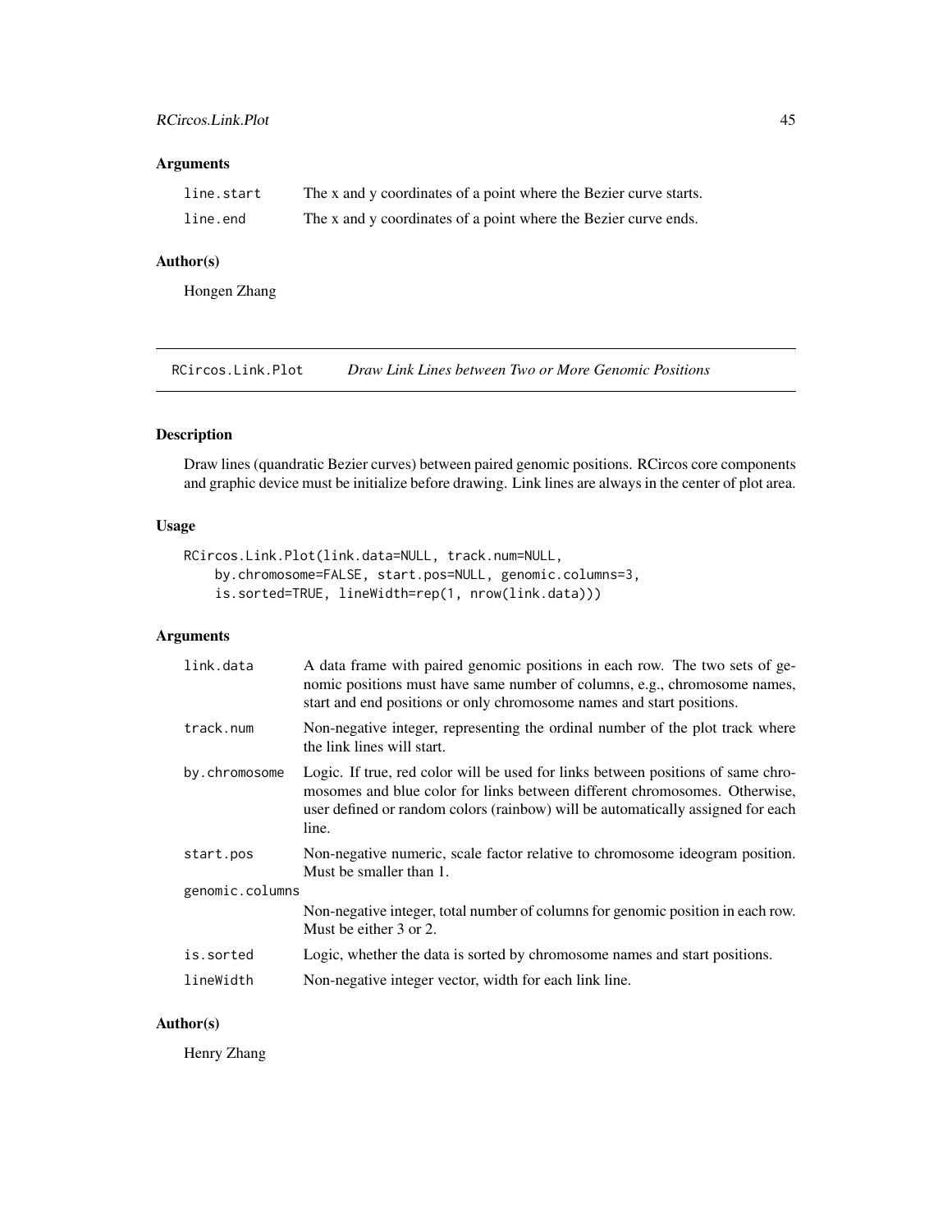## Arguments

| | |
|---|---|
| line.start | The x and y coordinates of a point where the Bezier curve starts. |
| line.end | The x and y coordinates of a point where the Bezier curve ends. |

## Author(s)

Hongen Zhang

---

# RCircos.Link.Plot    *Draw Link Lines between Two or More Genomic Positions*

## Description

Draw lines (quandratic Bezier curves) between paired genomic positions. RCircos core components and graphic device must be initialize before drawing. Link lines are always in the center of plot area.

## Usage

```
RCircos.Link.Plot(link.data=NULL, track.num=NULL,
    by.chromosome=FALSE, start.pos=NULL, genomic.columns=3,
    is.sorted=TRUE, lineWidth=rep(1, nrow(link.data)))
```

## Arguments

| | |
|---|---|
| link.data | A data frame with paired genomic positions in each row. The two sets of genomic positions must have same number of columns, e.g., chromosome names, start and end positions or only chromosome names and start positions. |
| track.num | Non-negative integer, representing the ordinal number of the plot track where the link lines will start. |
| by.chromosome | Logic. If true, red color will be used for links between positions of same chromosomes and blue color for links between different chromosomes. Otherwise, user defined or random colors (rainbow) will be automatically assigned for each line. |
| start.pos | Non-negative numeric, scale factor relative to chromosome ideogram position. Must be smaller than 1. |
| genomic.columns | Non-negative integer, total number of columns for genomic position in each row. Must be either 3 or 2. |
| is.sorted | Logic, whether the data is sorted by chromosome names and start positions. |
| lineWidth | Non-negative integer vector, width for each link line. |

## Author(s)

Henry Zhang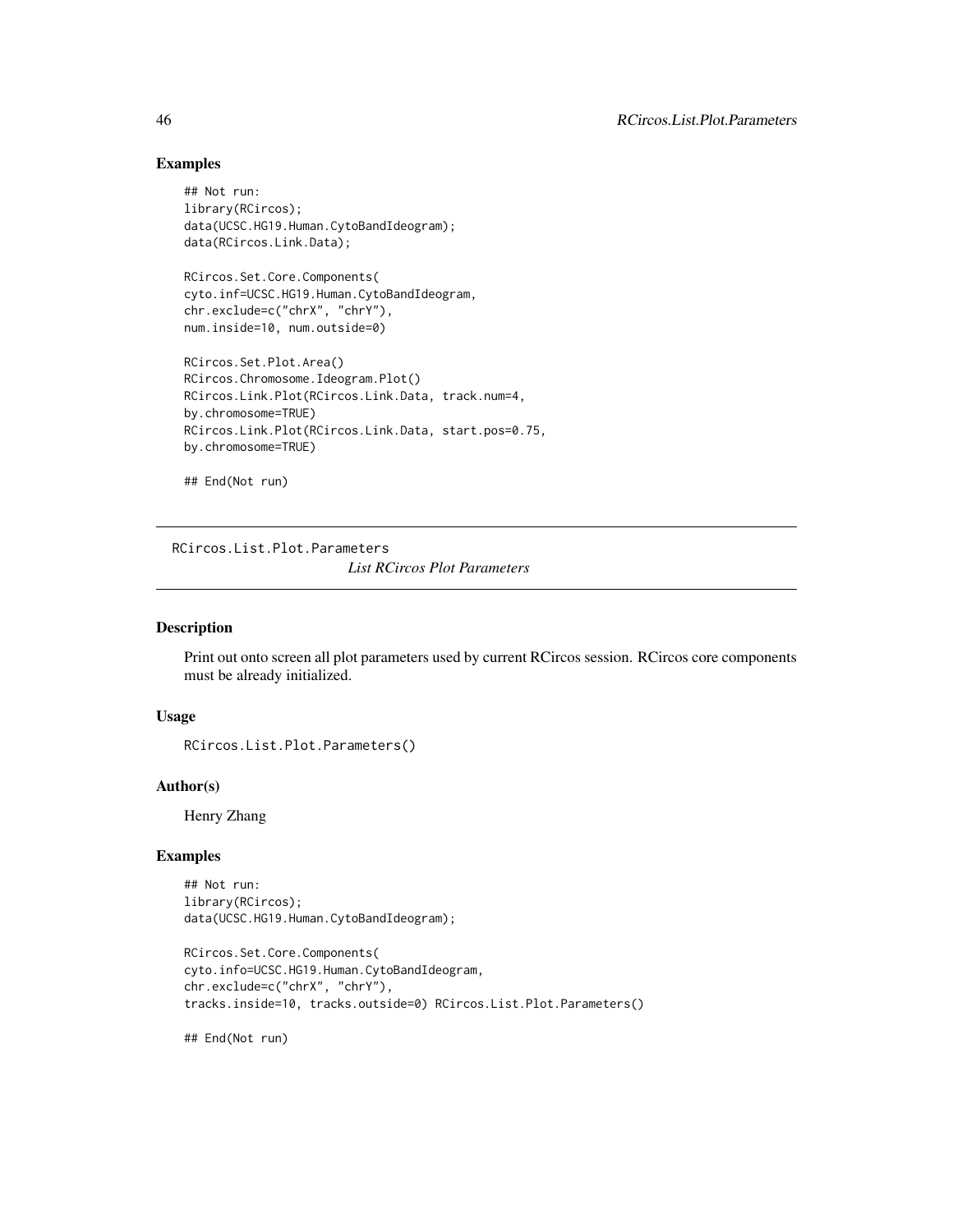## Examples

```
## Not run:
library(RCircos);
data(UCSC.HG19.Human.CytoBandIdeogram);
data(RCircos.Link.Data);

RCircos.Set.Core.Components(
cyto.inf=UCSC.HG19.Human.CytoBandIdeogram,
chr.exclude=c("chrX", "chrY"),
num.inside=10, num.outside=0)

RCircos.Set.Plot.Area()
RCircos.Chromosome.Ideogram.Plot()
RCircos.Link.Plot(RCircos.Link.Data, track.num=4,
by.chromosome=TRUE)
RCircos.Link.Plot(RCircos.Link.Data, start.pos=0.75,
by.chromosome=TRUE)

## End(Not run)
```

---

# RCircos.List.Plot.Parameters

*List RCircos Plot Parameters*

---

## Description

Print out onto screen all plot parameters used by current RCircos session. RCircos core components must be already initialized.

## Usage

```
RCircos.List.Plot.Parameters()
```

## Author(s)

Henry Zhang

## Examples

```
## Not run:
library(RCircos);
data(UCSC.HG19.Human.CytoBandIdeogram);

RCircos.Set.Core.Components(
cyto.info=UCSC.HG19.Human.CytoBandIdeogram,
chr.exclude=c("chrX", "chrY"),
tracks.inside=10, tracks.outside=0) RCircos.List.Plot.Parameters()

## End(Not run)
```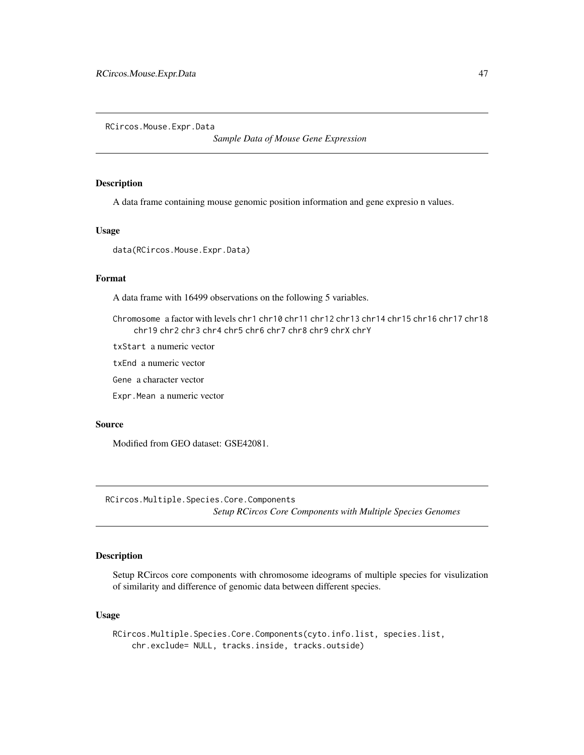## RCircos.Mouse.Expr.Data

*Sample Data of Mouse Gene Expression*

### Description

A data frame containing mouse genomic position information and gene expresio n values.

### Usage

```
data(RCircos.Mouse.Expr.Data)
```

### Format

A data frame with 16499 observations on the following 5 variables.

`Chromosome` a factor with levels `chr1` `chr10` `chr11` `chr12` `chr13` `chr14` `chr15` `chr16` `chr17` `chr18` `chr19` `chr2` `chr3` `chr4` `chr5` `chr6` `chr7` `chr8` `chr9` `chrX` `chrY`

`txStart` a numeric vector

`txEnd` a numeric vector

`Gene` a character vector

`Expr.Mean` a numeric vector

### Source

Modified from GEO dataset: GSE42081.

## RCircos.Multiple.Species.Core.Components

*Setup RCircos Core Components with Multiple Species Genomes*

### Description

Setup RCircos core components with chromosome ideograms of multiple species for visulization of similarity and difference of genomic data between different species.

### Usage

```
RCircos.Multiple.Species.Core.Components(cyto.info.list, species.list,
    chr.exclude= NULL, tracks.inside, tracks.outside)
```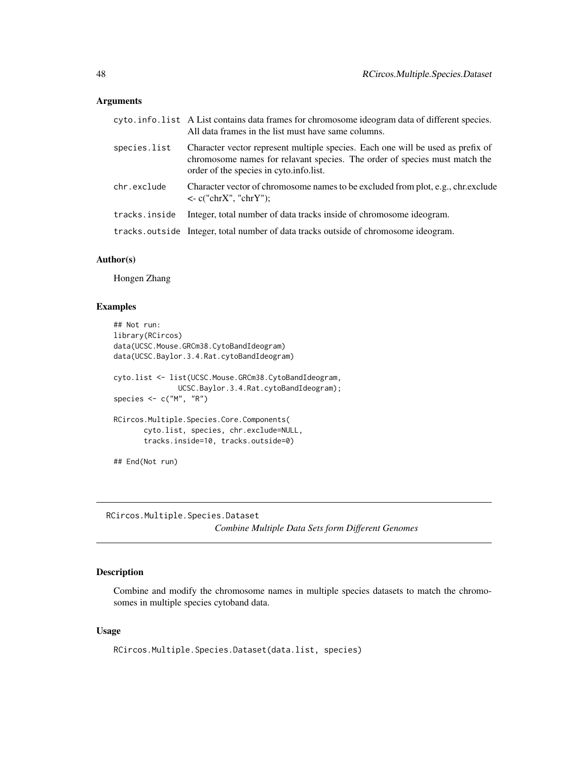### Arguments

| | |
|---|---|
| cyto.info.list | A List contains data frames for chromosome ideogram data of different species. All data frames in the list must have same columns. |
| species.list | Character vector represent multiple species. Each one will be used as prefix of chromosome names for relavant species. The order of species must match the order of the species in cyto.info.list. |
| chr.exclude | Character vector of chromosome names to be excluded from plot, e.g., chr.exclude <- c("chrX", "chrY"); |
| tracks.inside | Integer, total number of data tracks inside of chromosome ideogram. |
| tracks.outside | Integer, total number of data tracks outside of chromosome ideogram. |

### Author(s)

Hongen Zhang

### Examples

```
## Not run:
library(RCircos)
data(UCSC.Mouse.GRCm38.CytoBandIdeogram)
data(UCSC.Baylor.3.4.Rat.cytoBandIdeogram)

cyto.list <- list(UCSC.Mouse.GRCm38.CytoBandIdeogram,
             UCSC.Baylor.3.4.Rat.cytoBandIdeogram);
species <- c("M", "R")

RCircos.Multiple.Species.Core.Components(
      cyto.list, species, chr.exclude=NULL,
      tracks.inside=10, tracks.outside=0)

## End(Not run)
```

---

## RCircos.Multiple.Species.Dataset

*Combine Multiple Data Sets form Different Genomes*

### Description

Combine and modify the chromosome names in multiple species datasets to match the chromosomes in multiple species cytoband data.

### Usage

```
RCircos.Multiple.Species.Dataset(data.list, species)
```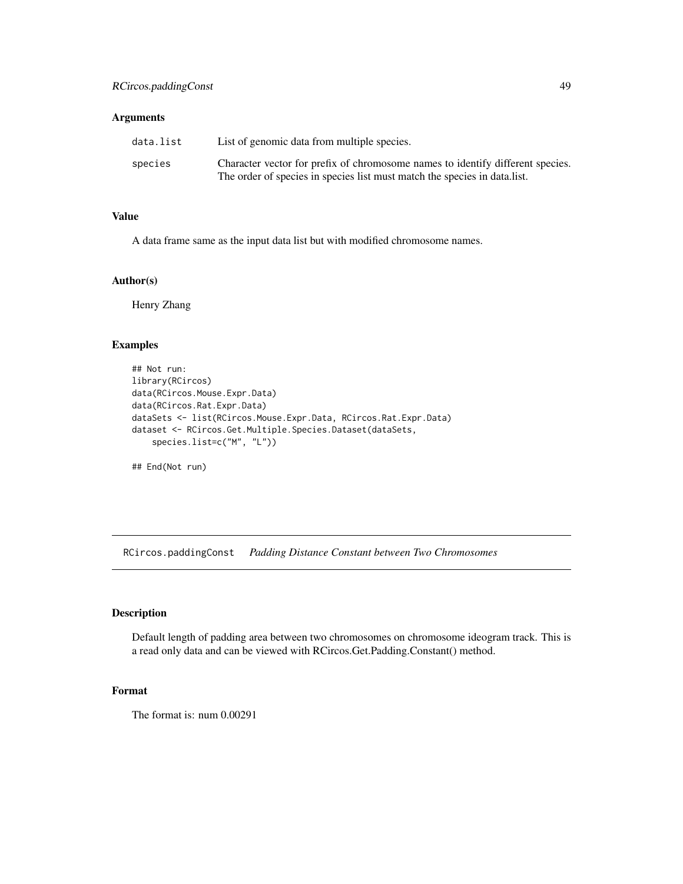### Arguments

| | |
|---|---|
| data.list | List of genomic data from multiple species. |
| species | Character vector for prefix of chromosome names to identify different species. The order of species in species list must match the species in data.list. |

### Value

A data frame same as the input data list but with modified chromosome names.

### Author(s)

Henry Zhang

### Examples

```
## Not run:
library(RCircos)
data(RCircos.Mouse.Expr.Data)
data(RCircos.Rat.Expr.Data)
dataSets <- list(RCircos.Mouse.Expr.Data, RCircos.Rat.Expr.Data)
dataset <- RCircos.Get.Multiple.Species.Dataset(dataSets,
    species.list=c("M", "L"))

## End(Not run)
```

---

## RCircos.paddingConst *Padding Distance Constant between Two Chromosomes*

---

### Description

Default length of padding area between two chromosomes on chromosome ideogram track. This is a read only data and can be viewed with RCircos.Get.Padding.Constant() method.

### Format

The format is: num 0.00291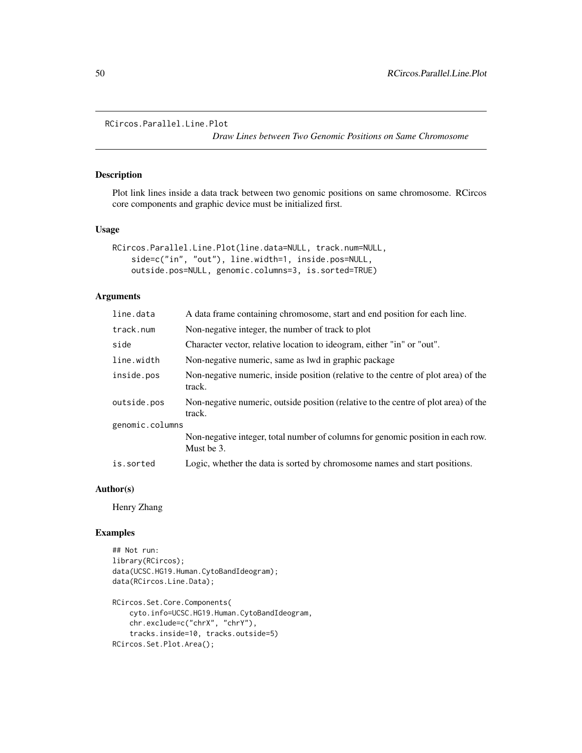# RCircos.Parallel.Line.Plot

*Draw Lines between Two Genomic Positions on Same Chromosome*

## Description

Plot link lines inside a data track between two genomic positions on same chromosome. RCircos core components and graphic device must be initialized first.

## Usage

```
RCircos.Parallel.Line.Plot(line.data=NULL, track.num=NULL,
    side=c("in", "out"), line.width=1, inside.pos=NULL,
    outside.pos=NULL, genomic.columns=3, is.sorted=TRUE)
```

## Arguments

| | |
|---|---|
| line.data | A data frame containing chromosome, start and end position for each line. |
| track.num | Non-negative integer, the number of track to plot |
| side | Character vector, relative location to ideogram, either "in" or "out". |
| line.width | Non-negative numeric, same as lwd in graphic package |
| inside.pos | Non-negative numeric, inside position (relative to the centre of plot area) of the track. |
| outside.pos | Non-negative numeric, outside position (relative to the centre of plot area) of the track. |
| genomic.columns | Non-negative integer, total number of columns for genomic position in each row. Must be 3. |
| is.sorted | Logic, whether the data is sorted by chromosome names and start positions. |

## Author(s)

Henry Zhang

## Examples

```
## Not run:
library(RCircos);
data(UCSC.HG19.Human.CytoBandIdeogram);
data(RCircos.Line.Data);

RCircos.Set.Core.Components(
    cyto.info=UCSC.HG19.Human.CytoBandIdeogram,
    chr.exclude=c("chrX", "chrY"),
    tracks.inside=10, tracks.outside=5)
RCircos.Set.Plot.Area();
```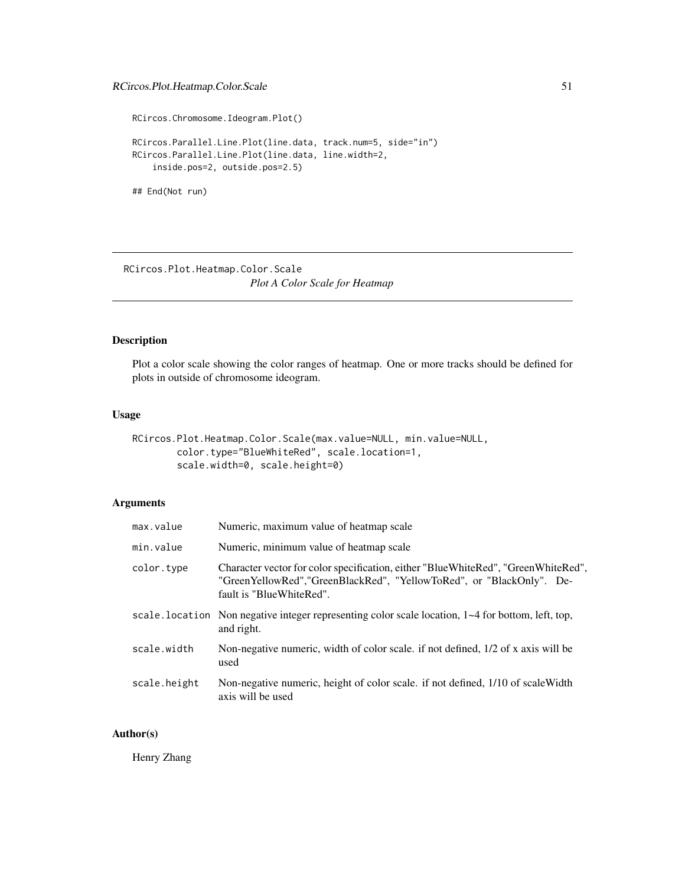```
RCircos.Chromosome.Ideogram.Plot()

RCircos.Parallel.Line.Plot(line.data, track.num=5, side="in")
RCircos.Parallel.Line.Plot(line.data, line.width=2,
    inside.pos=2, outside.pos=2.5)

## End(Not run)
```

---

RCircos.Plot.Heatmap.Color.Scale *Plot A Color Scale for Heatmap*

---

## Description

Plot a color scale showing the color ranges of heatmap. One or more tracks should be defined for plots in outside of chromosome ideogram.

## Usage

```
RCircos.Plot.Heatmap.Color.Scale(max.value=NULL, min.value=NULL,
        color.type="BlueWhiteRed", scale.location=1,
        scale.width=0, scale.height=0)
```

## Arguments

| | |
|---|---|
| max.value | Numeric, maximum value of heatmap scale |
| min.value | Numeric, minimum value of heatmap scale |
| color.type | Character vector for color specification, either "BlueWhiteRed", "GreenWhiteRed", "GreenYellowRed","GreenBlackRed", "YellowToRed", or "BlackOnly". Default is "BlueWhiteRed". |
| scale.location | Non negative integer representing color scale location, 1~4 for bottom, left, top, and right. |
| scale.width | Non-negative numeric, width of color scale. if not defined, 1/2 of x axis will be used |
| scale.height | Non-negative numeric, height of color scale. if not defined, 1/10 of scaleWidth axis will be used |

## Author(s)

Henry Zhang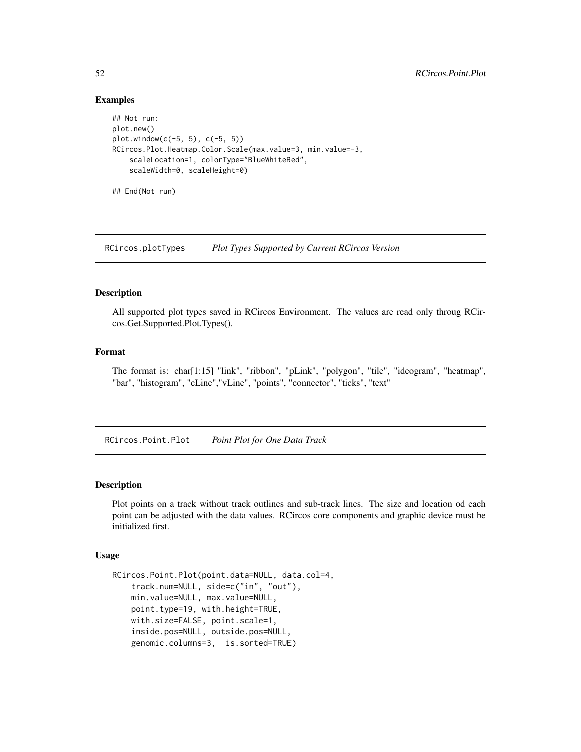### Examples

```
## Not run:
plot.new()
plot.window(c(-5, 5), c(-5, 5))
RCircos.Plot.Heatmap.Color.Scale(max.value=3, min.value=-3,
    scaleLocation=1, colorType="BlueWhiteRed",
    scaleWidth=0, scaleHeight=0)

## End(Not run)
```

## RCircos.plotTypes *Plot Types Supported by Current RCircos Version*

### Description

All supported plot types saved in RCircos Environment. The values are read only throug RCircos.Get.Supported.Plot.Types().

### Format

The format is: char[1:15] "link", "ribbon", "pLink", "polygon", "tile", "ideogram", "heatmap", "bar", "histogram", "cLine","vLine", "points", "connector", "ticks", "text"

## RCircos.Point.Plot *Point Plot for One Data Track*

### Description

Plot points on a track without track outlines and sub-track lines. The size and location od each point can be adjusted with the data values. RCircos core components and graphic device must be initialized first.

### Usage

```
RCircos.Point.Plot(point.data=NULL, data.col=4,
    track.num=NULL, side=c("in", "out"),
    min.value=NULL, max.value=NULL,
    point.type=19, with.height=TRUE,
    with.size=FALSE, point.scale=1,
    inside.pos=NULL, outside.pos=NULL,
    genomic.columns=3,  is.sorted=TRUE)
```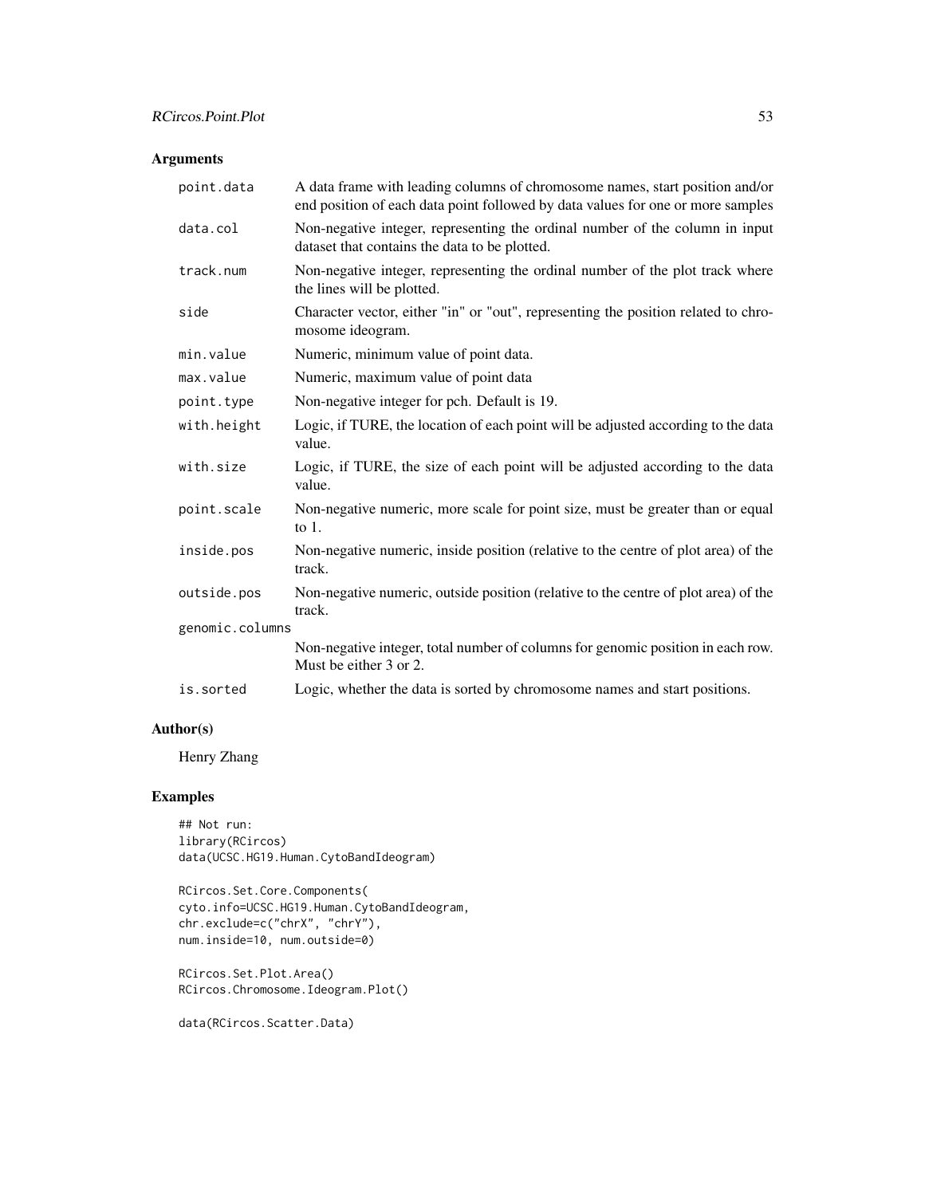## Arguments

| | |
|---|---|
| `point.data` | A data frame with leading columns of chromosome names, start position and/or end position of each data point followed by data values for one or more samples |
| `data.col` | Non-negative integer, representing the ordinal number of the column in input dataset that contains the data to be plotted. |
| `track.num` | Non-negative integer, representing the ordinal number of the plot track where the lines will be plotted. |
| `side` | Character vector, either "in" or "out", representing the position related to chromosome ideogram. |
| `min.value` | Numeric, minimum value of point data. |
| `max.value` | Numeric, maximum value of point data |
| `point.type` | Non-negative integer for pch. Default is 19. |
| `with.height` | Logic, if TURE, the location of each point will be adjusted according to the data value. |
| `with.size` | Logic, if TURE, the size of each point will be adjusted according to the data value. |
| `point.scale` | Non-negative numeric, more scale for point size, must be greater than or equal to 1. |
| `inside.pos` | Non-negative numeric, inside position (relative to the centre of plot area) of the track. |
| `outside.pos` | Non-negative numeric, outside position (relative to the centre of plot area) of the track. |
| `genomic.columns` | Non-negative integer, total number of columns for genomic position in each row. Must be either 3 or 2. |
| `is.sorted` | Logic, whether the data is sorted by chromosome names and start positions. |

## Author(s)

Henry Zhang

## Examples

```
## Not run:
library(RCircos)
data(UCSC.HG19.Human.CytoBandIdeogram)

RCircos.Set.Core.Components(
cyto.info=UCSC.HG19.Human.CytoBandIdeogram,
chr.exclude=c("chrX", "chrY"),
num.inside=10, num.outside=0)

RCircos.Set.Plot.Area()
RCircos.Chromosome.Ideogram.Plot()

data(RCircos.Scatter.Data)
```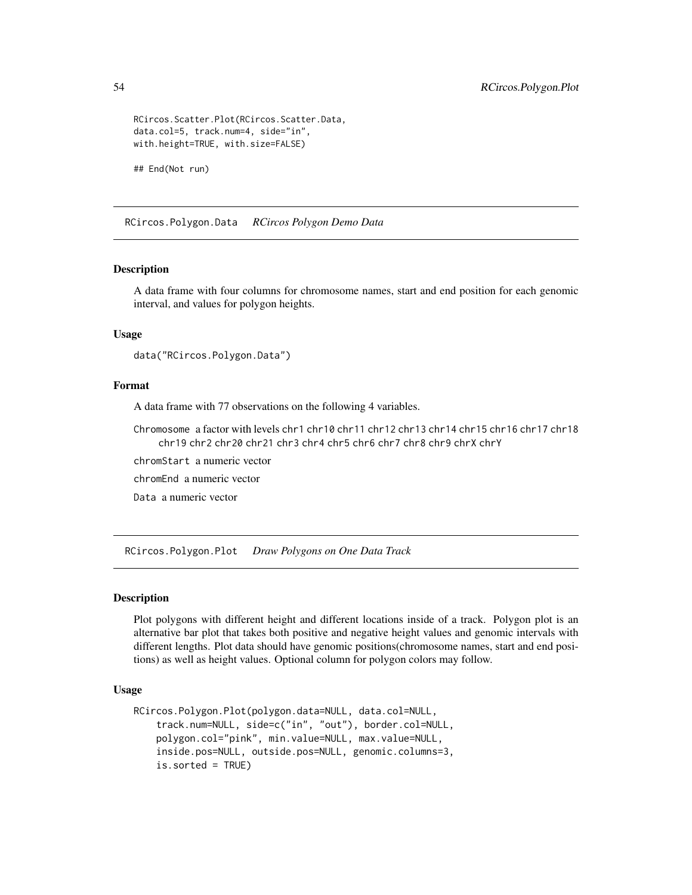```
RCircos.Scatter.Plot(RCircos.Scatter.Data,
data.col=5, track.num=4, side="in",
with.height=TRUE, with.size=FALSE)

## End(Not run)
```

## RCircos.Polygon.Data *RCircos Polygon Demo Data*

### Description

A data frame with four columns for chromosome names, start and end position for each genomic interval, and values for polygon heights.

### Usage

```
data("RCircos.Polygon.Data")
```

### Format

A data frame with 77 observations on the following 4 variables.

`Chromosome` a factor with levels `chr1` `chr10` `chr11` `chr12` `chr13` `chr14` `chr15` `chr16` `chr17` `chr18` `chr19` `chr2` `chr20` `chr21` `chr3` `chr4` `chr5` `chr6` `chr7` `chr8` `chr9` `chrX` `chrY`

`chromStart` a numeric vector

`chromEnd` a numeric vector

`Data` a numeric vector

## RCircos.Polygon.Plot *Draw Polygons on One Data Track*

### Description

Plot polygons with different height and different locations inside of a track. Polygon plot is an alternative bar plot that takes both positive and negative height values and genomic intervals with different lengths. Plot data should have genomic positions(chromosome names, start and end positions) as well as height values. Optional column for polygon colors may follow.

### Usage

```
RCircos.Polygon.Plot(polygon.data=NULL, data.col=NULL,
    track.num=NULL, side=c("in", "out"), border.col=NULL,
    polygon.col="pink", min.value=NULL, max.value=NULL,
    inside.pos=NULL, outside.pos=NULL, genomic.columns=3,
    is.sorted = TRUE)
```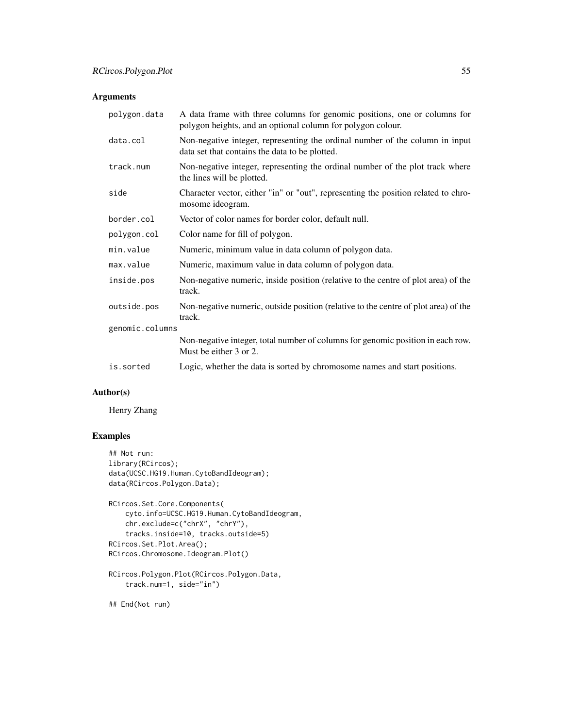## Arguments

| | |
|---|---|
| polygon.data | A data frame with three columns for genomic positions, one or columns for polygon heights, and an optional column for polygon colour. |
| data.col | Non-negative integer, representing the ordinal number of the column in input data set that contains the data to be plotted. |
| track.num | Non-negative integer, representing the ordinal number of the plot track where the lines will be plotted. |
| side | Character vector, either "in" or "out", representing the position related to chromosome ideogram. |
| border.col | Vector of color names for border color, default null. |
| polygon.col | Color name for fill of polygon. |
| min.value | Numeric, minimum value in data column of polygon data. |
| max.value | Numeric, maximum value in data column of polygon data. |
| inside.pos | Non-negative numeric, inside position (relative to the centre of plot area) of the track. |
| outside.pos | Non-negative numeric, outside position (relative to the centre of plot area) of the track. |
| genomic.columns | Non-negative integer, total number of columns for genomic position in each row. Must be either 3 or 2. |
| is.sorted | Logic, whether the data is sorted by chromosome names and start positions. |

## Author(s)

Henry Zhang

## Examples

```
## Not run:
library(RCircos);
data(UCSC.HG19.Human.CytoBandIdeogram);
data(RCircos.Polygon.Data);

RCircos.Set.Core.Components(
    cyto.info=UCSC.HG19.Human.CytoBandIdeogram,
    chr.exclude=c("chrX", "chrY"),
    tracks.inside=10, tracks.outside=5)
RCircos.Set.Plot.Area();
RCircos.Chromosome.Ideogram.Plot()

RCircos.Polygon.Plot(RCircos.Polygon.Data,
    track.num=1, side="in")

## End(Not run)
```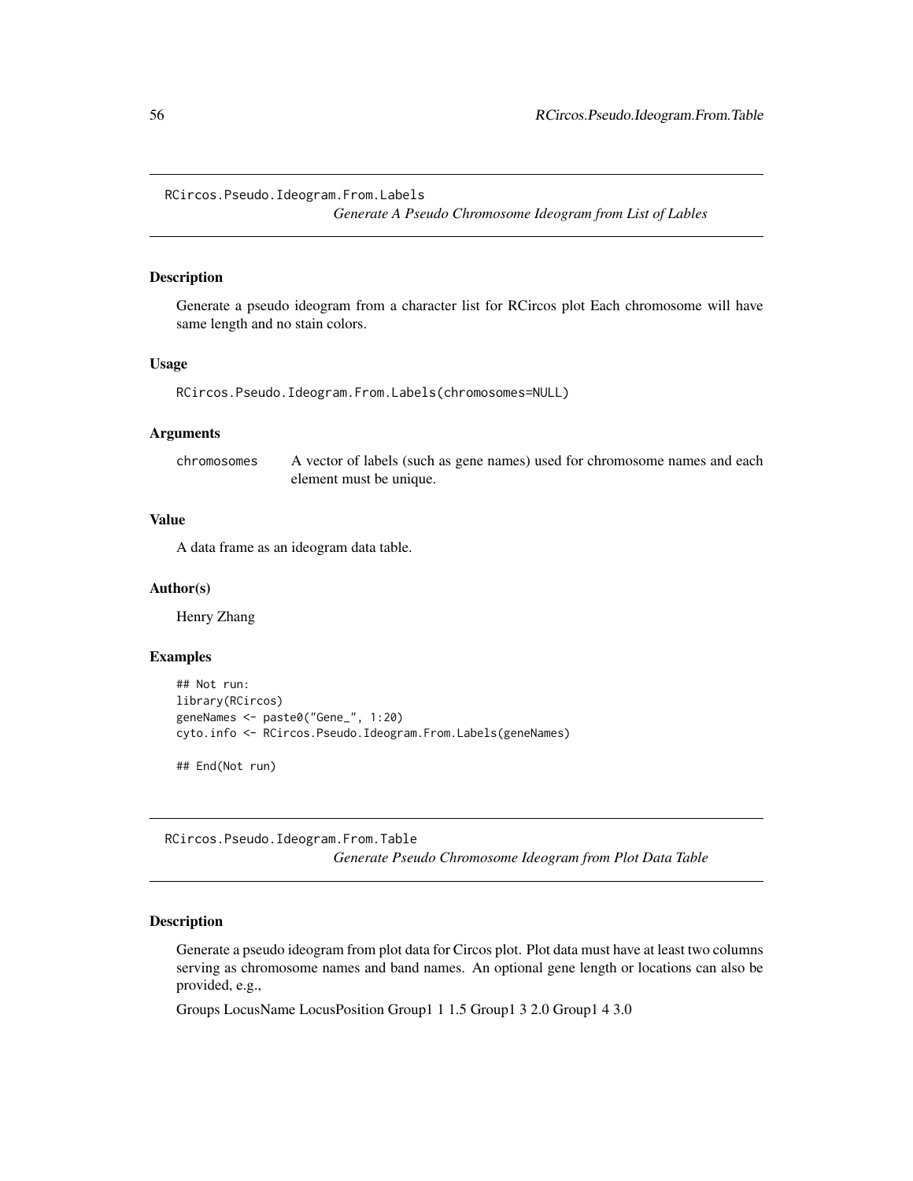## RCircos.Pseudo.Ideogram.From.Labels

*Generate A Pseudo Chromosome Ideogram from List of Lables*

### Description

Generate a pseudo ideogram from a character list for RCircos plot Each chromosome will have same length and no stain colors.

### Usage

```
RCircos.Pseudo.Ideogram.From.Labels(chromosomes=NULL)
```

### Arguments

| | |
|---|---|
| chromosomes | A vector of labels (such as gene names) used for chromosome names and each element must be unique. |

### Value

A data frame as an ideogram data table.

### Author(s)

Henry Zhang

### Examples

```
## Not run:
library(RCircos)
geneNames <- paste0("Gene_", 1:20)
cyto.info <- RCircos.Pseudo.Ideogram.From.Labels(geneNames)

## End(Not run)
```

## RCircos.Pseudo.Ideogram.From.Table

*Generate Pseudo Chromosome Ideogram from Plot Data Table*

### Description

Generate a pseudo ideogram from plot data for Circos plot. Plot data must have at least two columns serving as chromosome names and band names. An optional gene length or locations can also be provided, e.g.,

Groups LocusName LocusPosition Group1 1 1.5 Group1 3 2.0 Group1 4 3.0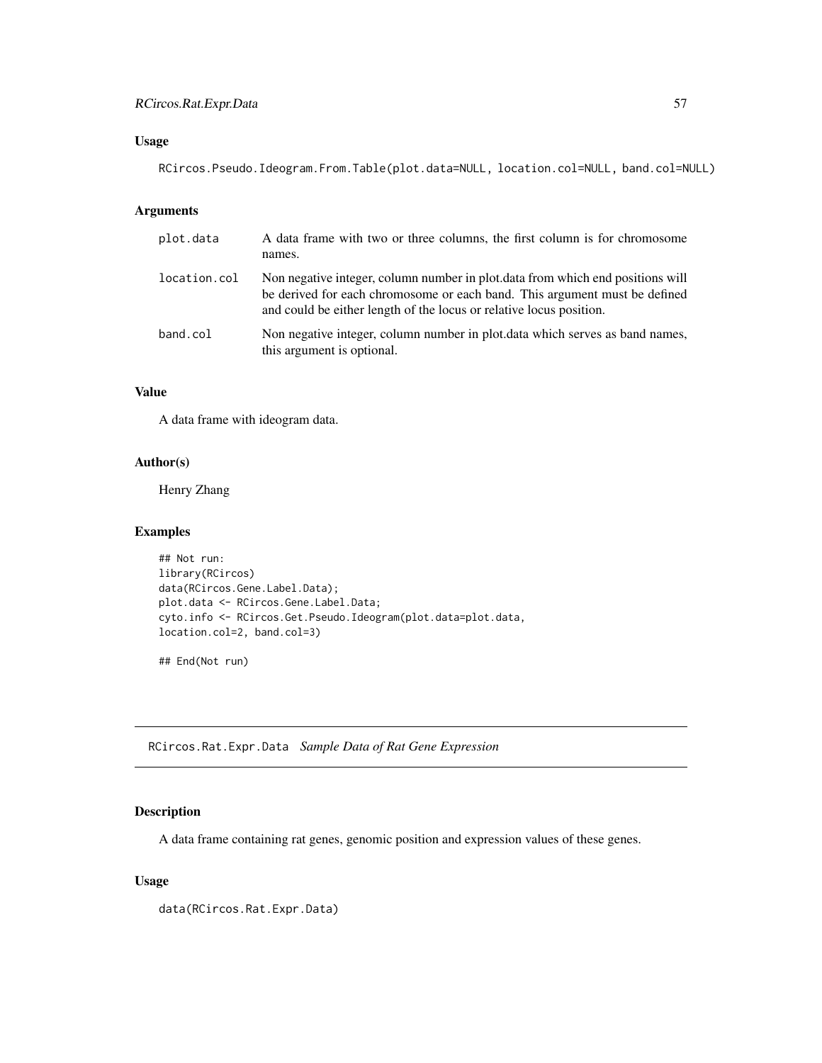### Usage

```
RCircos.Pseudo.Ideogram.From.Table(plot.data=NULL, location.col=NULL, band.col=NULL)
```

### Arguments

| | |
|---|---|
| plot.data | A data frame with two or three columns, the first column is for chromosome names. |
| location.col | Non negative integer, column number in plot.data from which end positions will be derived for each chromosome or each band. This argument must be defined and could be either length of the locus or relative locus position. |
| band.col | Non negative integer, column number in plot.data which serves as band names, this argument is optional. |

### Value

A data frame with ideogram data.

### Author(s)

Henry Zhang

### Examples

```
## Not run:
library(RCircos)
data(RCircos.Gene.Label.Data);
plot.data <- RCircos.Gene.Label.Data;
cyto.info <- RCircos.Get.Pseudo.Ideogram(plot.data=plot.data,
location.col=2, band.col=3)

## End(Not run)
```

---

## RCircos.Rat.Expr.Data *Sample Data of Rat Gene Expression*

### Description

A data frame containing rat genes, genomic position and expression values of these genes.

### Usage

```
data(RCircos.Rat.Expr.Data)
```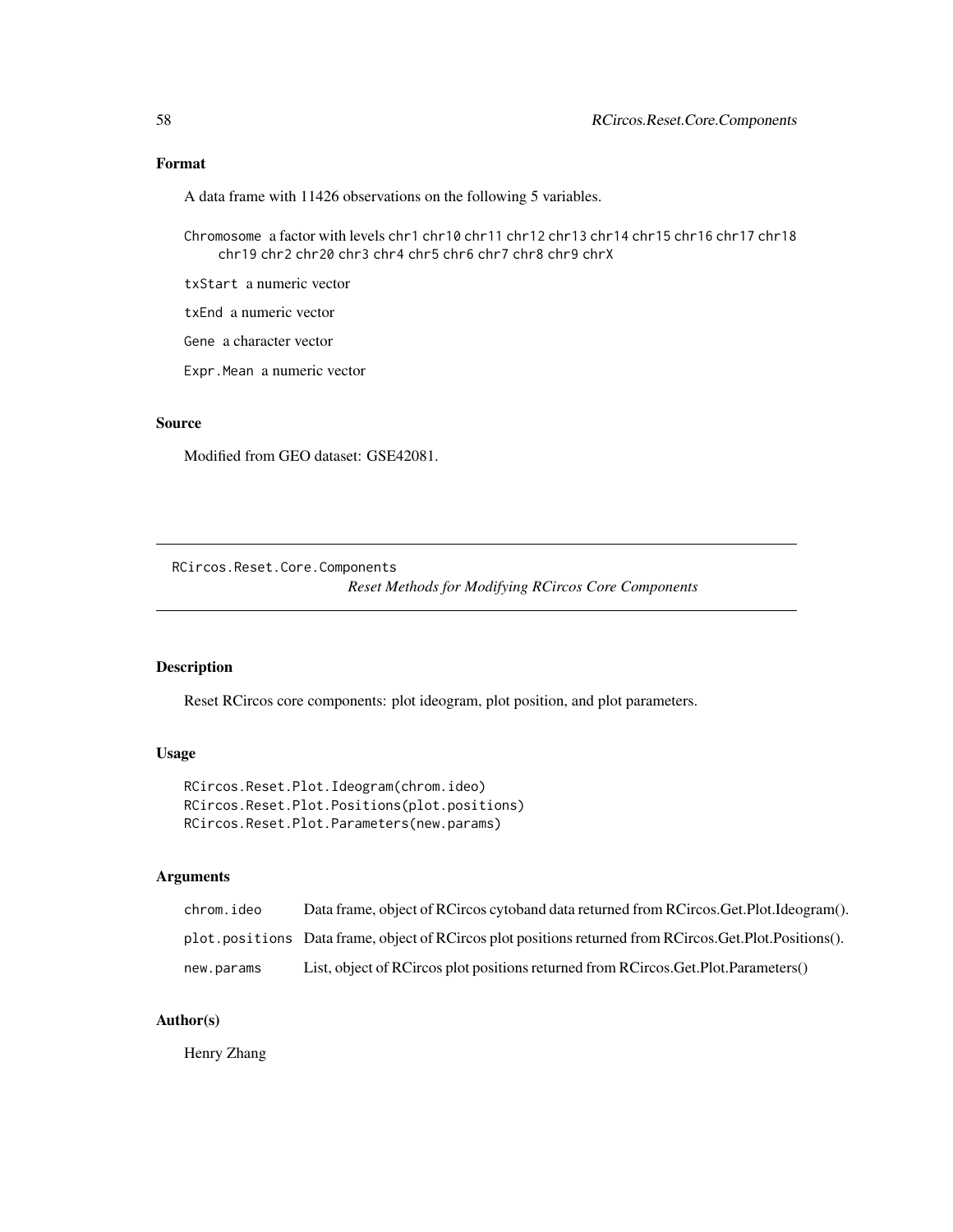## Format

A data frame with 11426 observations on the following 5 variables.

`Chromosome` a factor with levels `chr1` `chr10` `chr11` `chr12` `chr13` `chr14` `chr15` `chr16` `chr17` `chr18` `chr19` `chr2` `chr20` `chr3` `chr4` `chr5` `chr6` `chr7` `chr8` `chr9` `chrX`

`txStart` a numeric vector

`txEnd` a numeric vector

`Gene` a character vector

`Expr.Mean` a numeric vector

## Source

Modified from GEO dataset: GSE42081.

---

# RCircos.Reset.Core.Components

*Reset Methods for Modifying RCircos Core Components*

---

## Description

Reset RCircos core components: plot ideogram, plot position, and plot parameters.

## Usage

```
RCircos.Reset.Plot.Ideogram(chrom.ideo)
RCircos.Reset.Plot.Positions(plot.positions)
RCircos.Reset.Plot.Parameters(new.params)
```

## Arguments

| | |
|---|---|
| `chrom.ideo` | Data frame, object of RCircos cytoband data returned from RCircos.Get.Plot.Ideogram(). |
| `plot.positions` | Data frame, object of RCircos plot positions returned from RCircos.Get.Plot.Positions(). |
| `new.params` | List, object of RCircos plot positions returned from RCircos.Get.Plot.Parameters() |

## Author(s)

Henry Zhang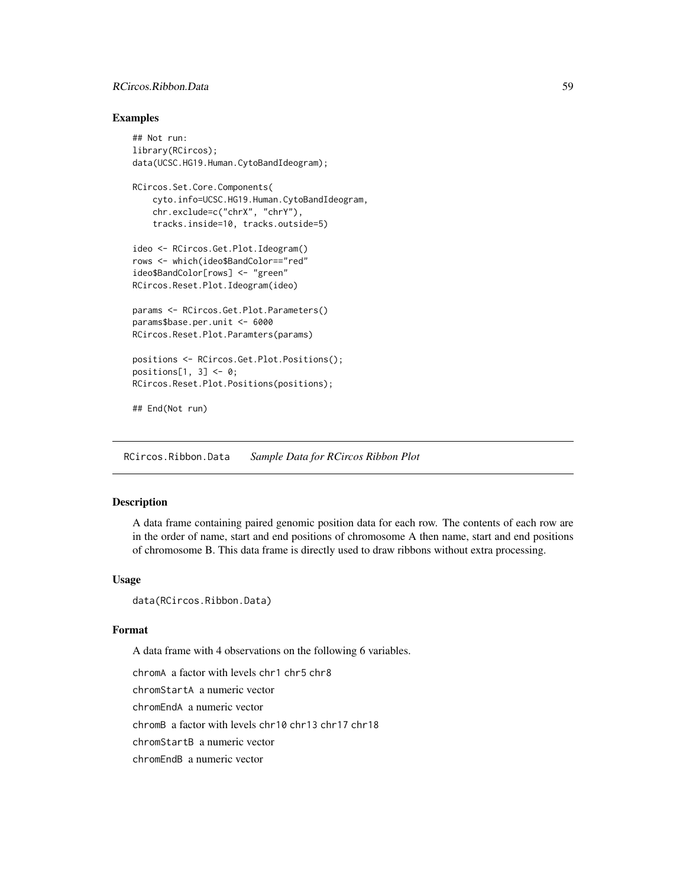## Examples

```
## Not run:
library(RCircos);
data(UCSC.HG19.Human.CytoBandIdeogram);

RCircos.Set.Core.Components(
    cyto.info=UCSC.HG19.Human.CytoBandIdeogram,
    chr.exclude=c("chrX", "chrY"),
    tracks.inside=10, tracks.outside=5)

ideo <- RCircos.Get.Plot.Ideogram()
rows <- which(ideo$BandColor=="red"
ideo$BandColor[rows] <- "green"
RCircos.Reset.Plot.Ideogram(ideo)

params <- RCircos.Get.Plot.Parameters()
params$base.per.unit <- 6000
RCircos.Reset.Plot.Paramters(params)

positions <- RCircos.Get.Plot.Positions();
positions[1, 3] <- 0;
RCircos.Reset.Plot.Positions(positions);

## End(Not run)
```

---

RCircos.Ribbon.Data    *Sample Data for RCircos Ribbon Plot*

---

## Description

A data frame containing paired genomic position data for each row. The contents of each row are in the order of name, start and end positions of chromosome A then name, start and end positions of chromosome B. This data frame is directly used to draw ribbons without extra processing.

## Usage

```
data(RCircos.Ribbon.Data)
```

## Format

A data frame with 4 observations on the following 6 variables.

`chromA` a factor with levels `chr1` `chr5` `chr8`

`chromStartA` a numeric vector

`chromEndA` a numeric vector

`chromB` a factor with levels `chr10` `chr13` `chr17` `chr18`

`chromStartB` a numeric vector

`chromEndB` a numeric vector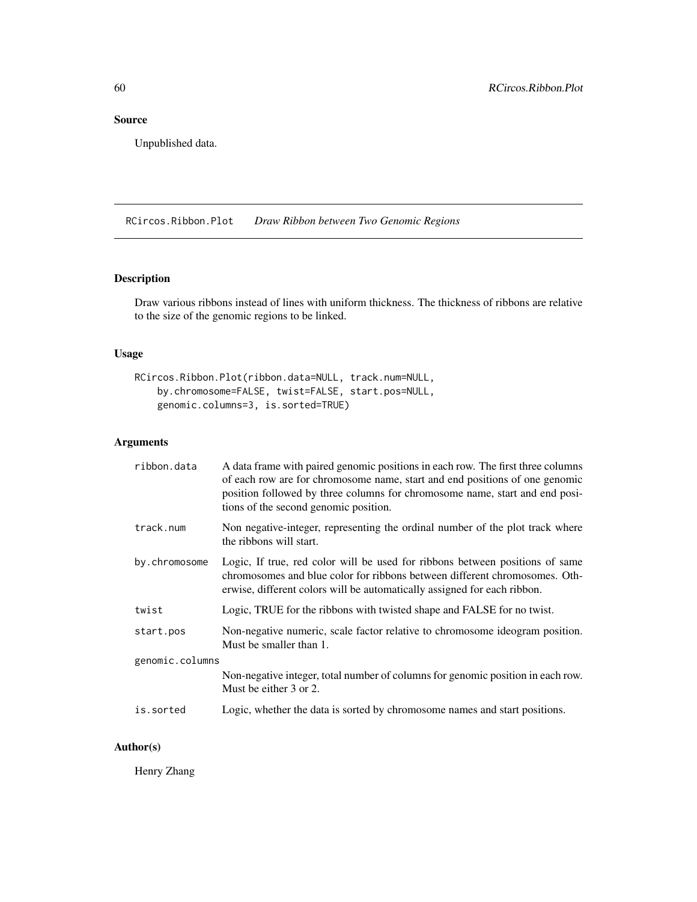## Source

Unpublished data.

---

## RCircos.Ribbon.Plot — *Draw Ribbon between Two Genomic Regions*

### Description

Draw various ribbons instead of lines with uniform thickness. The thickness of ribbons are relative to the size of the genomic regions to be linked.

### Usage

```
RCircos.Ribbon.Plot(ribbon.data=NULL, track.num=NULL,
    by.chromosome=FALSE, twist=FALSE, start.pos=NULL,
    genomic.columns=3, is.sorted=TRUE)
```

### Arguments

| | |
|---|---|
| ribbon.data | A data frame with paired genomic positions in each row. The first three columns of each row are for chromosome name, start and end positions of one genomic position followed by three columns for chromosome name, start and end positions of the second genomic position. |
| track.num | Non negative-integer, representing the ordinal number of the plot track where the ribbons will start. |
| by.chromosome | Logic, If true, red color will be used for ribbons between positions of same chromosomes and blue color for ribbons between different chromosomes. Otherwise, different colors will be automatically assigned for each ribbon. |
| twist | Logic, TRUE for the ribbons with twisted shape and FALSE for no twist. |
| start.pos | Non-negative numeric, scale factor relative to chromosome ideogram position. Must be smaller than 1. |
| genomic.columns | Non-negative integer, total number of columns for genomic position in each row. Must be either 3 or 2. |
| is.sorted | Logic, whether the data is sorted by chromosome names and start positions. |

### Author(s)

Henry Zhang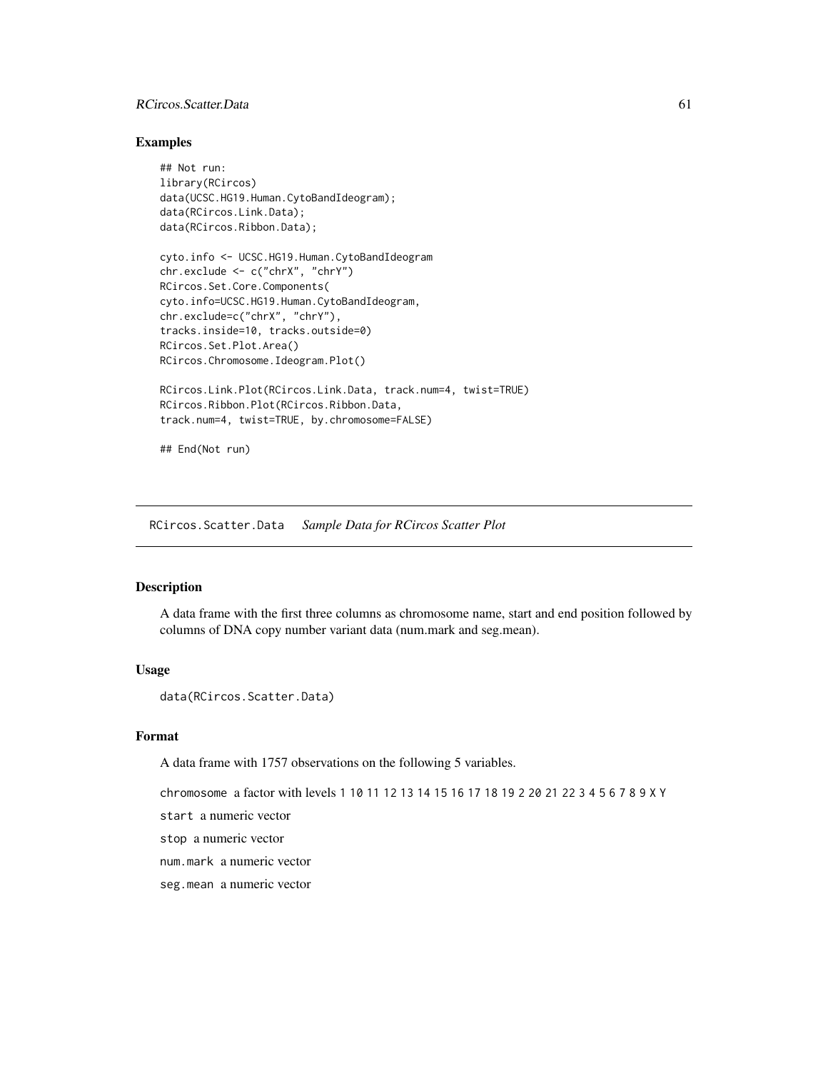## Examples

```
## Not run:
library(RCircos)
data(UCSC.HG19.Human.CytoBandIdeogram);
data(RCircos.Link.Data);
data(RCircos.Ribbon.Data);

cyto.info <- UCSC.HG19.Human.CytoBandIdeogram
chr.exclude <- c("chrX", "chrY")
RCircos.Set.Core.Components(
cyto.info=UCSC.HG19.Human.CytoBandIdeogram,
chr.exclude=c("chrX", "chrY"),
tracks.inside=10, tracks.outside=0)
RCircos.Set.Plot.Area()
RCircos.Chromosome.Ideogram.Plot()

RCircos.Link.Plot(RCircos.Link.Data, track.num=4, twist=TRUE)
RCircos.Ribbon.Plot(RCircos.Ribbon.Data,
track.num=4, twist=TRUE, by.chromosome=FALSE)

## End(Not run)
```

---

# RCircos.Scatter.Data    *Sample Data for RCircos Scatter Plot*

---

## Description

A data frame with the first three columns as chromosome name, start and end position followed by columns of DNA copy number variant data (num.mark and seg.mean).

## Usage

```
data(RCircos.Scatter.Data)
```

## Format

A data frame with 1757 observations on the following 5 variables.

- `chromosome` a factor with levels `1 10 11 12 13 14 15 16 17 18 19 2 20 21 22 3 4 5 6 7 8 9 X Y`
- `start` a numeric vector
- `stop` a numeric vector
- `num.mark` a numeric vector
- `seg.mean` a numeric vector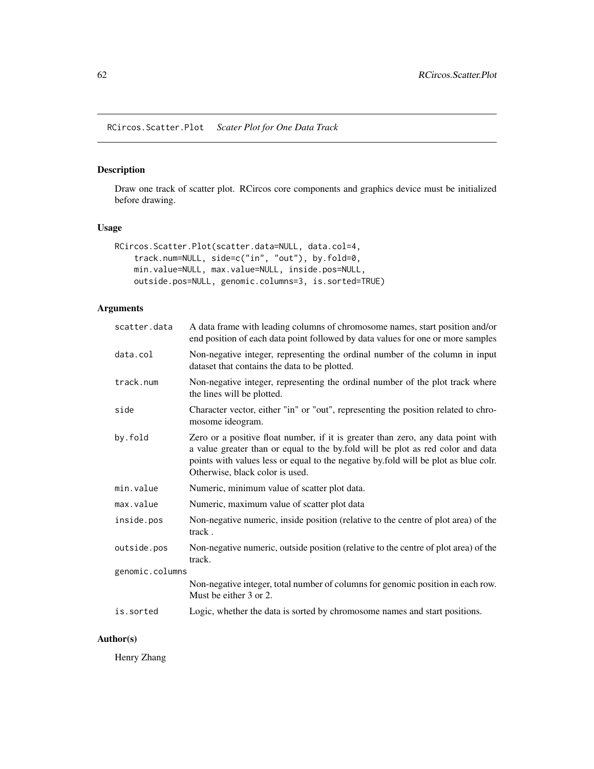## RCircos.Scatter.Plot *Scater Plot for One Data Track*

### Description

Draw one track of scatter plot. RCircos core components and graphics device must be initialized before drawing.

### Usage

```
RCircos.Scatter.Plot(scatter.data=NULL, data.col=4,
    track.num=NULL, side=c("in", "out"), by.fold=0,
    min.value=NULL, max.value=NULL, inside.pos=NULL,
    outside.pos=NULL, genomic.columns=3, is.sorted=TRUE)
```

### Arguments

| | |
|---|---|
| `scatter.data` | A data frame with leading columns of chromosome names, start position and/or end position of each data point followed by data values for one or more samples |
| `data.col` | Non-negative integer, representing the ordinal number of the column in input dataset that contains the data to be plotted. |
| `track.num` | Non-negative integer, representing the ordinal number of the plot track where the lines will be plotted. |
| `side` | Character vector, either "in" or "out", representing the position related to chromosome ideogram. |
| `by.fold` | Zero or a positive float number, if it is greater than zero, any data point with a value greater than or equal to the by.fold will be plot as red color and data points with values less or equal to the negative by.fold will be plot as blue colr. Otherwise, black color is used. |
| `min.value` | Numeric, minimum value of scatter plot data. |
| `max.value` | Numeric, maximum value of scatter plot data |
| `inside.pos` | Non-negative numeric, inside position (relative to the centre of plot area) of the track . |
| `outside.pos` | Non-negative numeric, outside position (relative to the centre of plot area) of the track. |
| `genomic.columns` | Non-negative integer, total number of columns for genomic position in each row. Must be either 3 or 2. |
| `is.sorted` | Logic, whether the data is sorted by chromosome names and start positions. |

### Author(s)

Henry Zhang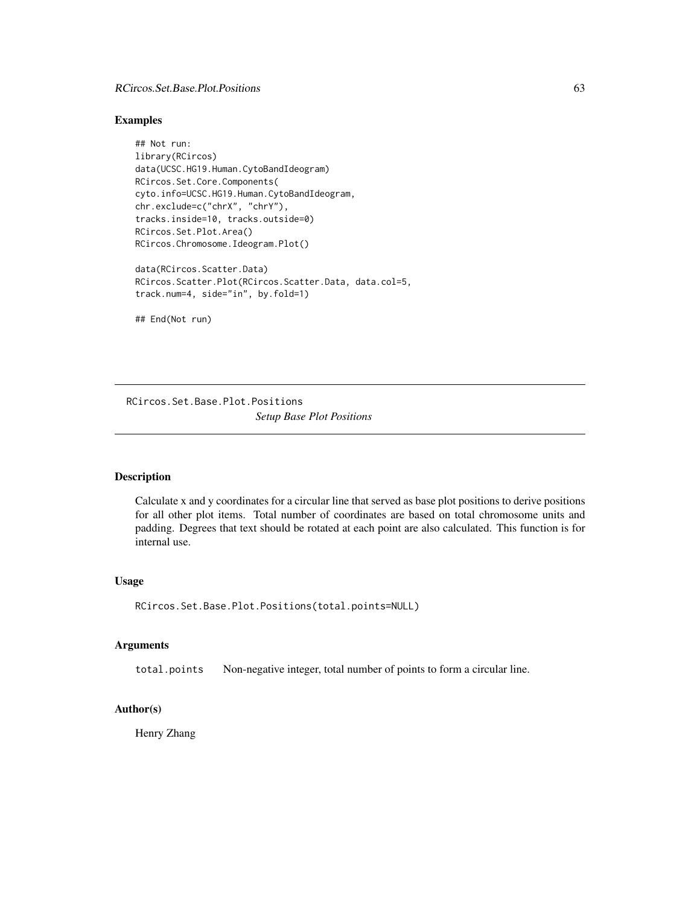## Examples

```
## Not run:
library(RCircos)
data(UCSC.HG19.Human.CytoBandIdeogram)
RCircos.Set.Core.Components(
cyto.info=UCSC.HG19.Human.CytoBandIdeogram,
chr.exclude=c("chrX", "chrY"),
tracks.inside=10, tracks.outside=0)
RCircos.Set.Plot.Area()
RCircos.Chromosome.Ideogram.Plot()

data(RCircos.Scatter.Data)
RCircos.Scatter.Plot(RCircos.Scatter.Data, data.col=5,
track.num=4, side="in", by.fold=1)

## End(Not run)
```

---

# RCircos.Set.Base.Plot.Positions

*Setup Base Plot Positions*

---

## Description

Calculate x and y coordinates for a circular line that served as base plot positions to derive positions for all other plot items. Total number of coordinates are based on total chromosome units and padding. Degrees that text should be rotated at each point are also calculated. This function is for internal use.

## Usage

```
RCircos.Set.Base.Plot.Positions(total.points=NULL)
```

## Arguments

| | |
|---|---|
| `total.points` | Non-negative integer, total number of points to form a circular line. |

## Author(s)

Henry Zhang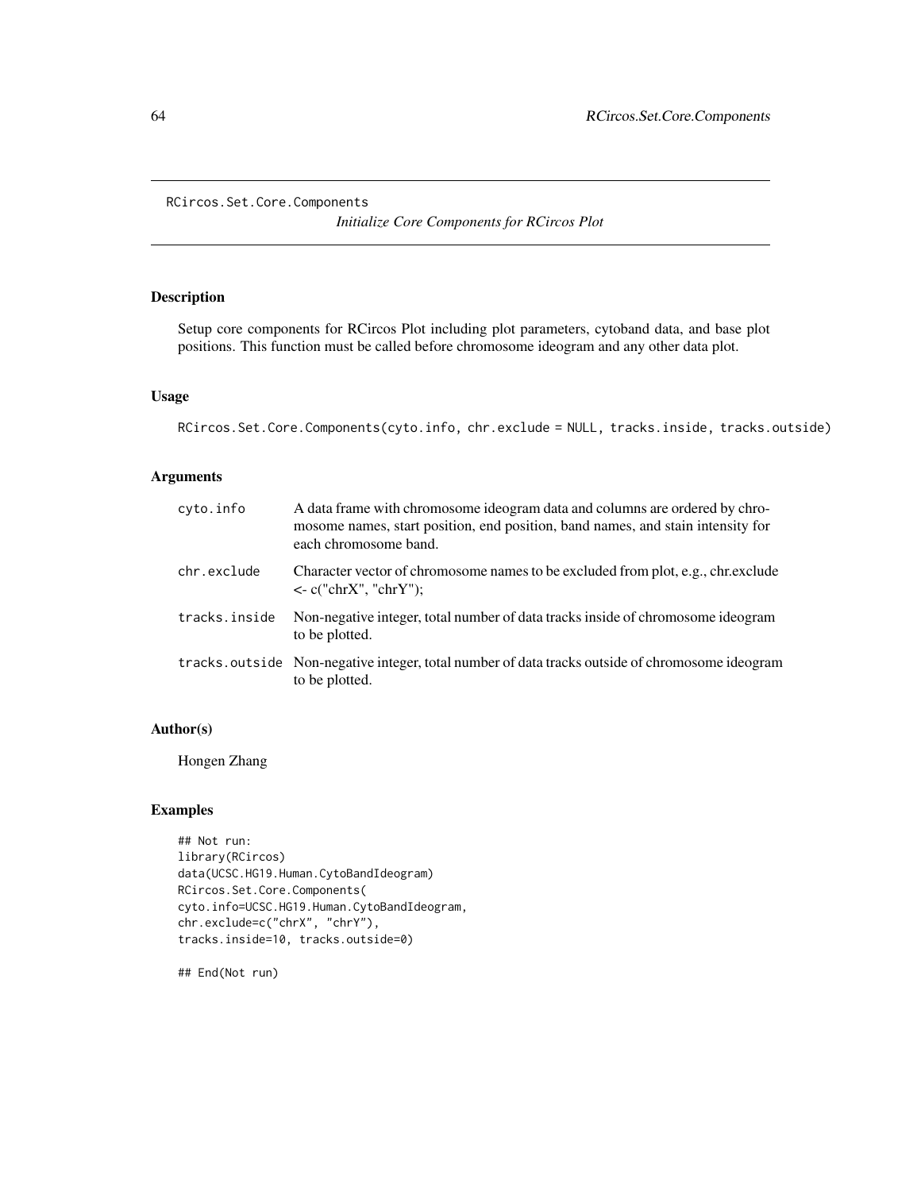RCircos.Set.Core.Components

*Initialize Core Components for RCircos Plot*

## Description

Setup core components for RCircos Plot including plot parameters, cytoband data, and base plot positions. This function must be called before chromosome ideogram and any other data plot.

## Usage

```
RCircos.Set.Core.Components(cyto.info, chr.exclude = NULL, tracks.inside, tracks.outside)
```

## Arguments

| | |
|---|---|
| cyto.info | A data frame with chromosome ideogram data and columns are ordered by chromosome names, start position, end position, band names, and stain intensity for each chromosome band. |
| chr.exclude | Character vector of chromosome names to be excluded from plot, e.g., chr.exclude <- c("chrX", "chrY"); |
| tracks.inside | Non-negative integer, total number of data tracks inside of chromosome ideogram to be plotted. |
| tracks.outside | Non-negative integer, total number of data tracks outside of chromosome ideogram to be plotted. |

## Author(s)

Hongen Zhang

## Examples

```
## Not run:
library(RCircos)
data(UCSC.HG19.Human.CytoBandIdeogram)
RCircos.Set.Core.Components(
cyto.info=UCSC.HG19.Human.CytoBandIdeogram,
chr.exclude=c("chrX", "chrY"),
tracks.inside=10, tracks.outside=0)

## End(Not run)
```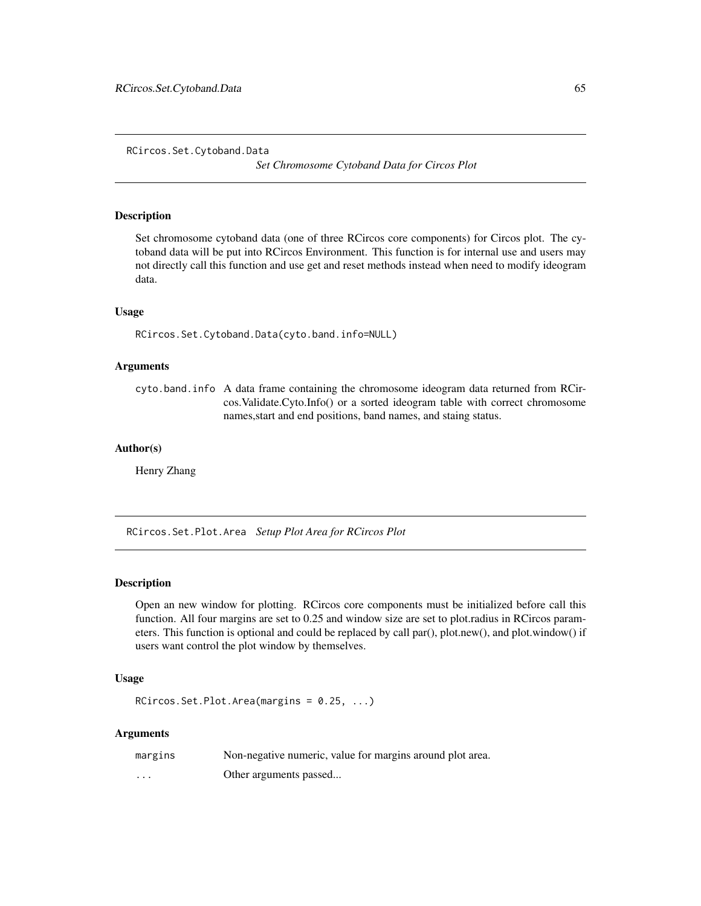## RCircos.Set.Cytoband.Data *Set Chromosome Cytoband Data for Circos Plot*

### Description

Set chromosome cytoband data (one of three RCircos core components) for Circos plot. The cytoband data will be put into RCircos Environment. This function is for internal use and users may not directly call this function and use get and reset methods instead when need to modify ideogram data.

### Usage

```
RCircos.Set.Cytoband.Data(cyto.band.info=NULL)
```

### Arguments

| | |
|---|---|
| cyto.band.info | A data frame containing the chromosome ideogram data returned from RCircos.Validate.Cyto.Info() or a sorted ideogram table with correct chromosome names,start and end positions, band names, and staing status. |

### Author(s)

Henry Zhang

## RCircos.Set.Plot.Area *Setup Plot Area for RCircos Plot*

### Description

Open an new window for plotting. RCircos core components must be initialized before call this function. All four margins are set to 0.25 and window size are set to plot.radius in RCircos parameters. This function is optional and could be replaced by call par(), plot.new(), and plot.window() if users want control the plot window by themselves.

### Usage

```
RCircos.Set.Plot.Area(margins = 0.25, ...)
```

### Arguments

| | |
|---|---|
| margins | Non-negative numeric, value for margins around plot area. |
| ... | Other arguments passed... |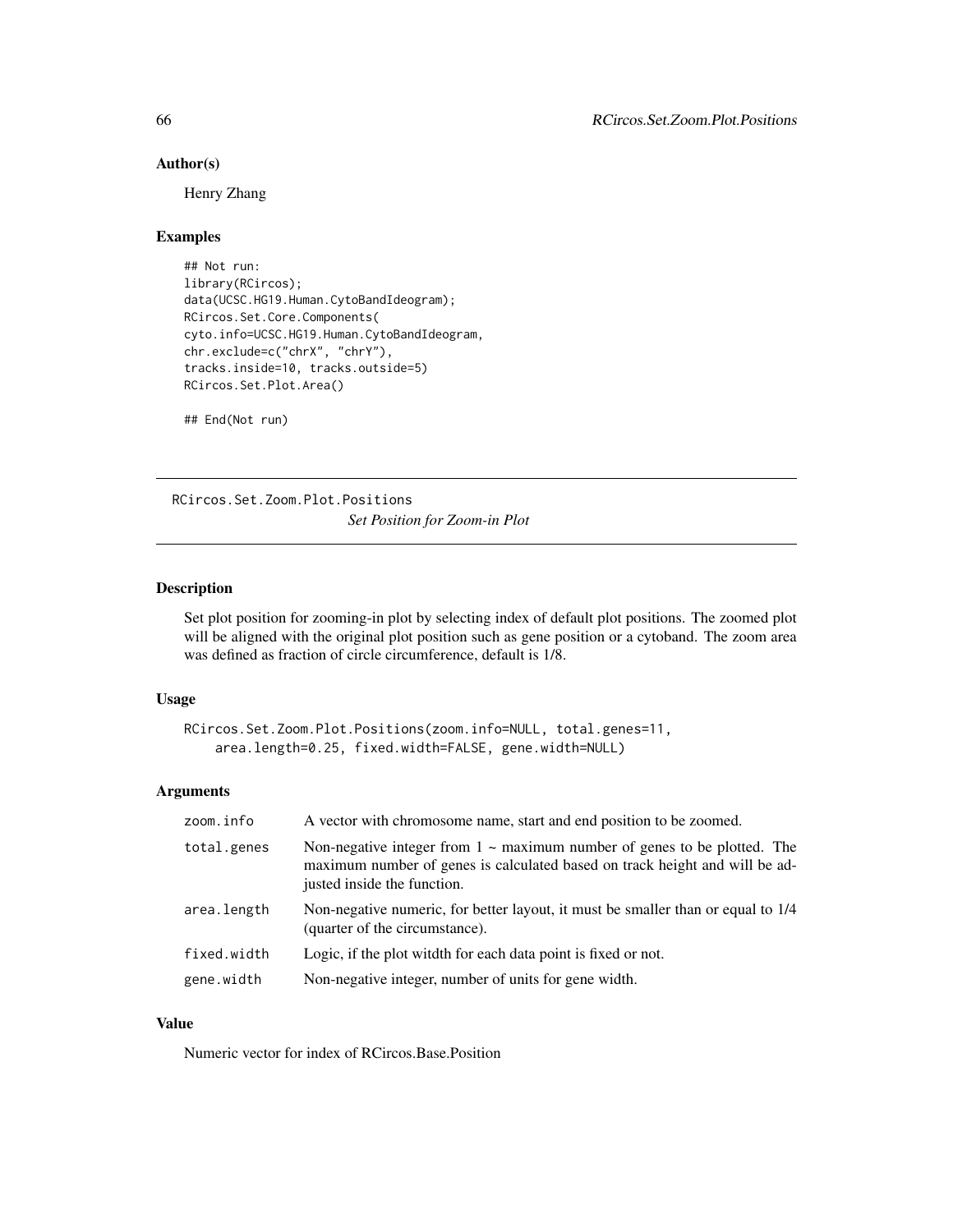### Author(s)

Henry Zhang

### Examples

```
## Not run:
library(RCircos);
data(UCSC.HG19.Human.CytoBandIdeogram);
RCircos.Set.Core.Components(
cyto.info=UCSC.HG19.Human.CytoBandIdeogram,
chr.exclude=c("chrX", "chrY"),
tracks.inside=10, tracks.outside=5)
RCircos.Set.Plot.Area()

## End(Not run)
```

---

## RCircos.Set.Zoom.Plot.Positions

*Set Position for Zoom-in Plot*

---

### Description

Set plot position for zooming-in plot by selecting index of default plot positions. The zoomed plot will be aligned with the original plot position such as gene position or a cytoband. The zoom area was defined as fraction of circle circumference, default is 1/8.

### Usage

```
RCircos.Set.Zoom.Plot.Positions(zoom.info=NULL, total.genes=11,
    area.length=0.25, fixed.width=FALSE, gene.width=NULL)
```

### Arguments

| | |
|---|---|
| zoom.info | A vector with chromosome name, start and end position to be zoomed. |
| total.genes | Non-negative integer from 1 ~ maximum number of genes to be plotted. The maximum number of genes is calculated based on track height and will be adjusted inside the function. |
| area.length | Non-negative numeric, for better layout, it must be smaller than or equal to 1/4 (quarter of the circumstance). |
| fixed.width | Logic, if the plot witdth for each data point is fixed or not. |
| gene.width | Non-negative integer, number of units for gene width. |

### Value

Numeric vector for index of RCircos.Base.Position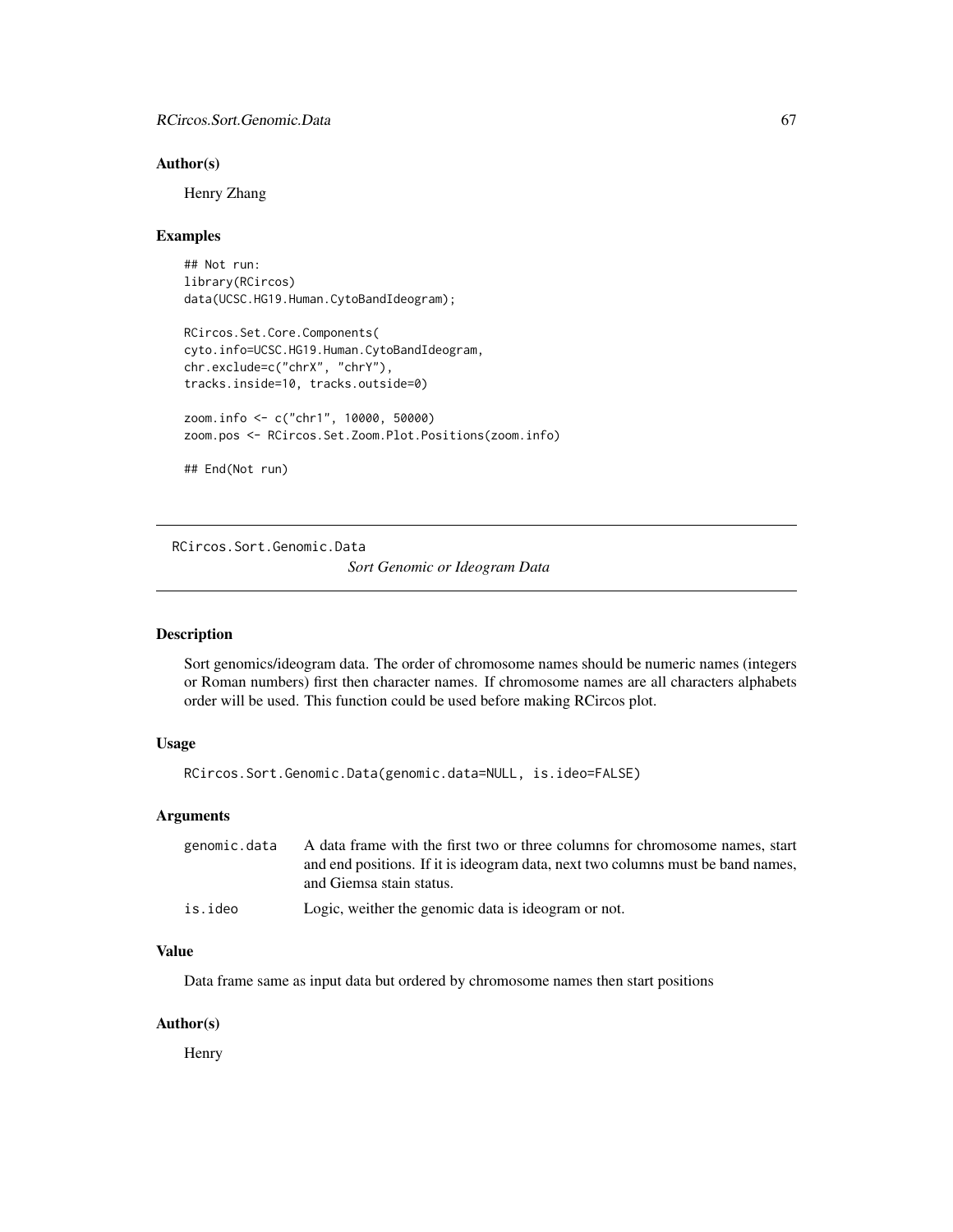## Author(s)

Henry Zhang

## Examples

```
## Not run:
library(RCircos)
data(UCSC.HG19.Human.CytoBandIdeogram);

RCircos.Set.Core.Components(
cyto.info=UCSC.HG19.Human.CytoBandIdeogram,
chr.exclude=c("chrX", "chrY"),
tracks.inside=10, tracks.outside=0)

zoom.info <- c("chr1", 10000, 50000)
zoom.pos <- RCircos.Set.Zoom.Plot.Positions(zoom.info)

## End(Not run)
```

---

# RCircos.Sort.Genomic.Data

*Sort Genomic or Ideogram Data*

---

## Description

Sort genomics/ideogram data. The order of chromosome names should be numeric names (integers or Roman numbers) first then character names. If chromosome names are all characters alphabets order will be used. This function could be used before making RCircos plot.

## Usage

```
RCircos.Sort.Genomic.Data(genomic.data=NULL, is.ideo=FALSE)
```

## Arguments

| | |
|---|---|
| genomic.data | A data frame with the first two or three columns for chromosome names, start and end positions. If it is ideogram data, next two columns must be band names, and Giemsa stain status. |
| is.ideo | Logic, weither the genomic data is ideogram or not. |

## Value

Data frame same as input data but ordered by chromosome names then start positions

## Author(s)

Henry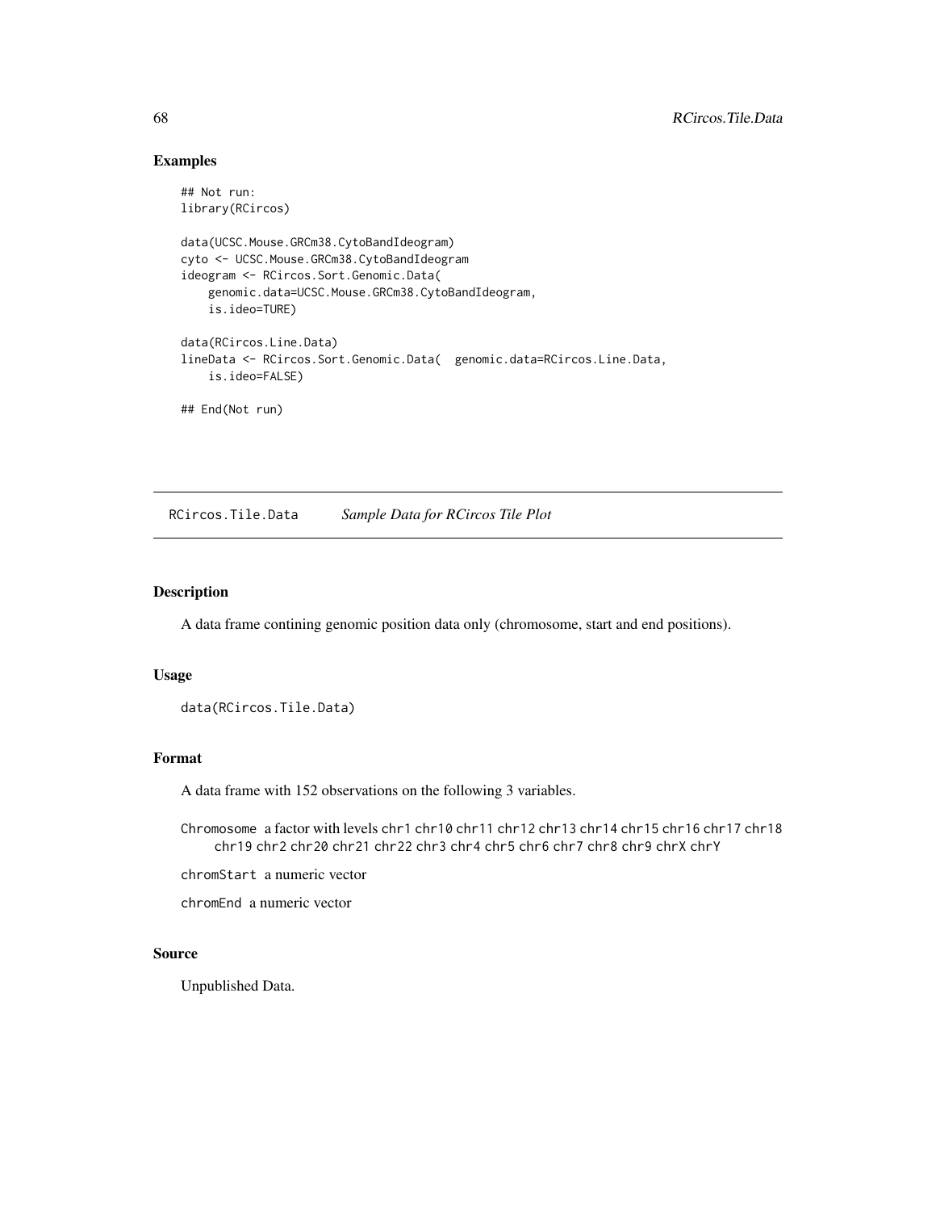## Examples

```
## Not run:
library(RCircos)

data(UCSC.Mouse.GRCm38.CytoBandIdeogram)
cyto <- UCSC.Mouse.GRCm38.CytoBandIdeogram
ideogram <- RCircos.Sort.Genomic.Data(
    genomic.data=UCSC.Mouse.GRCm38.CytoBandIdeogram,
    is.ideo=TURE)

data(RCircos.Line.Data)
lineData <- RCircos.Sort.Genomic.Data(  genomic.data=RCircos.Line.Data,
    is.ideo=FALSE)

## End(Not run)
```

---

# RCircos.Tile.Data *Sample Data for RCircos Tile Plot*

---

## Description

A data frame contining genomic position data only (chromosome, start and end positions).

## Usage

```
data(RCircos.Tile.Data)
```

## Format

A data frame with 152 observations on the following 3 variables.

`Chromosome` a factor with levels `chr1` `chr10` `chr11` `chr12` `chr13` `chr14` `chr15` `chr16` `chr17` `chr18` `chr19` `chr2` `chr20` `chr21` `chr22` `chr3` `chr4` `chr5` `chr6` `chr7` `chr8` `chr9` `chrX` `chrY`

`chromStart` a numeric vector

`chromEnd` a numeric vector

## Source

Unpublished Data.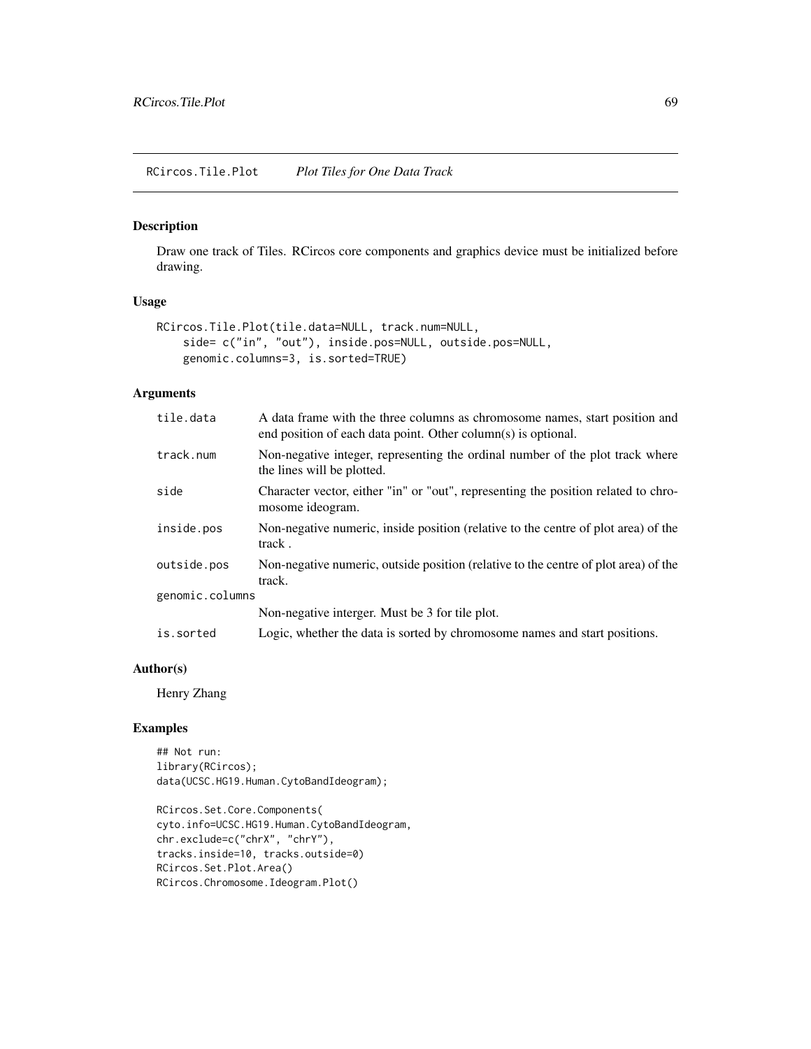## RCircos.Tile.Plot — *Plot Tiles for One Data Track*

### Description

Draw one track of Tiles. RCircos core components and graphics device must be initialized before drawing.

### Usage

```
RCircos.Tile.Plot(tile.data=NULL, track.num=NULL,
    side= c("in", "out"), inside.pos=NULL, outside.pos=NULL,
    genomic.columns=3, is.sorted=TRUE)
```

### Arguments

| | |
|---|---|
| tile.data | A data frame with the three columns as chromosome names, start position and end position of each data point. Other column(s) is optional. |
| track.num | Non-negative integer, representing the ordinal number of the plot track where the lines will be plotted. |
| side | Character vector, either "in" or "out", representing the position related to chromosome ideogram. |
| inside.pos | Non-negative numeric, inside position (relative to the centre of plot area) of the track . |
| outside.pos | Non-negative numeric, outside position (relative to the centre of plot area) of the track. |
| genomic.columns | Non-negative interger. Must be 3 for tile plot. |
| is.sorted | Logic, whether the data is sorted by chromosome names and start positions. |

### Author(s)

Henry Zhang

### Examples

```
## Not run:
library(RCircos);
data(UCSC.HG19.Human.CytoBandIdeogram);

RCircos.Set.Core.Components(
cyto.info=UCSC.HG19.Human.CytoBandIdeogram,
chr.exclude=c("chrX", "chrY"),
tracks.inside=10, tracks.outside=0)
RCircos.Set.Plot.Area()
RCircos.Chromosome.Ideogram.Plot()
```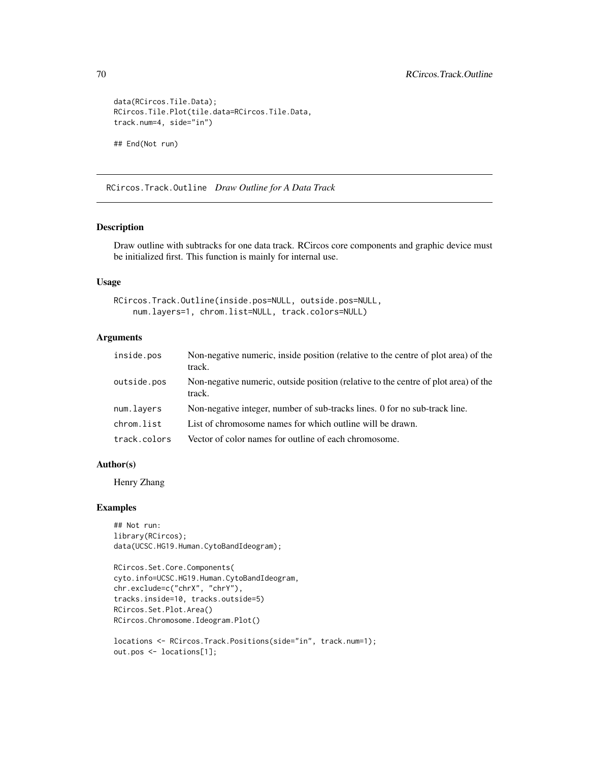```
data(RCircos.Tile.Data);
RCircos.Tile.Plot(tile.data=RCircos.Tile.Data,
track.num=4, side="in")

## End(Not run)
```

## RCircos.Track.Outline *Draw Outline for A Data Track*

### Description

Draw outline with subtracks for one data track. RCircos core components and graphic device must be initialized first. This function is mainly for internal use.

### Usage

```
RCircos.Track.Outline(inside.pos=NULL, outside.pos=NULL,
    num.layers=1, chrom.list=NULL, track.colors=NULL)
```

### Arguments

| | |
|---|---|
| inside.pos | Non-negative numeric, inside position (relative to the centre of plot area) of the track. |
| outside.pos | Non-negative numeric, outside position (relative to the centre of plot area) of the track. |
| num.layers | Non-negative integer, number of sub-tracks lines. 0 for no sub-track line. |
| chrom.list | List of chromosome names for which outline will be drawn. |
| track.colors | Vector of color names for outline of each chromosome. |

### Author(s)

Henry Zhang

### Examples

```
## Not run:
library(RCircos);
data(UCSC.HG19.Human.CytoBandIdeogram);

RCircos.Set.Core.Components(
cyto.info=UCSC.HG19.Human.CytoBandIdeogram,
chr.exclude=c("chrX", "chrY"),
tracks.inside=10, tracks.outside=5)
RCircos.Set.Plot.Area()
RCircos.Chromosome.Ideogram.Plot()

locations <- RCircos.Track.Positions(side="in", track.num=1);
out.pos <- locations[1];
```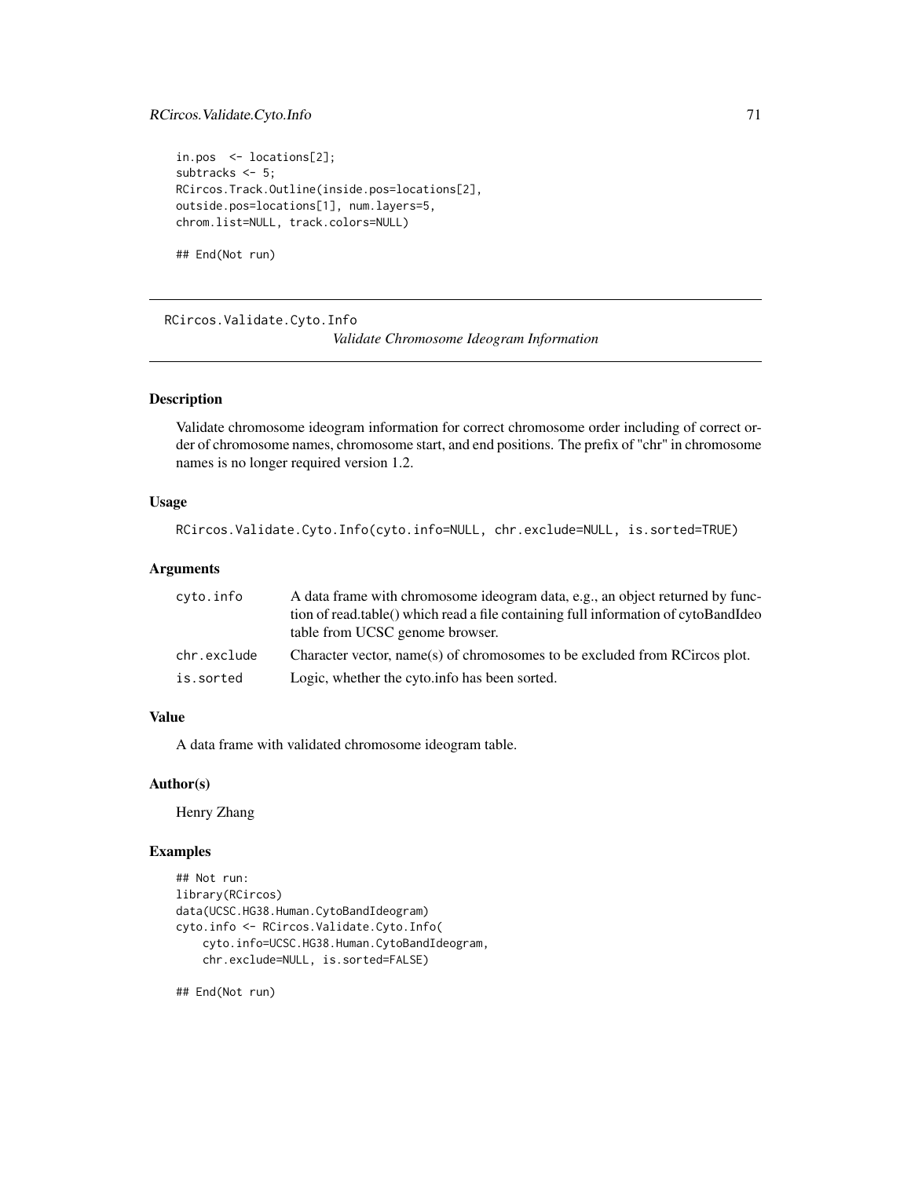```
in.pos  <- locations[2];
subtracks <- 5;
RCircos.Track.Outline(inside.pos=locations[2],
outside.pos=locations[1], num.layers=5,
chrom.list=NULL, track.colors=NULL)

## End(Not run)
```

## RCircos.Validate.Cyto.Info

*Validate Chromosome Ideogram Information*

### Description

Validate chromosome ideogram information for correct chromosome order including of correct order of chromosome names, chromosome start, and end positions. The prefix of "chr" in chromosome names is no longer required version 1.2.

### Usage

```
RCircos.Validate.Cyto.Info(cyto.info=NULL, chr.exclude=NULL, is.sorted=TRUE)
```

### Arguments

| | |
|---|---|
| cyto.info | A data frame with chromosome ideogram data, e.g., an object returned by function of read.table() which read a file containing full information of cytoBandIdeo table from UCSC genome browser. |
| chr.exclude | Character vector, name(s) of chromosomes to be excluded from RCircos plot. |
| is.sorted | Logic, whether the cyto.info has been sorted. |

### Value

A data frame with validated chromosome ideogram table.

### Author(s)

Henry Zhang

### Examples

```
## Not run:
library(RCircos)
data(UCSC.HG38.Human.CytoBandIdeogram)
cyto.info <- RCircos.Validate.Cyto.Info(
    cyto.info=UCSC.HG38.Human.CytoBandIdeogram,
    chr.exclude=NULL, is.sorted=FALSE)

## End(Not run)
```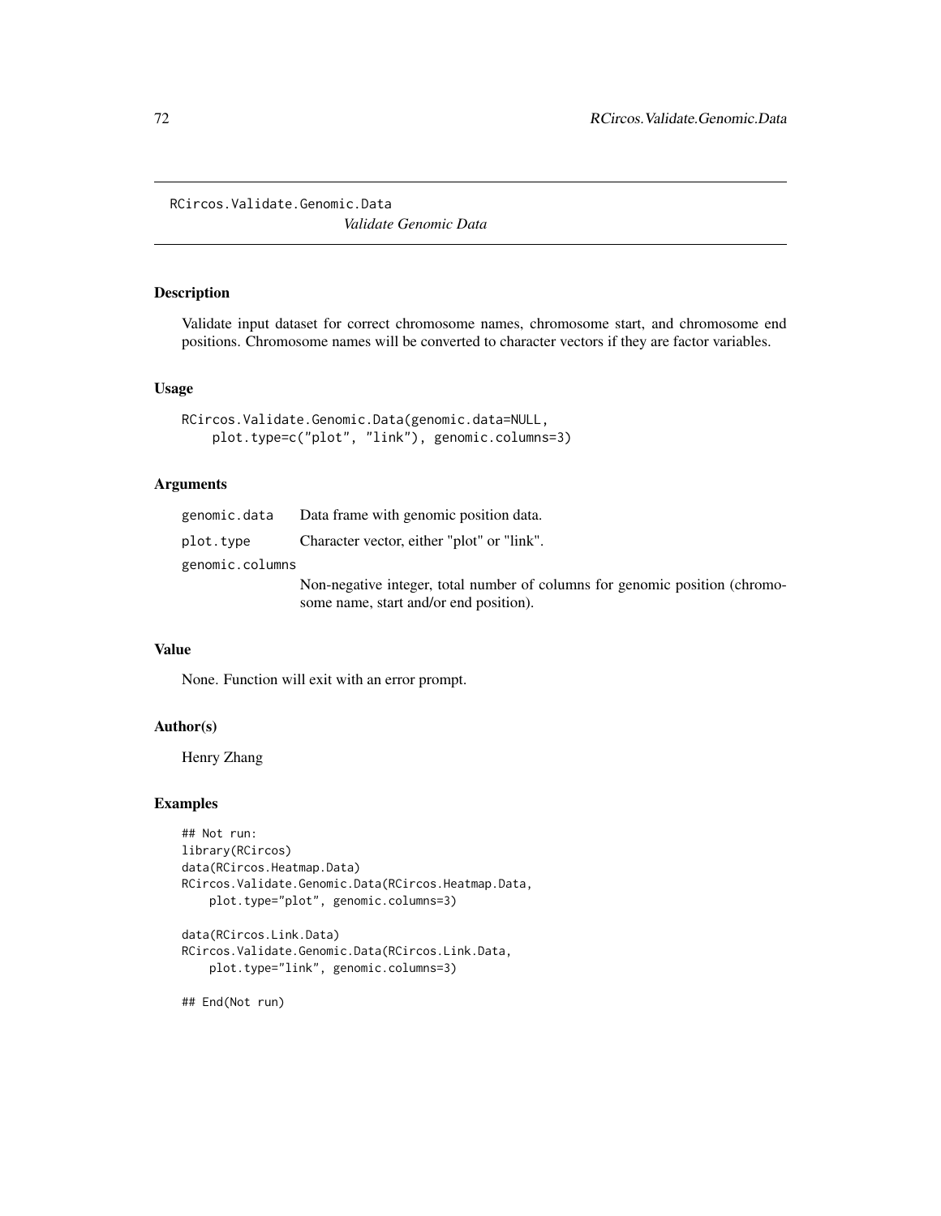# RCircos.Validate.Genomic.Data

*Validate Genomic Data*

## Description

Validate input dataset for correct chromosome names, chromosome start, and chromosome end positions. Chromosome names will be converted to character vectors if they are factor variables.

## Usage

```
RCircos.Validate.Genomic.Data(genomic.data=NULL,
    plot.type=c("plot", "link"), genomic.columns=3)
```

## Arguments

| | |
|---|---|
| genomic.data | Data frame with genomic position data. |
| plot.type | Character vector, either "plot" or "link". |
| genomic.columns | Non-negative integer, total number of columns for genomic position (chromosome name, start and/or end position). |

## Value

None. Function will exit with an error prompt.

## Author(s)

Henry Zhang

## Examples

```
## Not run:
library(RCircos)
data(RCircos.Heatmap.Data)
RCircos.Validate.Genomic.Data(RCircos.Heatmap.Data,
    plot.type="plot", genomic.columns=3)

data(RCircos.Link.Data)
RCircos.Validate.Genomic.Data(RCircos.Link.Data,
    plot.type="link", genomic.columns=3)

## End(Not run)
```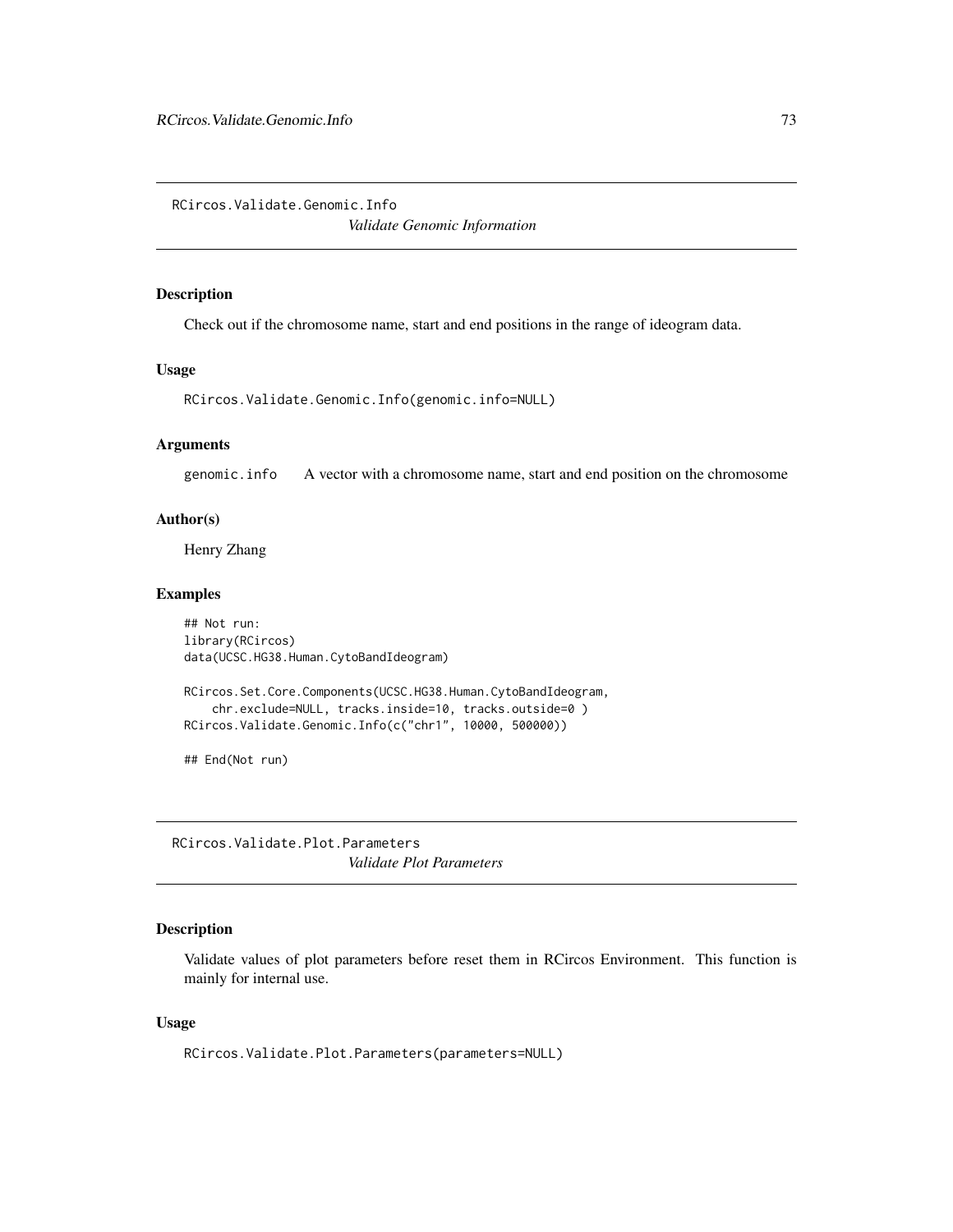## RCircos.Validate.Genomic.Info

*Validate Genomic Information*

### Description

Check out if the chromosome name, start and end positions in the range of ideogram data.

### Usage

```
RCircos.Validate.Genomic.Info(genomic.info=NULL)
```

### Arguments

| | |
|---|---|
| genomic.info | A vector with a chromosome name, start and end position on the chromosome |

### Author(s)

Henry Zhang

### Examples

```
## Not run:
library(RCircos)
data(UCSC.HG38.Human.CytoBandIdeogram)

RCircos.Set.Core.Components(UCSC.HG38.Human.CytoBandIdeogram,
    chr.exclude=NULL, tracks.inside=10, tracks.outside=0 )
RCircos.Validate.Genomic.Info(c("chr1", 10000, 500000))

## End(Not run)
```

## RCircos.Validate.Plot.Parameters

*Validate Plot Parameters*

### Description

Validate values of plot parameters before reset them in RCircos Environment. This function is mainly for internal use.

### Usage

```
RCircos.Validate.Plot.Parameters(parameters=NULL)
```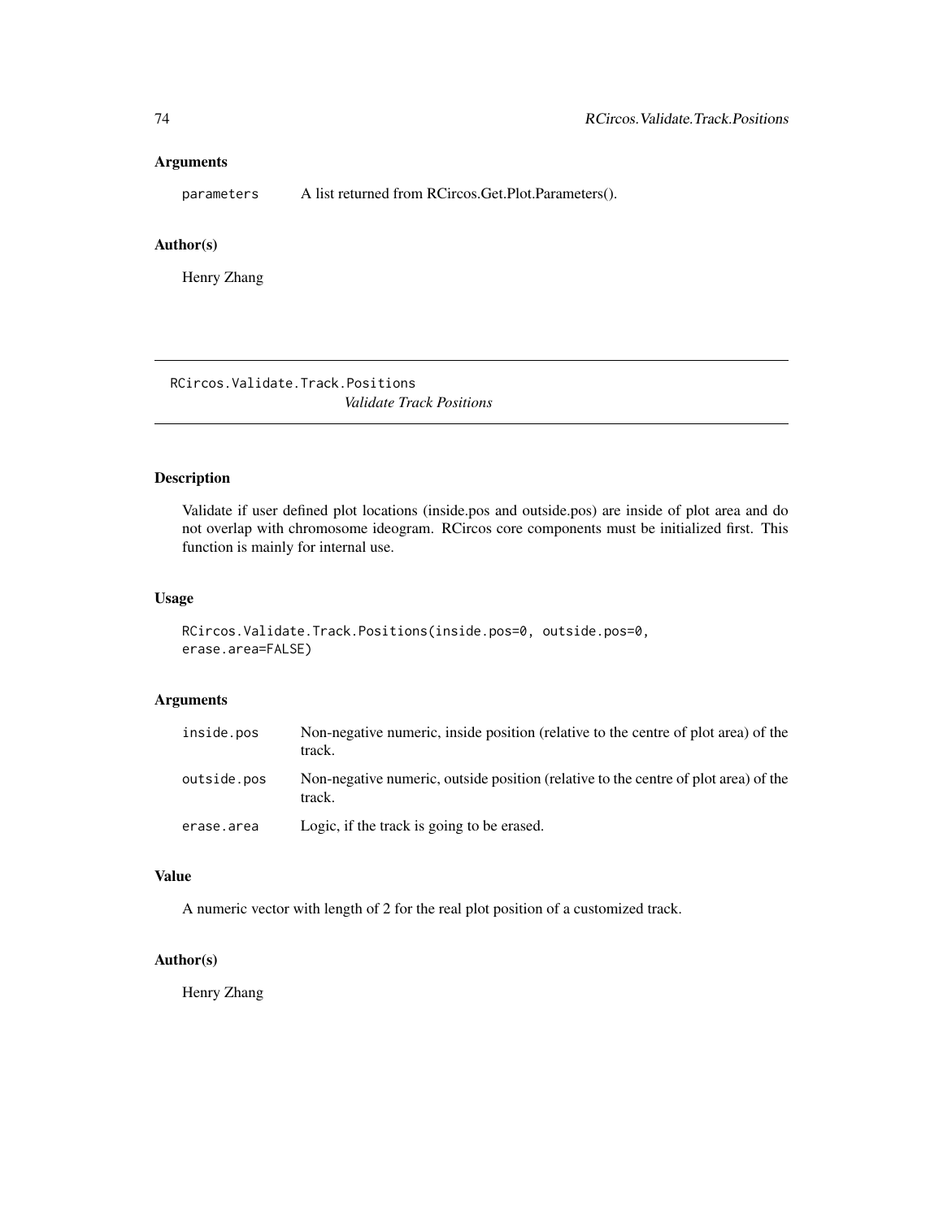### Arguments

parameters A list returned from RCircos.Get.Plot.Parameters().

### Author(s)

Henry Zhang

---

## RCircos.Validate.Track.Positions

*Validate Track Positions*

---

### Description

Validate if user defined plot locations (inside.pos and outside.pos) are inside of plot area and do not overlap with chromosome ideogram. RCircos core components must be initialized first. This function is mainly for internal use.

### Usage

```
RCircos.Validate.Track.Positions(inside.pos=0, outside.pos=0,
erase.area=FALSE)
```

### Arguments

| | |
|---|---|
| inside.pos | Non-negative numeric, inside position (relative to the centre of plot area) of the track. |
| outside.pos | Non-negative numeric, outside position (relative to the centre of plot area) of the track. |
| erase.area | Logic, if the track is going to be erased. |

### Value

A numeric vector with length of 2 for the real plot position of a customized track.

### Author(s)

Henry Zhang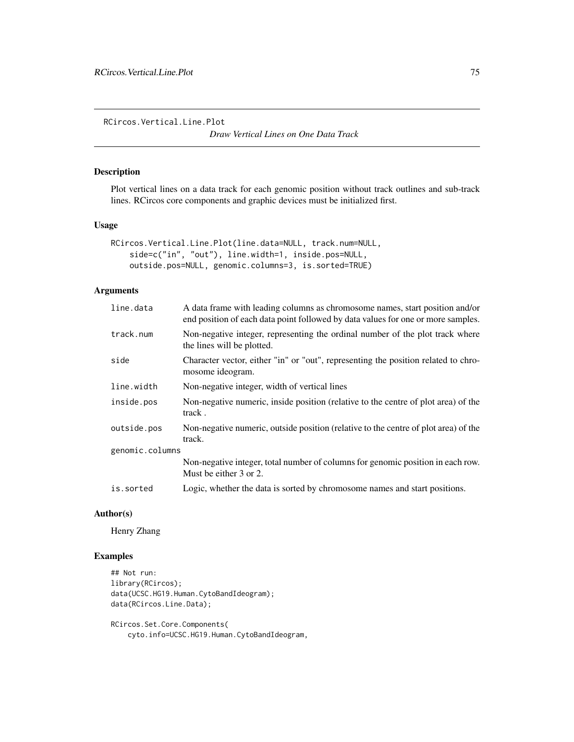RCircos.Vertical.Line.Plot

*Draw Vertical Lines on One Data Track*

## Description

Plot vertical lines on a data track for each genomic position without track outlines and sub-track lines. RCircos core components and graphic devices must be initialized first.

## Usage

```
RCircos.Vertical.Line.Plot(line.data=NULL, track.num=NULL,
    side=c("in", "out"), line.width=1, inside.pos=NULL,
    outside.pos=NULL, genomic.columns=3, is.sorted=TRUE)
```

## Arguments

| | |
|---|---|
| `line.data` | A data frame with leading columns as chromosome names, start position and/or end position of each data point followed by data values for one or more samples. |
| `track.num` | Non-negative integer, representing the ordinal number of the plot track where the lines will be plotted. |
| `side` | Character vector, either "in" or "out", representing the position related to chromosome ideogram. |
| `line.width` | Non-negative integer, width of vertical lines |
| `inside.pos` | Non-negative numeric, inside position (relative to the centre of plot area) of the track . |
| `outside.pos` | Non-negative numeric, outside position (relative to the centre of plot area) of the track. |
| `genomic.columns` | Non-negative integer, total number of columns for genomic position in each row. Must be either 3 or 2. |
| `is.sorted` | Logic, whether the data is sorted by chromosome names and start positions. |

## Author(s)

Henry Zhang

## Examples

```
## Not run:
library(RCircos);
data(UCSC.HG19.Human.CytoBandIdeogram);
data(RCircos.Line.Data);

RCircos.Set.Core.Components(
    cyto.info=UCSC.HG19.Human.CytoBandIdeogram,
```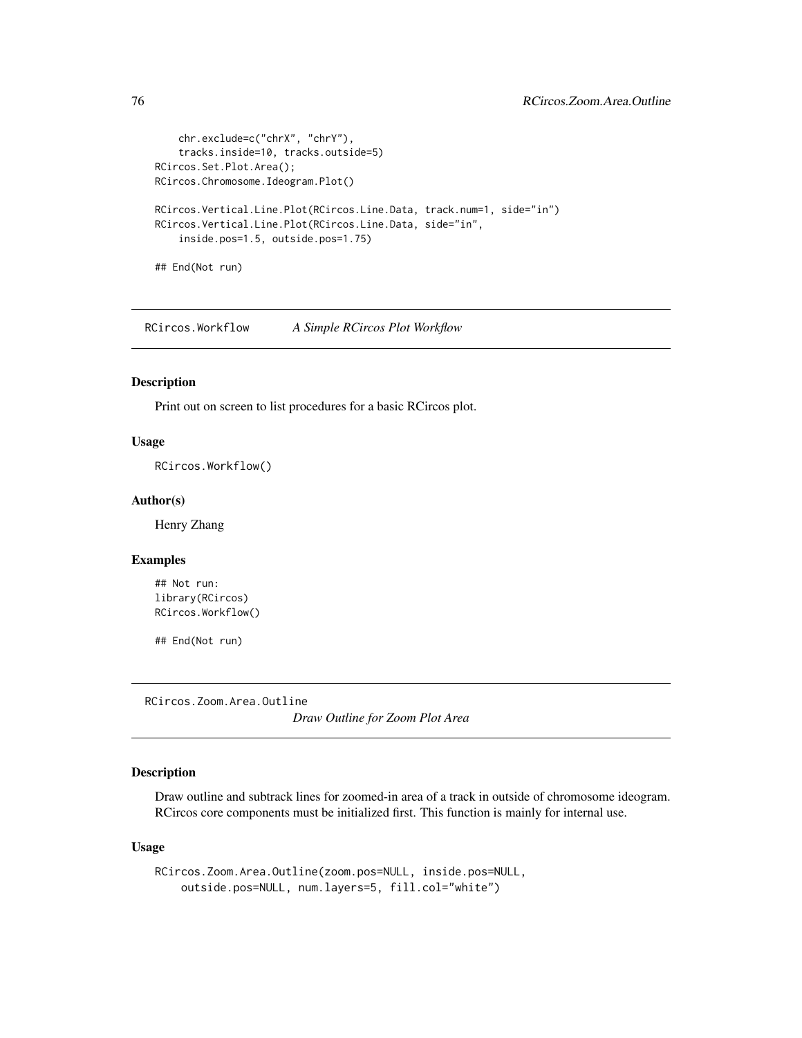```
    chr.exclude=c("chrX", "chrY"),
    tracks.inside=10, tracks.outside=5)
RCircos.Set.Plot.Area();
RCircos.Chromosome.Ideogram.Plot()

RCircos.Vertical.Line.Plot(RCircos.Line.Data, track.num=1, side="in")
RCircos.Vertical.Line.Plot(RCircos.Line.Data, side="in",
    inside.pos=1.5, outside.pos=1.75)

## End(Not run)
```

## RCircos.Workflow — *A Simple RCircos Plot Workflow*

### Description

Print out on screen to list procedures for a basic RCircos plot.

### Usage

```
RCircos.Workflow()
```

### Author(s)

Henry Zhang

### Examples

```
## Not run:
library(RCircos)
RCircos.Workflow()

## End(Not run)
```

## RCircos.Zoom.Area.Outline — *Draw Outline for Zoom Plot Area*

### Description

Draw outline and subtrack lines for zoomed-in area of a track in outside of chromosome ideogram. RCircos core components must be initialized first. This function is mainly for internal use.

### Usage

```
RCircos.Zoom.Area.Outline(zoom.pos=NULL, inside.pos=NULL,
    outside.pos=NULL, num.layers=5, fill.col="white")
```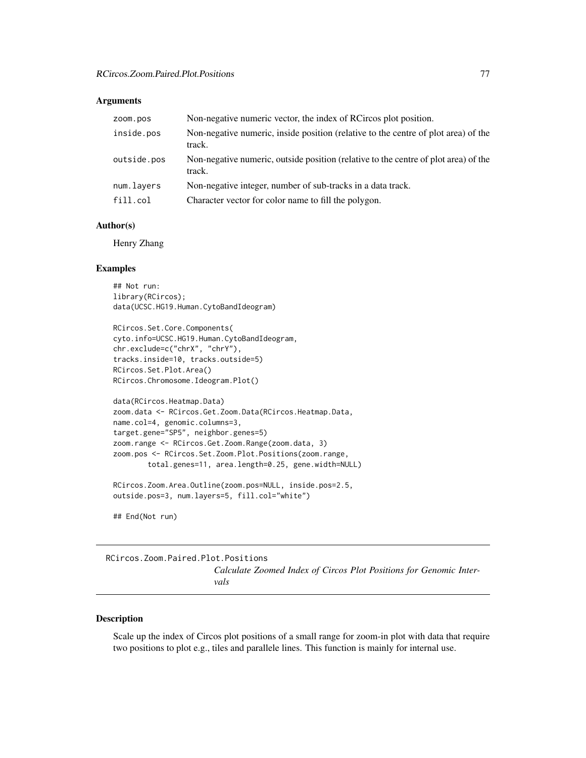### Arguments

| | |
|---|---|
| zoom.pos | Non-negative numeric vector, the index of RCircos plot position. |
| inside.pos | Non-negative numeric, inside position (relative to the centre of plot area) of the track. |
| outside.pos | Non-negative numeric, outside position (relative to the centre of plot area) of the track. |
| num.layers | Non-negative integer, number of sub-tracks in a data track. |
| fill.col | Character vector for color name to fill the polygon. |

### Author(s)

Henry Zhang

### Examples

```
## Not run:
library(RCircos);
data(UCSC.HG19.Human.CytoBandIdeogram)

RCircos.Set.Core.Components(
cyto.info=UCSC.HG19.Human.CytoBandIdeogram,
chr.exclude=c("chrX", "chrY"),
tracks.inside=10, tracks.outside=5)
RCircos.Set.Plot.Area()
RCircos.Chromosome.Ideogram.Plot()

data(RCircos.Heatmap.Data)
zoom.data <- RCircos.Get.Zoom.Data(RCircos.Heatmap.Data,
name.col=4, genomic.columns=3,
target.gene="SP5", neighbor.genes=5)
zoom.range <- RCircos.Get.Zoom.Range(zoom.data, 3)
zoom.pos <- RCircos.Set.Zoom.Plot.Positions(zoom.range,
        total.genes=11, area.length=0.25, gene.width=NULL)

RCircos.Zoom.Area.Outline(zoom.pos=NULL, inside.pos=2.5,
outside.pos=3, num.layers=5, fill.col="white")

## End(Not run)
```

---

## RCircos.Zoom.Paired.Plot.Positions

*Calculate Zoomed Index of Circos Plot Positions for Genomic Intervals*

---

### Description

Scale up the index of Circos plot positions of a small range for zoom-in plot with data that require two positions to plot e.g., tiles and parallele lines. This function is mainly for internal use.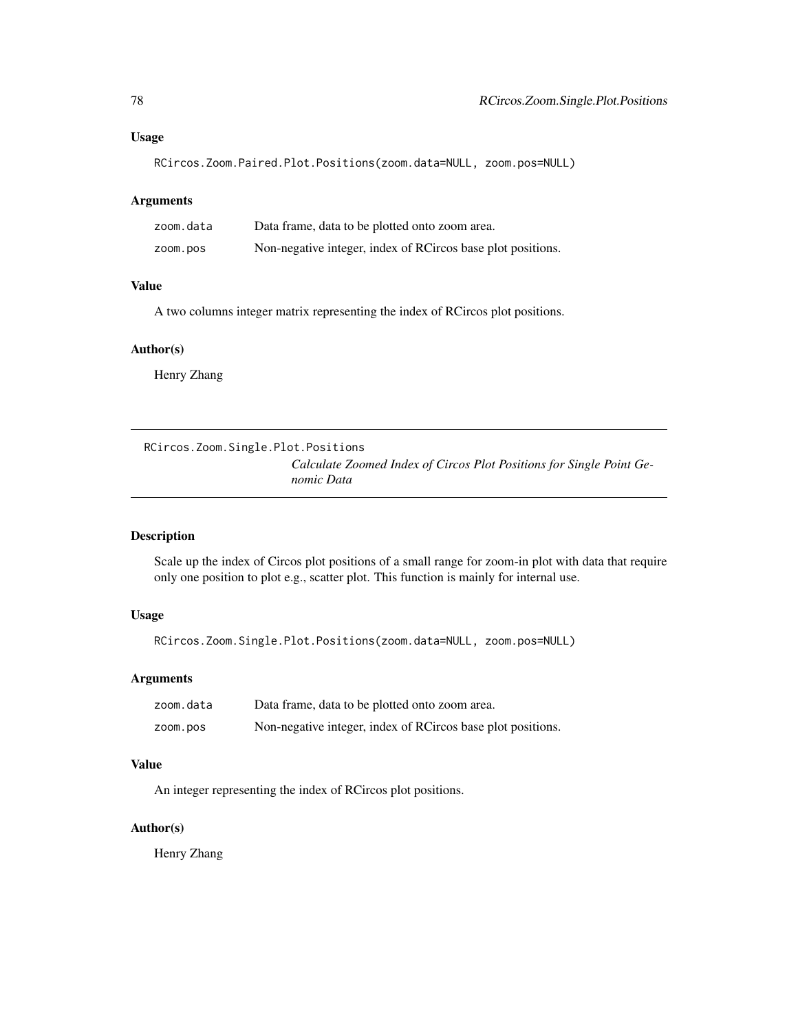### Usage

```
RCircos.Zoom.Paired.Plot.Positions(zoom.data=NULL, zoom.pos=NULL)
```

### Arguments

| | |
|---|---|
| zoom.data | Data frame, data to be plotted onto zoom area. |
| zoom.pos | Non-negative integer, index of RCircos base plot positions. |

### Value

A two columns integer matrix representing the index of RCircos plot positions.

### Author(s)

Henry Zhang

---

## RCircos.Zoom.Single.Plot.Positions

*Calculate Zoomed Index of Circos Plot Positions for Single Point Genomic Data*

---

### Description

Scale up the index of Circos plot positions of a small range for zoom-in plot with data that require only one position to plot e.g., scatter plot. This function is mainly for internal use.

### Usage

```
RCircos.Zoom.Single.Plot.Positions(zoom.data=NULL, zoom.pos=NULL)
```

### Arguments

| | |
|---|---|
| zoom.data | Data frame, data to be plotted onto zoom area. |
| zoom.pos | Non-negative integer, index of RCircos base plot positions. |

### Value

An integer representing the index of RCircos plot positions.

### Author(s)

Henry Zhang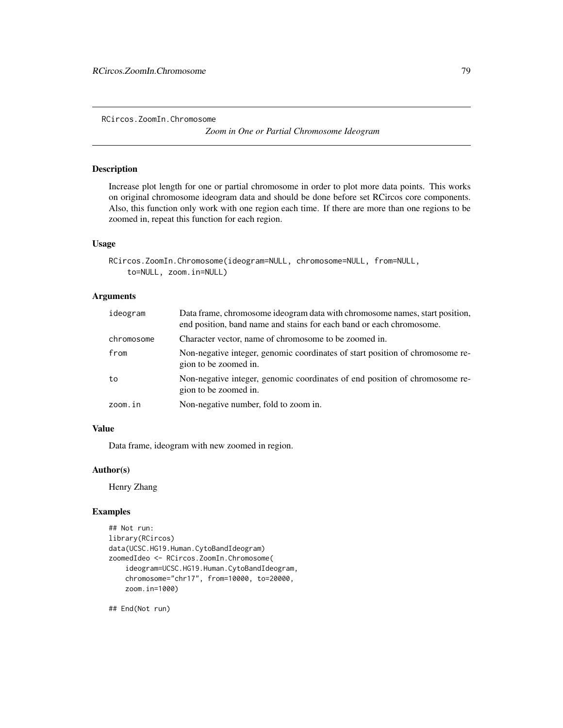RCircos.ZoomIn.Chromosome

## *Zoom in One or Partial Chromosome Ideogram*

### Description

Increase plot length for one or partial chromosome in order to plot more data points. This works on original chromosome ideogram data and should be done before set RCircos core components. Also, this function only work with one region each time. If there are more than one regions to be zoomed in, repeat this function for each region.

### Usage

```
RCircos.ZoomIn.Chromosome(ideogram=NULL, chromosome=NULL, from=NULL,
    to=NULL, zoom.in=NULL)
```

### Arguments

| | |
|---|---|
| ideogram | Data frame, chromosome ideogram data with chromosome names, start position, end position, band name and stains for each band or each chromosome. |
| chromosome | Character vector, name of chromosome to be zoomed in. |
| from | Non-negative integer, genomic coordinates of start position of chromosome region to be zoomed in. |
| to | Non-negative integer, genomic coordinates of end position of chromosome region to be zoomed in. |
| zoom.in | Non-negative number, fold to zoom in. |

### Value

Data frame, ideogram with new zoomed in region.

### Author(s)

Henry Zhang

### Examples

```
## Not run:
library(RCircos)
data(UCSC.HG19.Human.CytoBandIdeogram)
zoomedIdeo <- RCircos.ZoomIn.Chromosome(
    ideogram=UCSC.HG19.Human.CytoBandIdeogram,
    chromosome="chr17", from=10000, to=20000,
    zoom.in=1000)

## End(Not run)
```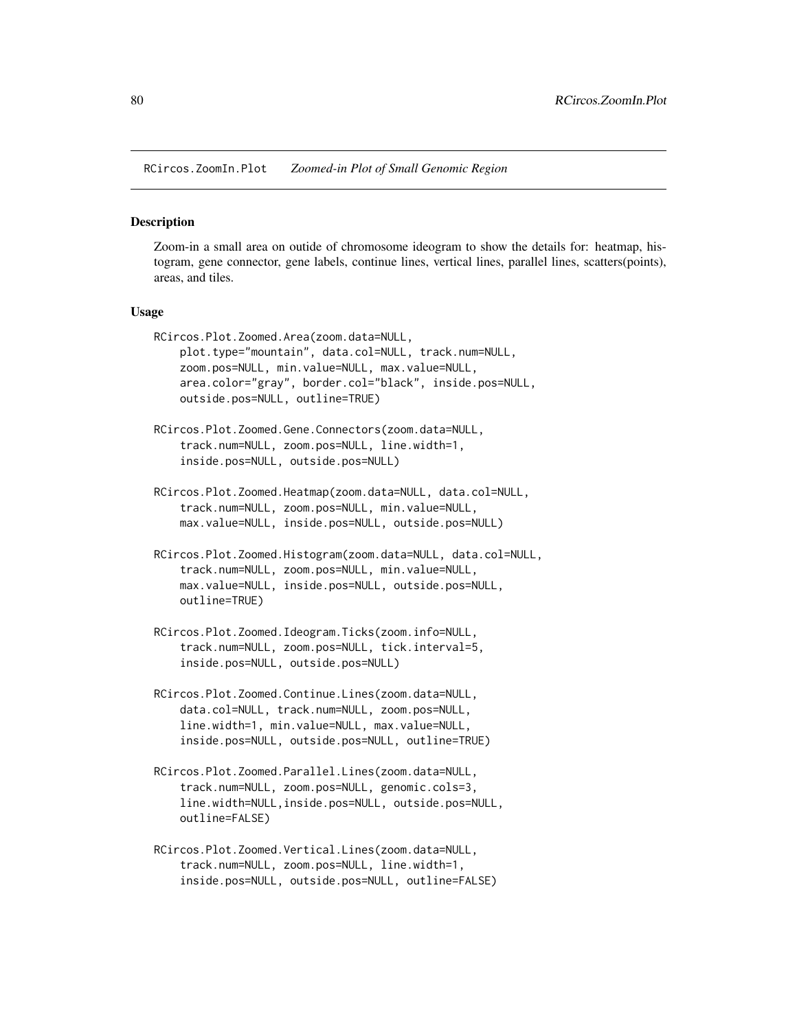RCircos.ZoomIn.Plot *Zoomed-in Plot of Small Genomic Region*

## Description

Zoom-in a small area on outide of chromosome ideogram to show the details for: heatmap, histogram, gene connector, gene labels, continue lines, vertical lines, parallel lines, scatters(points), areas, and tiles.

## Usage

```
RCircos.Plot.Zoomed.Area(zoom.data=NULL,
    plot.type="mountain", data.col=NULL, track.num=NULL,
    zoom.pos=NULL, min.value=NULL, max.value=NULL,
    area.color="gray", border.col="black", inside.pos=NULL,
    outside.pos=NULL, outline=TRUE)

RCircos.Plot.Zoomed.Gene.Connectors(zoom.data=NULL,
    track.num=NULL, zoom.pos=NULL, line.width=1,
    inside.pos=NULL, outside.pos=NULL)

RCircos.Plot.Zoomed.Heatmap(zoom.data=NULL, data.col=NULL,
    track.num=NULL, zoom.pos=NULL, min.value=NULL,
    max.value=NULL, inside.pos=NULL, outside.pos=NULL)

RCircos.Plot.Zoomed.Histogram(zoom.data=NULL, data.col=NULL,
    track.num=NULL, zoom.pos=NULL, min.value=NULL,
    max.value=NULL, inside.pos=NULL, outside.pos=NULL,
    outline=TRUE)

RCircos.Plot.Zoomed.Ideogram.Ticks(zoom.info=NULL,
    track.num=NULL, zoom.pos=NULL, tick.interval=5,
    inside.pos=NULL, outside.pos=NULL)

RCircos.Plot.Zoomed.Continue.Lines(zoom.data=NULL,
    data.col=NULL, track.num=NULL, zoom.pos=NULL,
    line.width=1, min.value=NULL, max.value=NULL,
    inside.pos=NULL, outside.pos=NULL, outline=TRUE)

RCircos.Plot.Zoomed.Parallel.Lines(zoom.data=NULL,
    track.num=NULL, zoom.pos=NULL, genomic.cols=3,
    line.width=NULL,inside.pos=NULL, outside.pos=NULL,
    outline=FALSE)

RCircos.Plot.Zoomed.Vertical.Lines(zoom.data=NULL,
    track.num=NULL, zoom.pos=NULL, line.width=1,
    inside.pos=NULL, outside.pos=NULL, outline=FALSE)
```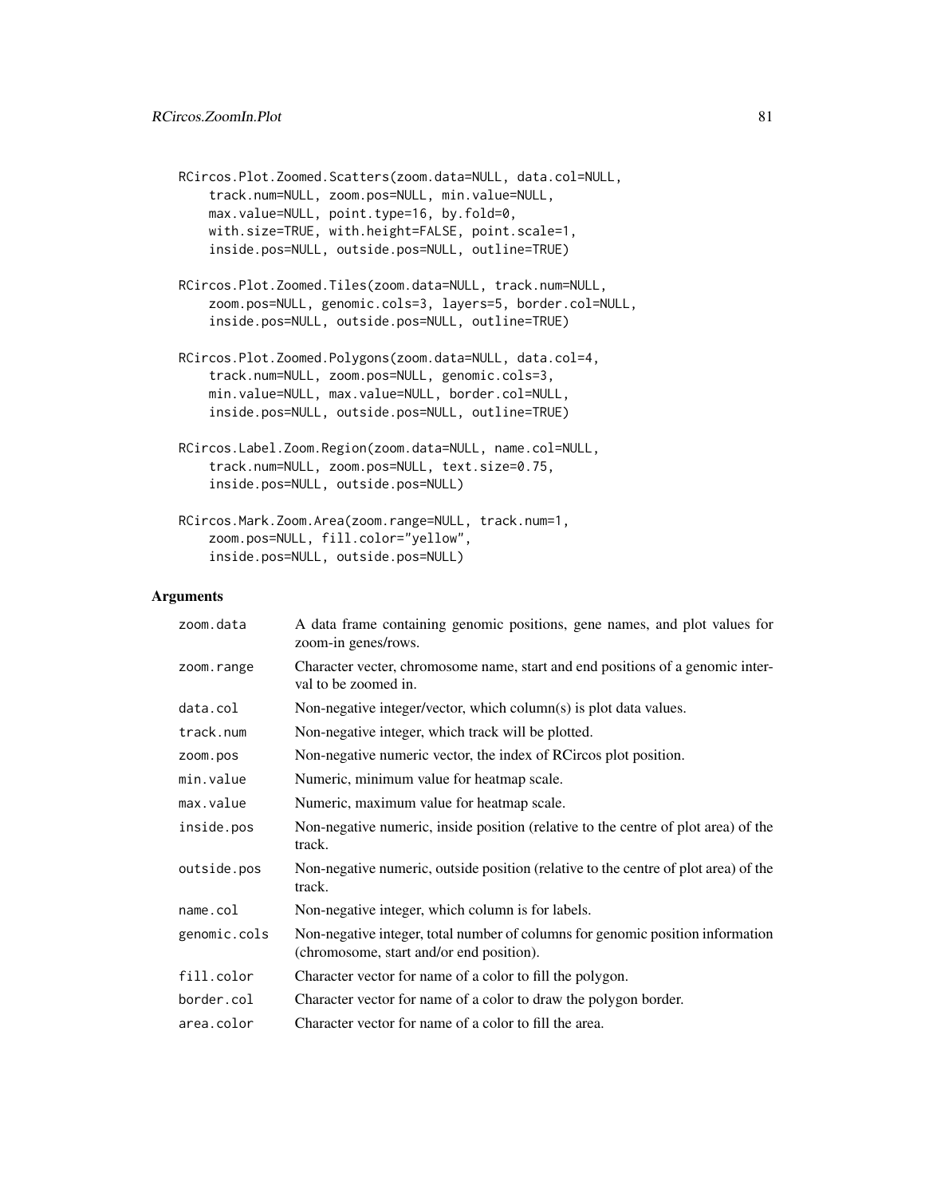```
RCircos.Plot.Zoomed.Scatters(zoom.data=NULL, data.col=NULL,
    track.num=NULL, zoom.pos=NULL, min.value=NULL,
    max.value=NULL, point.type=16, by.fold=0,
    with.size=TRUE, with.height=FALSE, point.scale=1,
    inside.pos=NULL, outside.pos=NULL, outline=TRUE)

RCircos.Plot.Zoomed.Tiles(zoom.data=NULL, track.num=NULL,
    zoom.pos=NULL, genomic.cols=3, layers=5, border.col=NULL,
    inside.pos=NULL, outside.pos=NULL, outline=TRUE)

RCircos.Plot.Zoomed.Polygons(zoom.data=NULL, data.col=4,
    track.num=NULL, zoom.pos=NULL, genomic.cols=3,
    min.value=NULL, max.value=NULL, border.col=NULL,
    inside.pos=NULL, outside.pos=NULL, outline=TRUE)

RCircos.Label.Zoom.Region(zoom.data=NULL, name.col=NULL,
    track.num=NULL, zoom.pos=NULL, text.size=0.75,
    inside.pos=NULL, outside.pos=NULL)

RCircos.Mark.Zoom.Area(zoom.range=NULL, track.num=1,
    zoom.pos=NULL, fill.color="yellow",
    inside.pos=NULL, outside.pos=NULL)
```

## Arguments

| | |
|---|---|
| zoom.data | A data frame containing genomic positions, gene names, and plot values for zoom-in genes/rows. |
| zoom.range | Character vecter, chromosome name, start and end positions of a genomic interval to be zoomed in. |
| data.col | Non-negative integer/vector, which column(s) is plot data values. |
| track.num | Non-negative integer, which track will be plotted. |
| zoom.pos | Non-negative numeric vector, the index of RCircos plot position. |
| min.value | Numeric, minimum value for heatmap scale. |
| max.value | Numeric, maximum value for heatmap scale. |
| inside.pos | Non-negative numeric, inside position (relative to the centre of plot area) of the track. |
| outside.pos | Non-negative numeric, outside position (relative to the centre of plot area) of the track. |
| name.col | Non-negative integer, which column is for labels. |
| genomic.cols | Non-negative integer, total number of columns for genomic position information (chromosome, start and/or end position). |
| fill.color | Character vector for name of a color to fill the polygon. |
| border.col | Character vector for name of a color to draw the polygon border. |
| area.color | Character vector for name of a color to fill the area. |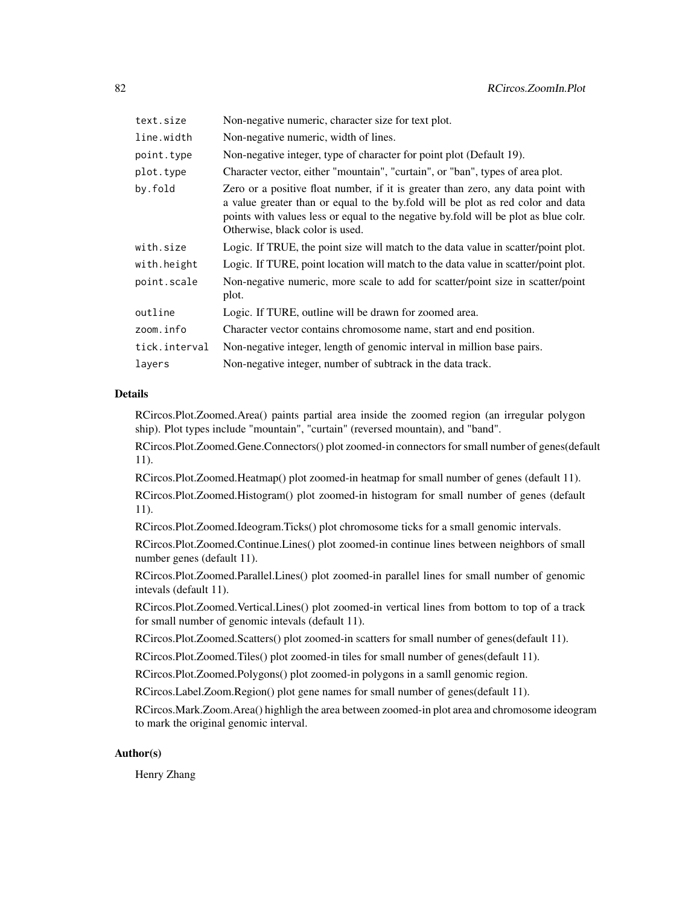| | |
|---|---|
| text.size | Non-negative numeric, character size for text plot. |
| line.width | Non-negative numeric, width of lines. |
| point.type | Non-negative integer, type of character for point plot (Default 19). |
| plot.type | Character vector, either "mountain", "curtain", or "ban", types of area plot. |
| by.fold | Zero or a positive float number, if it is greater than zero, any data point with a value greater than or equal to the by.fold will be plot as red color and data points with values less or equal to the negative by.fold will be plot as blue colr. Otherwise, black color is used. |
| with.size | Logic. If TRUE, the point size will match to the data value in scatter/point plot. |
| with.height | Logic. If TURE, point location will match to the data value in scatter/point plot. |
| point.scale | Non-negative numeric, more scale to add for scatter/point size in scatter/point plot. |
| outline | Logic. If TURE, outline will be drawn for zoomed area. |
| zoom.info | Character vector contains chromosome name, start and end position. |
| tick.interval | Non-negative integer, length of genomic interval in million base pairs. |
| layers | Non-negative integer, number of subtrack in the data track. |

### Details

RCircos.Plot.Zoomed.Area() paints partial area inside the zoomed region (an irregular polygon ship). Plot types include "mountain", "curtain" (reversed mountain), and "band".

RCircos.Plot.Zoomed.Gene.Connectors() plot zoomed-in connectors for small number of genes(default 11).

RCircos.Plot.Zoomed.Heatmap() plot zoomed-in heatmap for small number of genes (default 11).

RCircos.Plot.Zoomed.Histogram() plot zoomed-in histogram for small number of genes (default 11).

RCircos.Plot.Zoomed.Ideogram.Ticks() plot chromosome ticks for a small genomic intervals.

RCircos.Plot.Zoomed.Continue.Lines() plot zoomed-in continue lines between neighbors of small number genes (default 11).

RCircos.Plot.Zoomed.Parallel.Lines() plot zoomed-in parallel lines for small number of genomic intevals (default 11).

RCircos.Plot.Zoomed.Vertical.Lines() plot zoomed-in vertical lines from bottom to top of a track for small number of genomic intevals (default 11).

RCircos.Plot.Zoomed.Scatters() plot zoomed-in scatters for small number of genes(default 11).

RCircos.Plot.Zoomed.Tiles() plot zoomed-in tiles for small number of genes(default 11).

RCircos.Plot.Zoomed.Polygons() plot zoomed-in polygons in a samll genomic region.

RCircos.Label.Zoom.Region() plot gene names for small number of genes(default 11).

RCircos.Mark.Zoom.Area() highligh the area between zoomed-in plot area and chromosome ideogram to mark the original genomic interval.

### Author(s)

Henry Zhang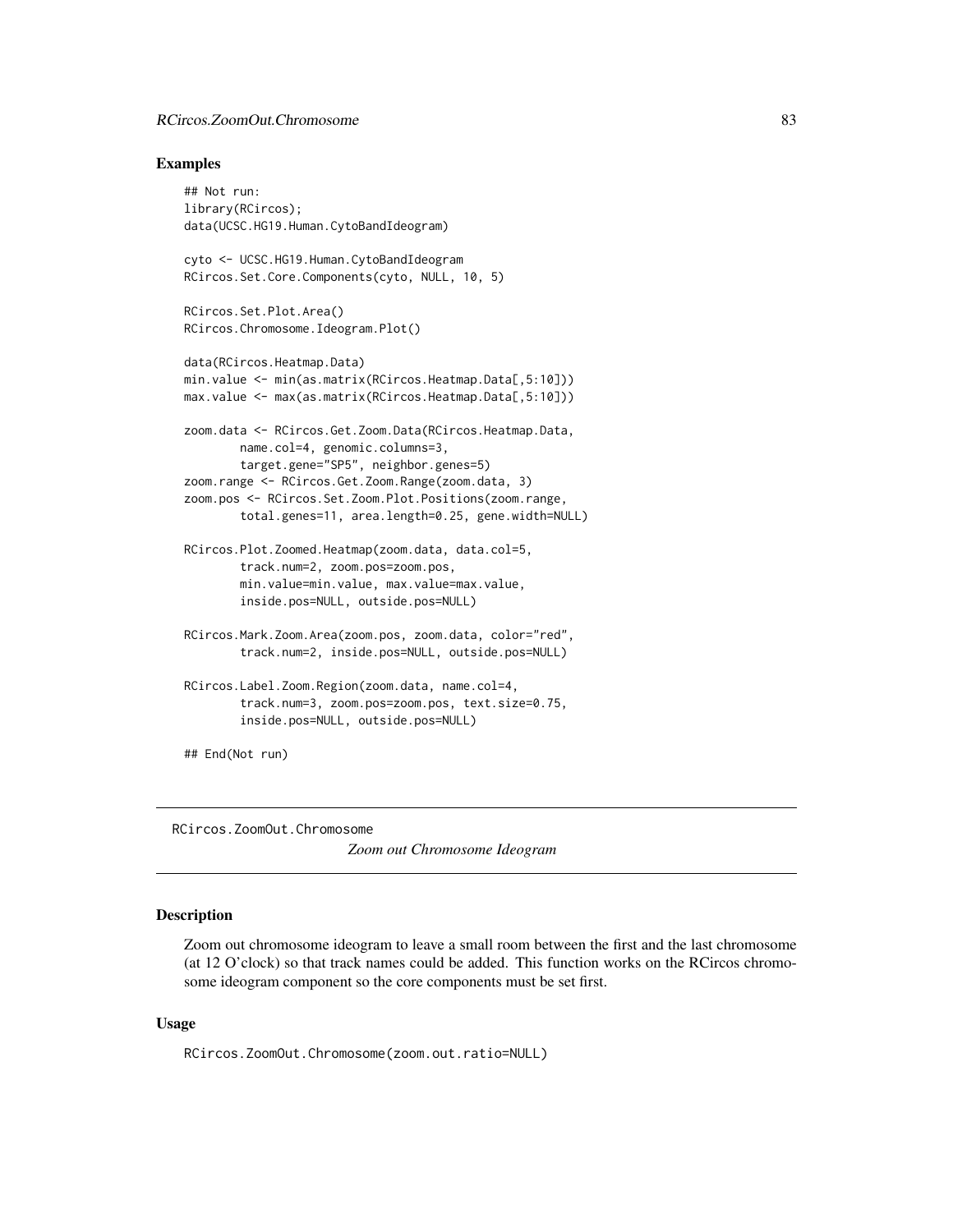## Examples

```
## Not run:
library(RCircos);
data(UCSC.HG19.Human.CytoBandIdeogram)

cyto <- UCSC.HG19.Human.CytoBandIdeogram
RCircos.Set.Core.Components(cyto, NULL, 10, 5)

RCircos.Set.Plot.Area()
RCircos.Chromosome.Ideogram.Plot()

data(RCircos.Heatmap.Data)
min.value <- min(as.matrix(RCircos.Heatmap.Data[,5:10]))
max.value <- max(as.matrix(RCircos.Heatmap.Data[,5:10]))

zoom.data <- RCircos.Get.Zoom.Data(RCircos.Heatmap.Data,
        name.col=4, genomic.columns=3,
        target.gene="SP5", neighbor.genes=5)
zoom.range <- RCircos.Get.Zoom.Range(zoom.data, 3)
zoom.pos <- RCircos.Set.Zoom.Plot.Positions(zoom.range,
        total.genes=11, area.length=0.25, gene.width=NULL)

RCircos.Plot.Zoomed.Heatmap(zoom.data, data.col=5,
        track.num=2, zoom.pos=zoom.pos,
        min.value=min.value, max.value=max.value,
        inside.pos=NULL, outside.pos=NULL)

RCircos.Mark.Zoom.Area(zoom.pos, zoom.data, color="red",
        track.num=2, inside.pos=NULL, outside.pos=NULL)

RCircos.Label.Zoom.Region(zoom.data, name.col=4,
        track.num=3, zoom.pos=zoom.pos, text.size=0.75,
        inside.pos=NULL, outside.pos=NULL)

## End(Not run)
```

---

`RCircos.ZoomOut.Chromosome` *Zoom out Chromosome Ideogram*

---

## Description

Zoom out chromosome ideogram to leave a small room between the first and the last chromosome (at 12 O'clock) so that track names could be added. This function works on the RCircos chromosome ideogram component so the core components must be set first.

## Usage

```
RCircos.ZoomOut.Chromosome(zoom.out.ratio=NULL)
```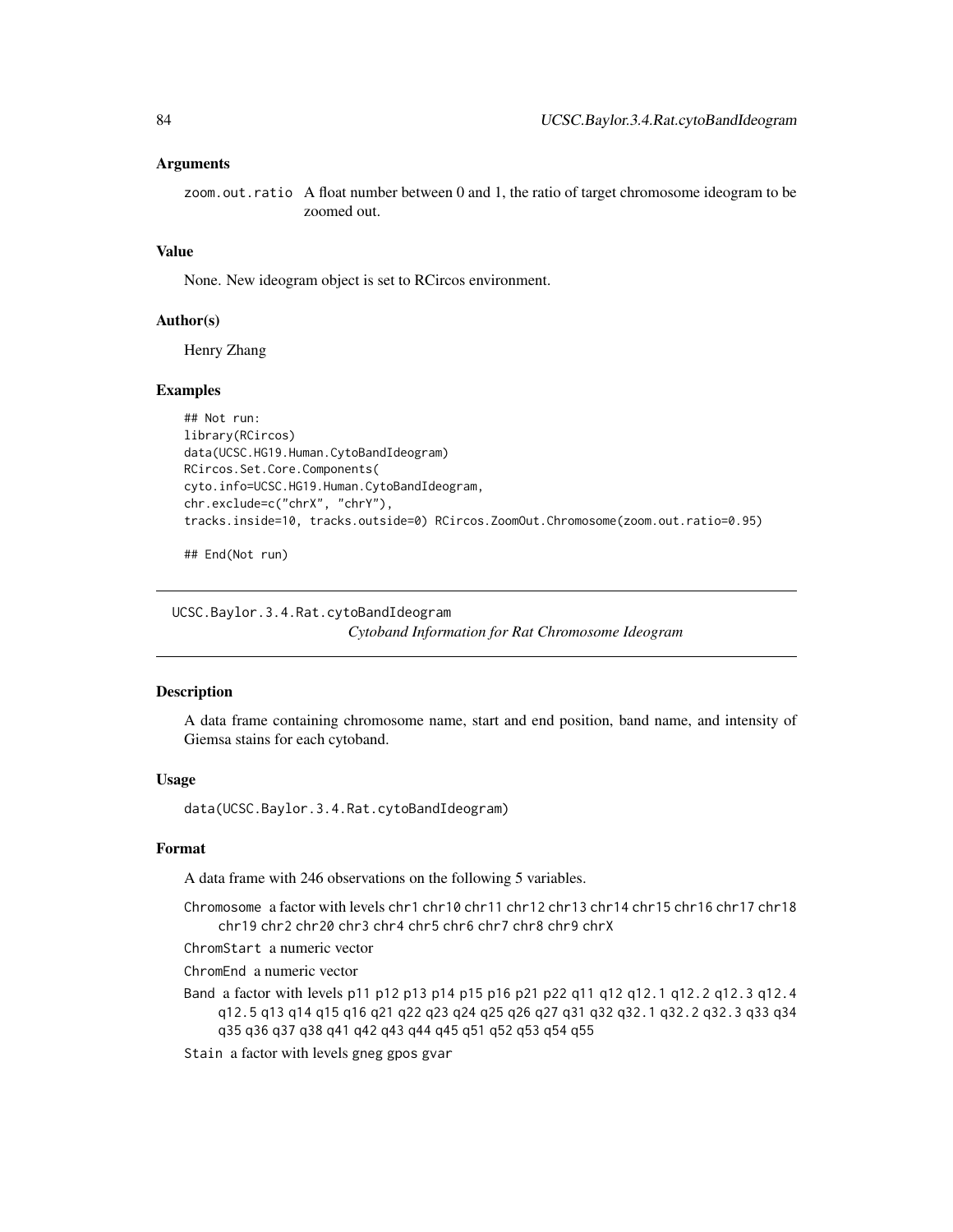### Arguments

zoom.out.ratio A float number between 0 and 1, the ratio of target chromosome ideogram to be zoomed out.

### Value

None. New ideogram object is set to RCircos environment.

### Author(s)

Henry Zhang

### Examples

```
## Not run:
library(RCircos)
data(UCSC.HG19.Human.CytoBandIdeogram)
RCircos.Set.Core.Components(
cyto.info=UCSC.HG19.Human.CytoBandIdeogram,
chr.exclude=c("chrX", "chrY"),
tracks.inside=10, tracks.outside=0) RCircos.ZoomOut.Chromosome(zoom.out.ratio=0.95)

## End(Not run)
```

---

## UCSC.Baylor.3.4.Rat.cytoBandIdeogram
*Cytoband Information for Rat Chromosome Ideogram*

---

### Description

A data frame containing chromosome name, start and end position, band name, and intensity of Giemsa stains for each cytoband.

### Usage

```
data(UCSC.Baylor.3.4.Rat.cytoBandIdeogram)
```

### Format

A data frame with 246 observations on the following 5 variables.

Chromosome a factor with levels chr1 chr10 chr11 chr12 chr13 chr14 chr15 chr16 chr17 chr18 chr19 chr2 chr20 chr3 chr4 chr5 chr6 chr7 chr8 chr9 chrX

ChromStart a numeric vector

ChromEnd a numeric vector

Band a factor with levels p11 p12 p13 p14 p15 p16 p21 p22 q11 q12 q12.1 q12.2 q12.3 q12.4 q12.5 q13 q14 q15 q16 q21 q22 q23 q24 q25 q26 q27 q31 q32 q32.1 q32.2 q32.3 q33 q34 q35 q36 q37 q38 q41 q42 q43 q44 q45 q51 q52 q53 q54 q55

Stain a factor with levels gneg gpos gvar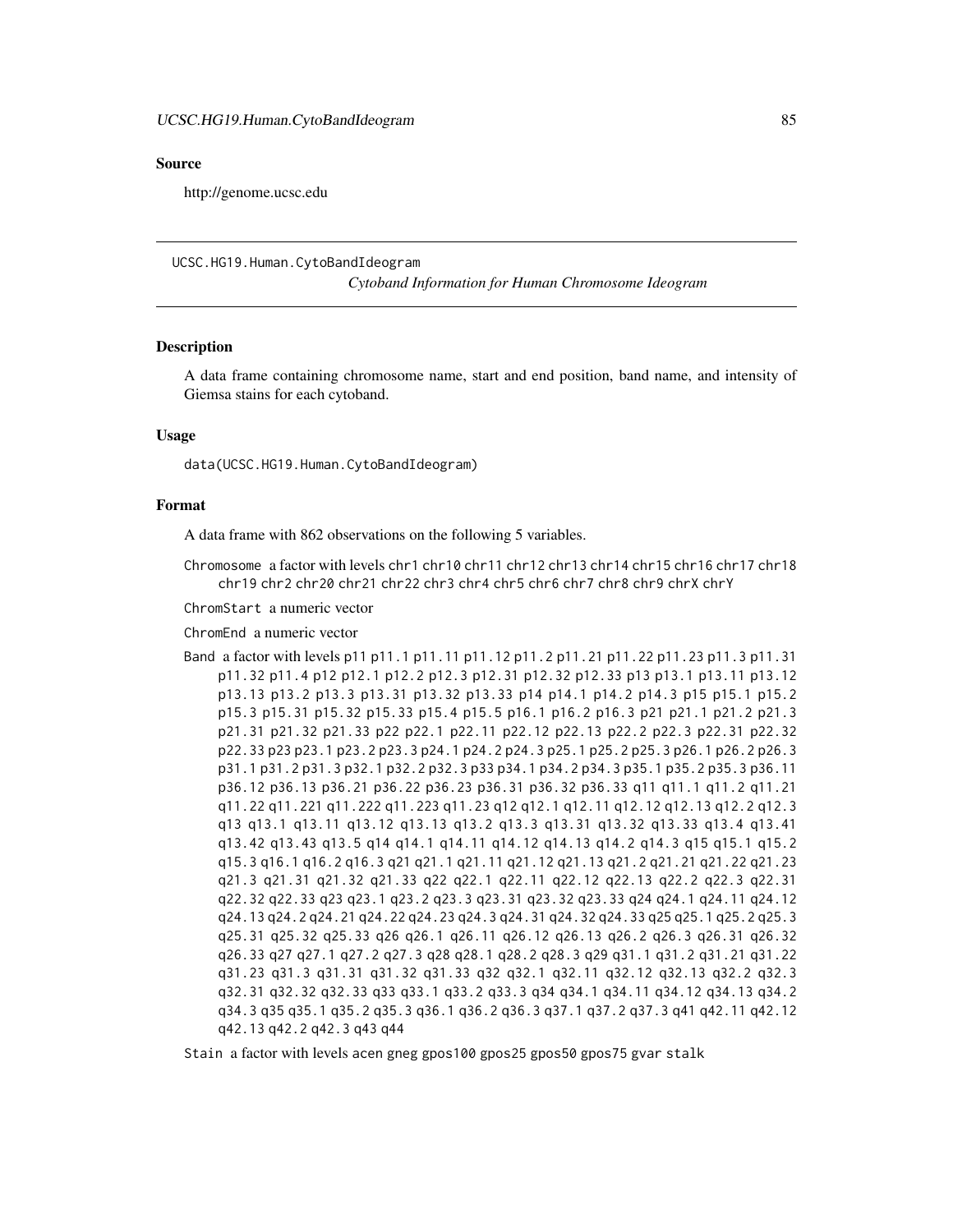## Source

http://genome.ucsc.edu

---

UCSC.HG19.Human.CytoBandIdeogram
*Cytoband Information for Human Chromosome Ideogram*

---

### Description

A data frame containing chromosome name, start and end position, band name, and intensity of Giemsa stains for each cytoband.

### Usage

```
data(UCSC.HG19.Human.CytoBandIdeogram)
```

### Format

A data frame with 862 observations on the following 5 variables.

`Chromosome` a factor with levels `chr1` `chr10` `chr11` `chr12` `chr13` `chr14` `chr15` `chr16` `chr17` `chr18` `chr19` `chr2` `chr20` `chr21` `chr22` `chr3` `chr4` `chr5` `chr6` `chr7` `chr8` `chr9` `chrX` `chrY`

`ChromStart` a numeric vector

`ChromEnd` a numeric vector

`Band` a factor with levels `p11` `p11.1` `p11.11` `p11.12` `p11.2` `p11.21` `p11.22` `p11.23` `p11.3` `p11.31` `p11.32` `p11.4` `p12` `p12.1` `p12.2` `p12.3` `p12.31` `p12.32` `p12.33` `p13` `p13.1` `p13.11` `p13.12` `p13.13` `p13.2` `p13.3` `p13.31` `p13.32` `p13.33` `p14` `p14.1` `p14.2` `p14.3` `p15` `p15.1` `p15.2` `p15.3` `p15.31` `p15.32` `p15.33` `p15.4` `p15.5` `p16.1` `p16.2` `p16.3` `p21` `p21.1` `p21.2` `p21.3` `p21.31` `p21.32` `p21.33` `p22` `p22.1` `p22.11` `p22.12` `p22.13` `p22.2` `p22.3` `p22.31` `p22.32` `p22.33` `p23` `p23.1` `p23.2` `p23.3` `p24.1` `p24.2` `p24.3` `p25.1` `p25.2` `p25.3` `p26.1` `p26.2` `p26.3` `p31.1` `p31.2` `p31.3` `p32.1` `p32.2` `p32.3` `p33` `p34.1` `p34.2` `p34.3` `p35.1` `p35.2` `p35.3` `p36.11` `p36.12` `p36.13` `p36.21` `p36.22` `p36.23` `p36.31` `p36.32` `p36.33` `q11` `q11.1` `q11.2` `q11.21` `q11.22` `q11.221` `q11.222` `q11.223` `q11.23` `q12` `q12.1` `q12.11` `q12.12` `q12.13` `q12.2` `q12.3` `q13` `q13.1` `q13.11` `q13.12` `q13.13` `q13.2` `q13.3` `q13.31` `q13.32` `q13.33` `q13.4` `q13.41` `q13.42` `q13.43` `q13.5` `q14` `q14.1` `q14.11` `q14.12` `q14.13` `q14.2` `q14.3` `q15` `q15.1` `q15.2` `q15.3` `q16.1` `q16.2` `q16.3` `q21` `q21.1` `q21.11` `q21.12` `q21.13` `q21.2` `q21.21` `q21.22` `q21.23` `q21.3` `q21.31` `q21.32` `q21.33` `q22` `q22.1` `q22.11` `q22.12` `q22.13` `q22.2` `q22.3` `q22.31` `q22.32` `q22.33` `q23` `q23.1` `q23.2` `q23.3` `q23.31` `q23.32` `q23.33` `q24` `q24.1` `q24.11` `q24.12` `q24.13` `q24.2` `q24.21` `q24.22` `q24.23` `q24.3` `q24.31` `q24.32` `q24.33` `q25` `q25.1` `q25.2` `q25.3` `q25.31` `q25.32` `q25.33` `q26` `q26.1` `q26.11` `q26.12` `q26.13` `q26.2` `q26.3` `q26.31` `q26.32` `q26.33` `q27` `q27.1` `q27.2` `q27.3` `q28` `q28.1` `q28.2` `q28.3` `q29` `q31.1` `q31.2` `q31.21` `q31.22` `q31.23` `q31.3` `q31.31` `q31.32` `q31.33` `q32` `q32.1` `q32.11` `q32.12` `q32.13` `q32.2` `q32.3` `q32.31` `q32.32` `q32.33` `q33` `q33.1` `q33.2` `q33.3` `q34` `q34.1` `q34.11` `q34.12` `q34.13` `q34.2` `q34.3` `q35` `q35.1` `q35.2` `q35.3` `q36.1` `q36.2` `q36.3` `q37.1` `q37.2` `q37.3` `q41` `q42.11` `q42.12` `q42.13` `q42.2` `q42.3` `q43` `q44`

`Stain` a factor with levels `acen` `gneg` `gpos100` `gpos25` `gpos50` `gpos75` `gvar` `stalk`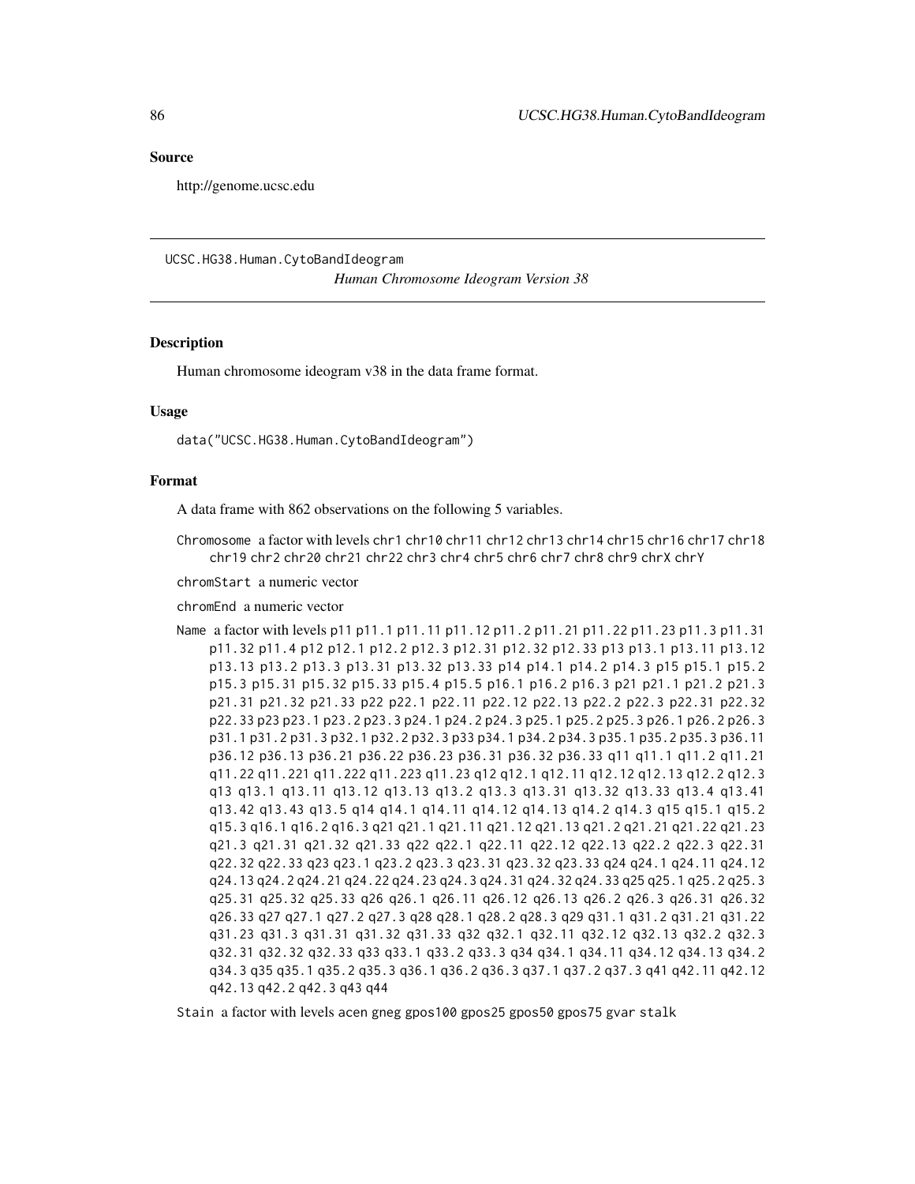### Source

http://genome.ucsc.edu

---

UCSC.HG38.Human.CytoBandIdeogram

*Human Chromosome Ideogram Version 38*

---

### Description

Human chromosome ideogram v38 in the data frame format.

### Usage

```
data("UCSC.HG38.Human.CytoBandIdeogram")
```

### Format

A data frame with 862 observations on the following 5 variables.

`Chromosome` a factor with levels `chr1` `chr10` `chr11` `chr12` `chr13` `chr14` `chr15` `chr16` `chr17` `chr18` `chr19` `chr2` `chr20` `chr21` `chr22` `chr3` `chr4` `chr5` `chr6` `chr7` `chr8` `chr9` `chrX` `chrY`

`chromStart` a numeric vector

`chromEnd` a numeric vector

`Name` a factor with levels `p11` `p11.1` `p11.11` `p11.12` `p11.2` `p11.21` `p11.22` `p11.23` `p11.3` `p11.31` `p11.32` `p11.4` `p12` `p12.1` `p12.2` `p12.3` `p12.31` `p12.32` `p12.33` `p13` `p13.1` `p13.11` `p13.12` `p13.13` `p13.2` `p13.3` `p13.31` `p13.32` `p13.33` `p14` `p14.1` `p14.2` `p14.3` `p15` `p15.1` `p15.2` `p15.3` `p15.31` `p15.32` `p15.33` `p15.4` `p15.5` `p16.1` `p16.2` `p16.3` `p21` `p21.1` `p21.2` `p21.3` `p21.31` `p21.32` `p21.33` `p22` `p22.1` `p22.11` `p22.12` `p22.13` `p22.2` `p22.3` `p22.31` `p22.32` `p22.33` `p23` `p23.1` `p23.2` `p23.3` `p24.1` `p24.2` `p24.3` `p25.1` `p25.2` `p25.3` `p26.1` `p26.2` `p26.3` `p31.1` `p31.2` `p31.3` `p32.1` `p32.2` `p32.3` `p33` `p34.1` `p34.2` `p34.3` `p35.1` `p35.2` `p35.3` `p36.11` `p36.12` `p36.13` `p36.21` `p36.22` `p36.23` `p36.31` `p36.32` `p36.33` `q11` `q11.1` `q11.2` `q11.21` `q11.22` `q11.221` `q11.222` `q11.223` `q11.23` `q12` `q12.1` `q12.11` `q12.12` `q12.13` `q12.2` `q12.3` `q13` `q13.1` `q13.11` `q13.12` `q13.13` `q13.2` `q13.3` `q13.31` `q13.32` `q13.33` `q13.4` `q13.41` `q13.42` `q13.43` `q13.5` `q14` `q14.1` `q14.11` `q14.12` `q14.13` `q14.2` `q14.3` `q15` `q15.1` `q15.2` `q15.3` `q16.1` `q16.2` `q16.3` `q21` `q21.1` `q21.11` `q21.12` `q21.13` `q21.2` `q21.21` `q21.22` `q21.23` `q21.3` `q21.31` `q21.32` `q21.33` `q22` `q22.1` `q22.11` `q22.12` `q22.13` `q22.2` `q22.3` `q22.31` `q22.32` `q22.33` `q23` `q23.1` `q23.2` `q23.3` `q23.31` `q23.32` `q23.33` `q24` `q24.1` `q24.11` `q24.12` `q24.13` `q24.2` `q24.21` `q24.22` `q24.23` `q24.3` `q24.31` `q24.32` `q24.33` `q25` `q25.1` `q25.2` `q25.3` `q25.31` `q25.32` `q25.33` `q26` `q26.1` `q26.11` `q26.12` `q26.13` `q26.2` `q26.3` `q26.31` `q26.32` `q26.33` `q27` `q27.1` `q27.2` `q27.3` `q28` `q28.1` `q28.2` `q28.3` `q29` `q31.1` `q31.2` `q31.21` `q31.22` `q31.23` `q31.3` `q31.31` `q31.32` `q31.33` `q32` `q32.1` `q32.11` `q32.12` `q32.13` `q32.2` `q32.3` `q32.31` `q32.32` `q32.33` `q33` `q33.1` `q33.2` `q33.3` `q34` `q34.1` `q34.11` `q34.12` `q34.13` `q34.2` `q34.3` `q35` `q35.1` `q35.2` `q35.3` `q36.1` `q36.2` `q36.3` `q37.1` `q37.2` `q37.3` `q41` `q42.11` `q42.12` `q42.13` `q42.2` `q42.3` `q43` `q44`

`Stain` a factor with levels `acen` `gneg` `gpos100` `gpos25` `gpos50` `gpos75` `gvar` `stalk`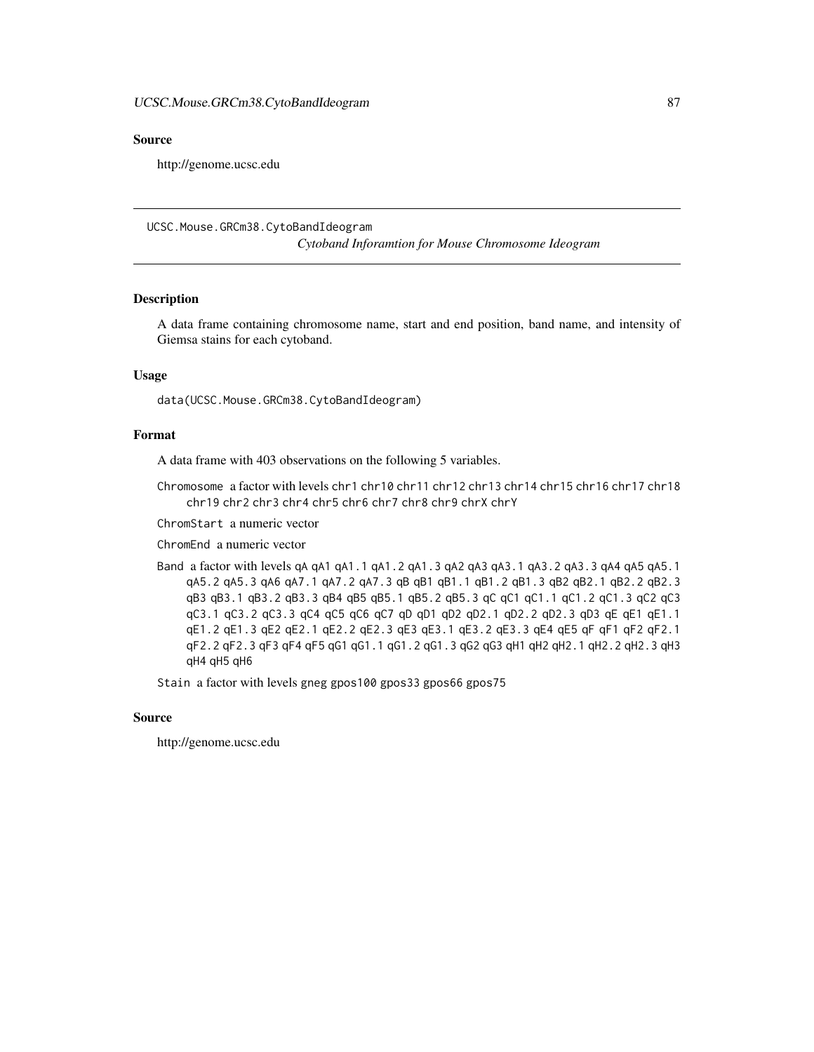## Source

http://genome.ucsc.edu

---

`UCSC.Mouse.GRCm38.CytoBandIdeogram`

*Cytoband Inforamtion for Mouse Chromosome Ideogram*

---

### Description

A data frame containing chromosome name, start and end position, band name, and intensity of Giemsa stains for each cytoband.

### Usage

```
data(UCSC.Mouse.GRCm38.CytoBandIdeogram)
```

### Format

A data frame with 403 observations on the following 5 variables.

`Chromosome` a factor with levels `chr1` `chr10` `chr11` `chr12` `chr13` `chr14` `chr15` `chr16` `chr17` `chr18` `chr19` `chr2` `chr3` `chr4` `chr5` `chr6` `chr7` `chr8` `chr9` `chrX` `chrY`

`ChromStart` a numeric vector

`ChromEnd` a numeric vector

`Band` a factor with levels `qA` `qA1` `qA1.1` `qA1.2` `qA1.3` `qA2` `qA3` `qA3.1` `qA3.2` `qA3.3` `qA4` `qA5` `qA5.1` `qA5.2` `qA5.3` `qA6` `qA7.1` `qA7.2` `qA7.3` `qB` `qB1` `qB1.1` `qB1.2` `qB1.3` `qB2` `qB2.1` `qB2.2` `qB2.3` `qB3` `qB3.1` `qB3.2` `qB3.3` `qB4` `qB5` `qB5.1` `qB5.2` `qB5.3` `qC` `qC1` `qC1.1` `qC1.2` `qC1.3` `qC2` `qC3` `qC3.1` `qC3.2` `qC3.3` `qC4` `qC5` `qC6` `qC7` `qD` `qD1` `qD2` `qD2.1` `qD2.2` `qD2.3` `qD3` `qE` `qE1` `qE1.1` `qE1.2` `qE1.3` `qE2` `qE2.1` `qE2.2` `qE2.3` `qE3` `qE3.1` `qE3.2` `qE3.3` `qE4` `qE5` `qF` `qF1` `qF2` `qF2.1` `qF2.2` `qF2.3` `qF3` `qF4` `qF5` `qG1` `qG1.1` `qG1.2` `qG1.3` `qG2` `qG3` `qH1` `qH2` `qH2.1` `qH2.2` `qH2.3` `qH3` `qH4` `qH5` `qH6`

`Stain` a factor with levels `gneg` `gpos100` `gpos33` `gpos66` `gpos75`

### Source

http://genome.ucsc.edu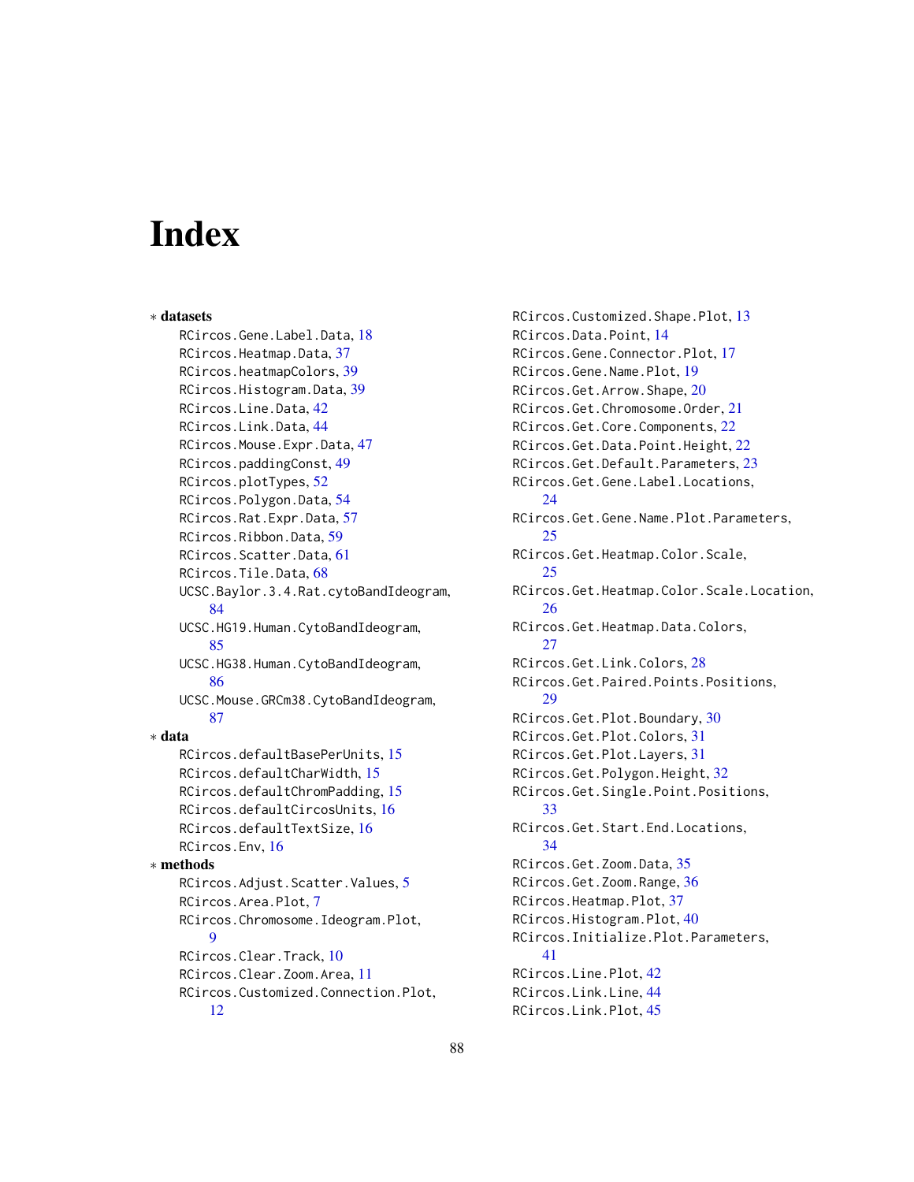# Index

∗ **datasets**

RCircos.Gene.Label.Data, 18
RCircos.Heatmap.Data, 37
RCircos.heatmapColors, 39
RCircos.Histogram.Data, 39
RCircos.Line.Data, 42
RCircos.Link.Data, 44
RCircos.Mouse.Expr.Data, 47
RCircos.paddingConst, 49
RCircos.plotTypes, 52
RCircos.Polygon.Data, 54
RCircos.Rat.Expr.Data, 57
RCircos.Ribbon.Data, 59
RCircos.Scatter.Data, 61
RCircos.Tile.Data, 68
UCSC.Baylor.3.4.Rat.cytoBandIdeogram, 84
UCSC.HG19.Human.CytoBandIdeogram, 85
UCSC.HG38.Human.CytoBandIdeogram, 86
UCSC.Mouse.GRCm38.CytoBandIdeogram, 87

∗ **data**

RCircos.defaultBasePerUnits, 15
RCircos.defaultCharWidth, 15
RCircos.defaultChromPadding, 15
RCircos.defaultCircosUnits, 16
RCircos.defaultTextSize, 16
RCircos.Env, 16

∗ **methods**

RCircos.Adjust.Scatter.Values, 5
RCircos.Area.Plot, 7
RCircos.Chromosome.Ideogram.Plot, 9
RCircos.Clear.Track, 10
RCircos.Clear.Zoom.Area, 11
RCircos.Customized.Connection.Plot, 12
RCircos.Customized.Shape.Plot, 13
RCircos.Data.Point, 14
RCircos.Gene.Connector.Plot, 17
RCircos.Gene.Name.Plot, 19
RCircos.Get.Arrow.Shape, 20
RCircos.Get.Chromosome.Order, 21
RCircos.Get.Core.Components, 22
RCircos.Get.Data.Point.Height, 22
RCircos.Get.Default.Parameters, 23
RCircos.Get.Gene.Label.Locations, 24
RCircos.Get.Gene.Name.Plot.Parameters, 25
RCircos.Get.Heatmap.Color.Scale, 25
RCircos.Get.Heatmap.Color.Scale.Location, 26
RCircos.Get.Heatmap.Data.Colors, 27
RCircos.Get.Link.Colors, 28
RCircos.Get.Paired.Points.Positions, 29
RCircos.Get.Plot.Boundary, 30
RCircos.Get.Plot.Colors, 31
RCircos.Get.Plot.Layers, 31
RCircos.Get.Polygon.Height, 32
RCircos.Get.Single.Point.Positions, 33
RCircos.Get.Start.End.Locations, 34
RCircos.Get.Zoom.Data, 35
RCircos.Get.Zoom.Range, 36
RCircos.Heatmap.Plot, 37
RCircos.Histogram.Plot, 40
RCircos.Initialize.Plot.Parameters, 41
RCircos.Line.Plot, 42
RCircos.Link.Line, 44
RCircos.Link.Plot, 45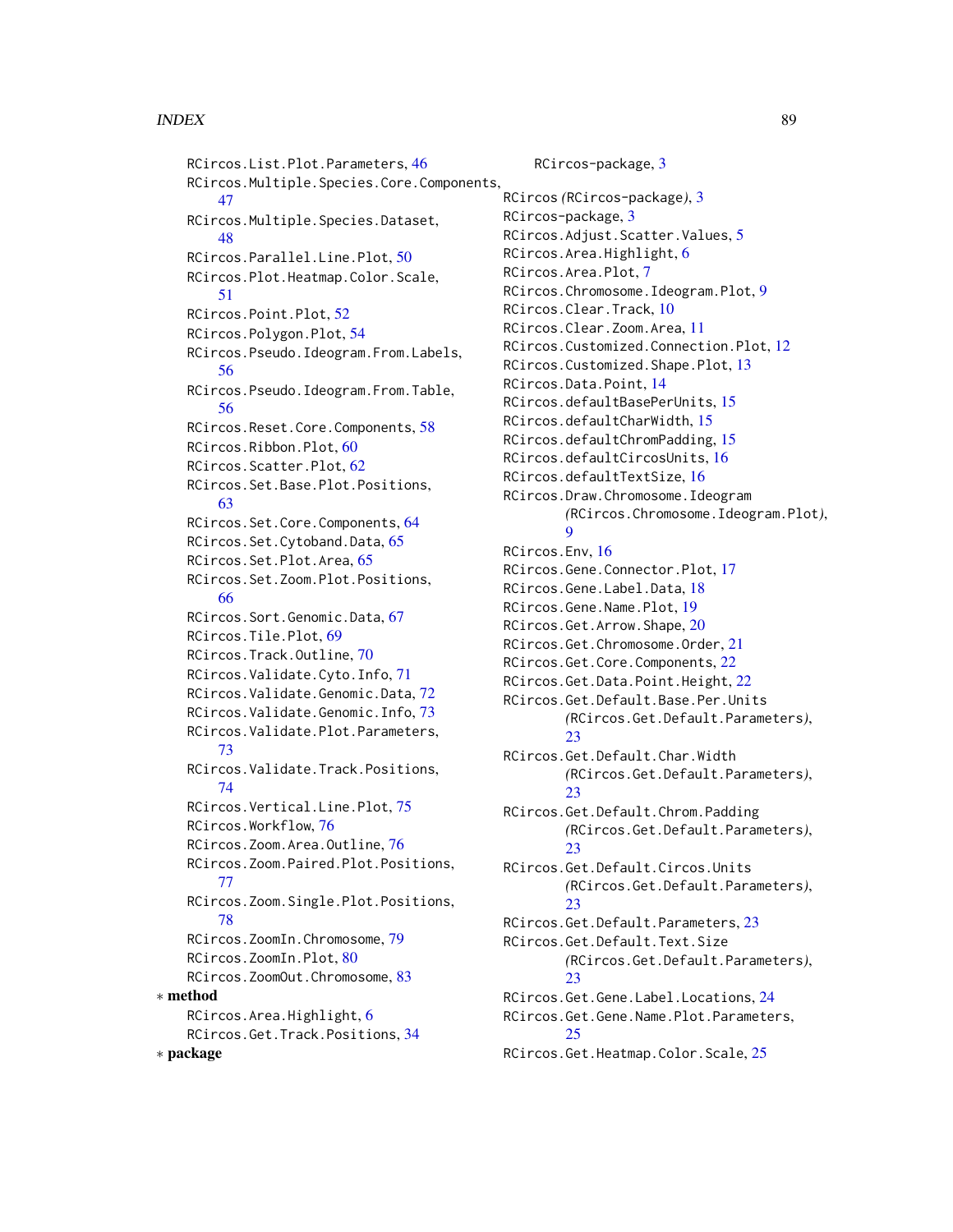RCircos.List.Plot.Parameters, 46
RCircos.Multiple.Species.Core.Components, 47
RCircos.Multiple.Species.Dataset, 48
RCircos.Parallel.Line.Plot, 50
RCircos.Plot.Heatmap.Color.Scale, 51
RCircos.Point.Plot, 52
RCircos.Polygon.Plot, 54
RCircos.Pseudo.Ideogram.From.Labels, 56
RCircos.Pseudo.Ideogram.From.Table, 56
RCircos.Reset.Core.Components, 58
RCircos.Ribbon.Plot, 60
RCircos.Scatter.Plot, 62
RCircos.Set.Base.Plot.Positions, 63
RCircos.Set.Core.Components, 64
RCircos.Set.Cytoband.Data, 65
RCircos.Set.Plot.Area, 65
RCircos.Set.Zoom.Plot.Positions, 66
RCircos.Sort.Genomic.Data, 67
RCircos.Tile.Plot, 69
RCircos.Track.Outline, 70
RCircos.Validate.Cyto.Info, 71
RCircos.Validate.Genomic.Data, 72
RCircos.Validate.Genomic.Info, 73
RCircos.Validate.Plot.Parameters, 73
RCircos.Validate.Track.Positions, 74
RCircos.Vertical.Line.Plot, 75
RCircos.Workflow, 76
RCircos.Zoom.Area.Outline, 76
RCircos.Zoom.Paired.Plot.Positions, 77
RCircos.Zoom.Single.Plot.Positions, 78
RCircos.ZoomIn.Chromosome, 79
RCircos.ZoomIn.Plot, 80
RCircos.ZoomOut.Chromosome, 83

∗ **method**

RCircos.Area.Highlight, 6
RCircos.Get.Track.Positions, 34

∗ **package**

RCircos-package, 3

RCircos *(*RCircos-package*)*, 3
RCircos-package, 3
RCircos.Adjust.Scatter.Values, 5
RCircos.Area.Highlight, 6
RCircos.Area.Plot, 7
RCircos.Chromosome.Ideogram.Plot, 9
RCircos.Clear.Track, 10
RCircos.Clear.Zoom.Area, 11
RCircos.Customized.Connection.Plot, 12
RCircos.Customized.Shape.Plot, 13
RCircos.Data.Point, 14
RCircos.defaultBasePerUnits, 15
RCircos.defaultCharWidth, 15
RCircos.defaultChromPadding, 15
RCircos.defaultCircosUnits, 16
RCircos.defaultTextSize, 16
RCircos.Draw.Chromosome.Ideogram *(*RCircos.Chromosome.Ideogram.Plot*)*, 9
RCircos.Env, 16
RCircos.Gene.Connector.Plot, 17
RCircos.Gene.Label.Data, 18
RCircos.Gene.Name.Plot, 19
RCircos.Get.Arrow.Shape, 20
RCircos.Get.Chromosome.Order, 21
RCircos.Get.Core.Components, 22
RCircos.Get.Data.Point.Height, 22
RCircos.Get.Default.Base.Per.Units *(*RCircos.Get.Default.Parameters*)*, 23
RCircos.Get.Default.Char.Width *(*RCircos.Get.Default.Parameters*)*, 23
RCircos.Get.Default.Chrom.Padding *(*RCircos.Get.Default.Parameters*)*, 23
RCircos.Get.Default.Circos.Units *(*RCircos.Get.Default.Parameters*)*, 23
RCircos.Get.Default.Parameters, 23
RCircos.Get.Default.Text.Size *(*RCircos.Get.Default.Parameters*)*, 23
RCircos.Get.Gene.Label.Locations, 24
RCircos.Get.Gene.Name.Plot.Parameters, 25
RCircos.Get.Heatmap.Color.Scale, 25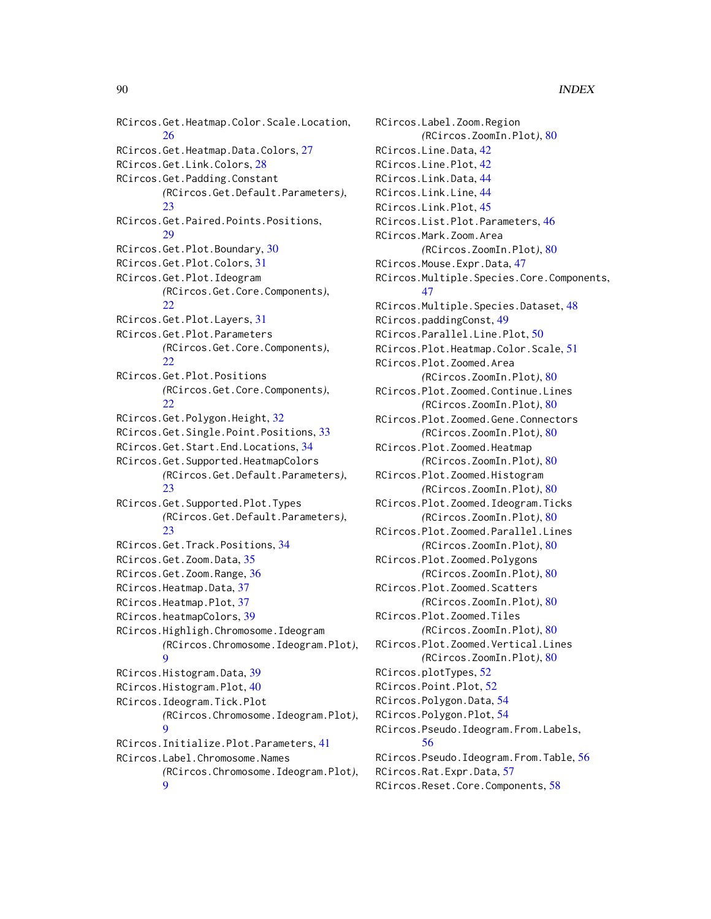RCircos.Get.Heatmap.Color.Scale.Location, 26
RCircos.Get.Heatmap.Data.Colors, 27
RCircos.Get.Link.Colors, 28
RCircos.Get.Padding.Constant (RCircos.Get.Default.Parameters), 23
RCircos.Get.Paired.Points.Positions, 29
RCircos.Get.Plot.Boundary, 30
RCircos.Get.Plot.Colors, 31
RCircos.Get.Plot.Ideogram (RCircos.Get.Core.Components), 22
RCircos.Get.Plot.Layers, 31
RCircos.Get.Plot.Parameters (RCircos.Get.Core.Components), 22
RCircos.Get.Plot.Positions (RCircos.Get.Core.Components), 22
RCircos.Get.Polygon.Height, 32
RCircos.Get.Single.Point.Positions, 33
RCircos.Get.Start.End.Locations, 34
RCircos.Get.Supported.HeatmapColors (RCircos.Get.Default.Parameters), 23
RCircos.Get.Supported.Plot.Types (RCircos.Get.Default.Parameters), 23
RCircos.Get.Track.Positions, 34
RCircos.Get.Zoom.Data, 35
RCircos.Get.Zoom.Range, 36
RCircos.Heatmap.Data, 37
RCircos.Heatmap.Plot, 37
RCircos.heatmapColors, 39
RCircos.Highligh.Chromosome.Ideogram (RCircos.Chromosome.Ideogram.Plot), 9
RCircos.Histogram.Data, 39
RCircos.Histogram.Plot, 40
RCircos.Ideogram.Tick.Plot (RCircos.Chromosome.Ideogram.Plot), 9
RCircos.Initialize.Plot.Parameters, 41
RCircos.Label.Chromosome.Names (RCircos.Chromosome.Ideogram.Plot), 9
RCircos.Label.Zoom.Region (RCircos.ZoomIn.Plot), 80
RCircos.Line.Data, 42
RCircos.Line.Plot, 42
RCircos.Link.Data, 44
RCircos.Link.Line, 44
RCircos.Link.Plot, 45
RCircos.List.Plot.Parameters, 46
RCircos.Mark.Zoom.Area (RCircos.ZoomIn.Plot), 80
RCircos.Mouse.Expr.Data, 47
RCircos.Multiple.Species.Core.Components, 47
RCircos.Multiple.Species.Dataset, 48
RCircos.paddingConst, 49
RCircos.Parallel.Line.Plot, 50
RCircos.Plot.Heatmap.Color.Scale, 51
RCircos.Plot.Zoomed.Area (RCircos.ZoomIn.Plot), 80
RCircos.Plot.Zoomed.Continue.Lines (RCircos.ZoomIn.Plot), 80
RCircos.Plot.Zoomed.Gene.Connectors (RCircos.ZoomIn.Plot), 80
RCircos.Plot.Zoomed.Heatmap (RCircos.ZoomIn.Plot), 80
RCircos.Plot.Zoomed.Histogram (RCircos.ZoomIn.Plot), 80
RCircos.Plot.Zoomed.Ideogram.Ticks (RCircos.ZoomIn.Plot), 80
RCircos.Plot.Zoomed.Parallel.Lines (RCircos.ZoomIn.Plot), 80
RCircos.Plot.Zoomed.Polygons (RCircos.ZoomIn.Plot), 80
RCircos.Plot.Zoomed.Scatters (RCircos.ZoomIn.Plot), 80
RCircos.Plot.Zoomed.Tiles (RCircos.ZoomIn.Plot), 80
RCircos.Plot.Zoomed.Vertical.Lines (RCircos.ZoomIn.Plot), 80
RCircos.plotTypes, 52
RCircos.Point.Plot, 52
RCircos.Polygon.Data, 54
RCircos.Polygon.Plot, 54
RCircos.Pseudo.Ideogram.From.Labels, 56
RCircos.Pseudo.Ideogram.From.Table, 56
RCircos.Rat.Expr.Data, 57
RCircos.Reset.Core.Components, 58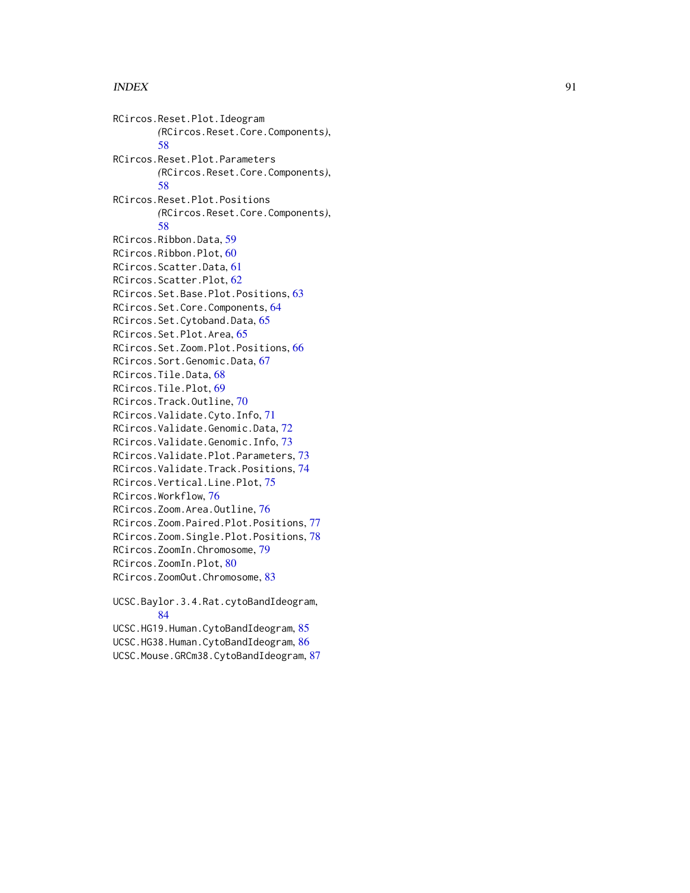RCircos.Reset.Plot.Ideogram
(RCircos.Reset.Core.Components), 58
RCircos.Reset.Plot.Parameters
(RCircos.Reset.Core.Components), 58
RCircos.Reset.Plot.Positions
(RCircos.Reset.Core.Components), 58
RCircos.Ribbon.Data, 59
RCircos.Ribbon.Plot, 60
RCircos.Scatter.Data, 61
RCircos.Scatter.Plot, 62
RCircos.Set.Base.Plot.Positions, 63
RCircos.Set.Core.Components, 64
RCircos.Set.Cytoband.Data, 65
RCircos.Set.Plot.Area, 65
RCircos.Set.Zoom.Plot.Positions, 66
RCircos.Sort.Genomic.Data, 67
RCircos.Tile.Data, 68
RCircos.Tile.Plot, 69
RCircos.Track.Outline, 70
RCircos.Validate.Cyto.Info, 71
RCircos.Validate.Genomic.Data, 72
RCircos.Validate.Genomic.Info, 73
RCircos.Validate.Plot.Parameters, 73
RCircos.Validate.Track.Positions, 74
RCircos.Vertical.Line.Plot, 75
RCircos.Workflow, 76
RCircos.Zoom.Area.Outline, 76
RCircos.Zoom.Paired.Plot.Positions, 77
RCircos.Zoom.Single.Plot.Positions, 78
RCircos.ZoomIn.Chromosome, 79
RCircos.ZoomIn.Plot, 80
RCircos.ZoomOut.Chromosome, 83

UCSC.Baylor.3.4.Rat.cytoBandIdeogram, 84
UCSC.HG19.Human.CytoBandIdeogram, 85
UCSC.HG38.Human.CytoBandIdeogram, 86
UCSC.Mouse.GRCm38.CytoBandIdeogram, 87